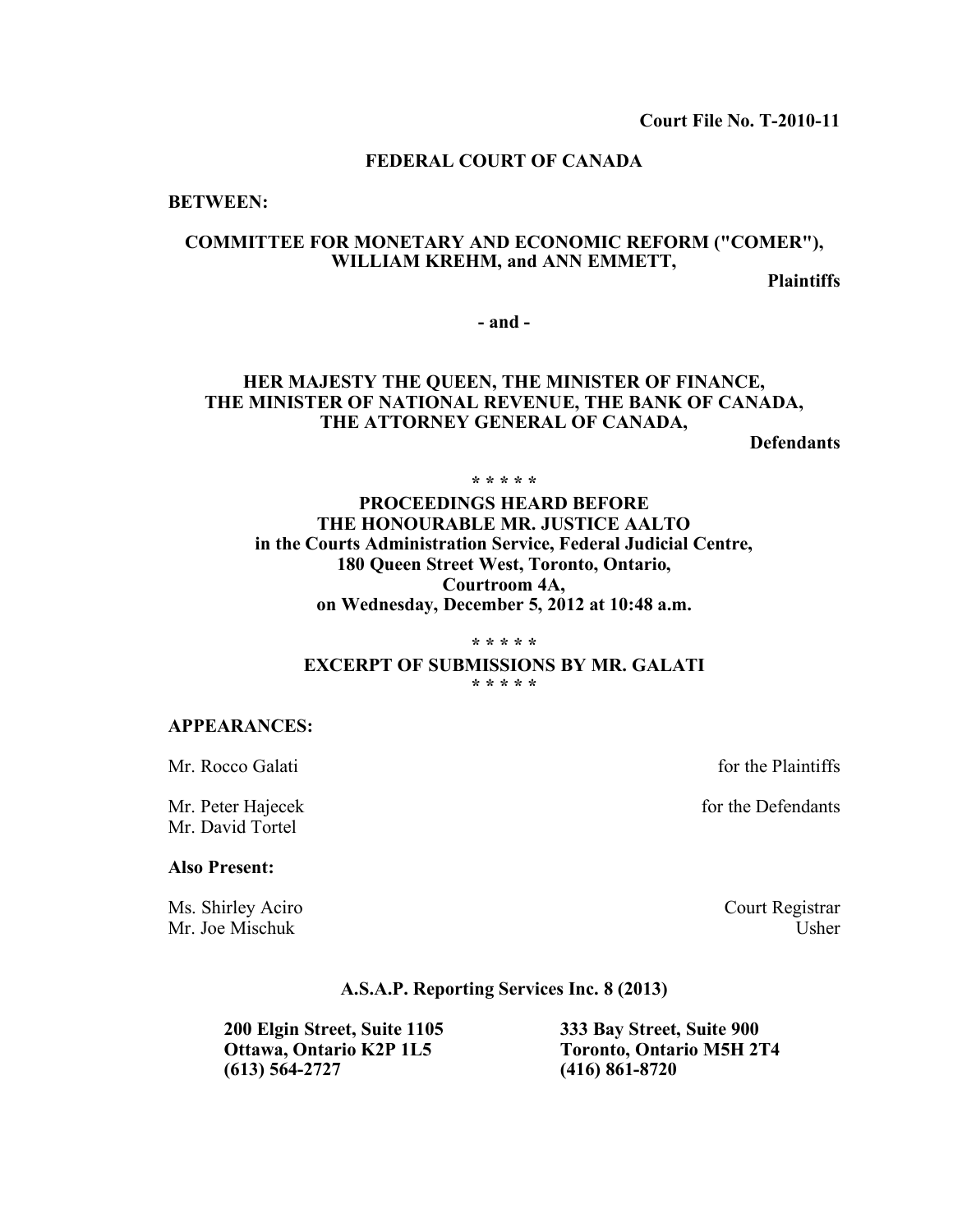**Court File No. T-2010-11**

**FEDERAL COURT OF CANADA**

**BETWEEN:**

**COMMITTEE FOR MONETARY AND ECONOMIC REFORM ("COMER"), WILLIAM KREHM, and ANN EMMETT,**

**Plaintiffs**

**- and -**

**HER MAJESTY THE QUEEN, THE MINISTER OF FINANCE, THE MINISTER OF NATIONAL REVENUE, THE BANK OF CANADA, THE ATTORNEY GENERAL OF CANADA,**

**Defendants**

**\* \* \* \* \***

**PROCEEDINGS HEARD BEFORE THE HONOURABLE MR. JUSTICE AALTO in the Courts Administration Service, Federal Judicial Centre, 180 Queen Street West, Toronto, Ontario, Courtroom 4A, on Wednesday, December 5, 2012 at 10:48 a.m.**

**\* \* \* \* \***

**EXCERPT OF SUBMISSIONS BY MR. GALATI**

**\* \* \* \* \***

**APPEARANCES:**

Mr. Rocco Galati — for the Plaintiffs

Mr. Peter Hajecek — for the Defendants
Mr. David Tortel

**Also Present:**

Ms. Shirley Aciro — Court Registrar
Mr. Joe Mischuk — Usher

**A.S.A.P. Reporting Services Inc. 8 (2013)**

**200 Elgin Street, Suite 1105**
**Ottawa, Ontario K2P 1L5**
**(613) 564-2727**

**333 Bay Street, Suite 900**
**Toronto, Ontario M5H 2T4**
**(416) 861-8720**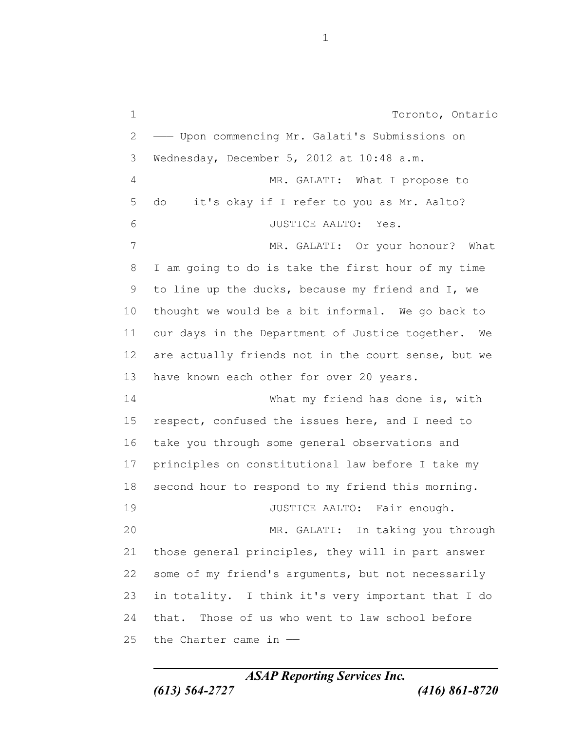Toronto, Ontario

--- Upon commencing Mr. Galati's Submissions on Wednesday, December 5, 2012 at 10:48 a.m.

MR. GALATI: What I propose to do -- it's okay if I refer to you as Mr. Aalto?

JUSTICE AALTO: Yes.

MR. GALATI: Or your honour? What I am going to do is take the first hour of my time to line up the ducks, because my friend and I, we thought we would be a bit informal. We go back to our days in the Department of Justice together. We are actually friends not in the court sense, but we have known each other for over 20 years.

What my friend has done is, with respect, confused the issues here, and I need to take you through some general observations and principles on constitutional law before I take my second hour to respond to my friend this morning.

JUSTICE AALTO: Fair enough.

MR. GALATI: In taking you through those general principles, they will in part answer some of my friend's arguments, but not necessarily in totality. I think it's very important that I do that. Those of us who went to law school before the Charter came in --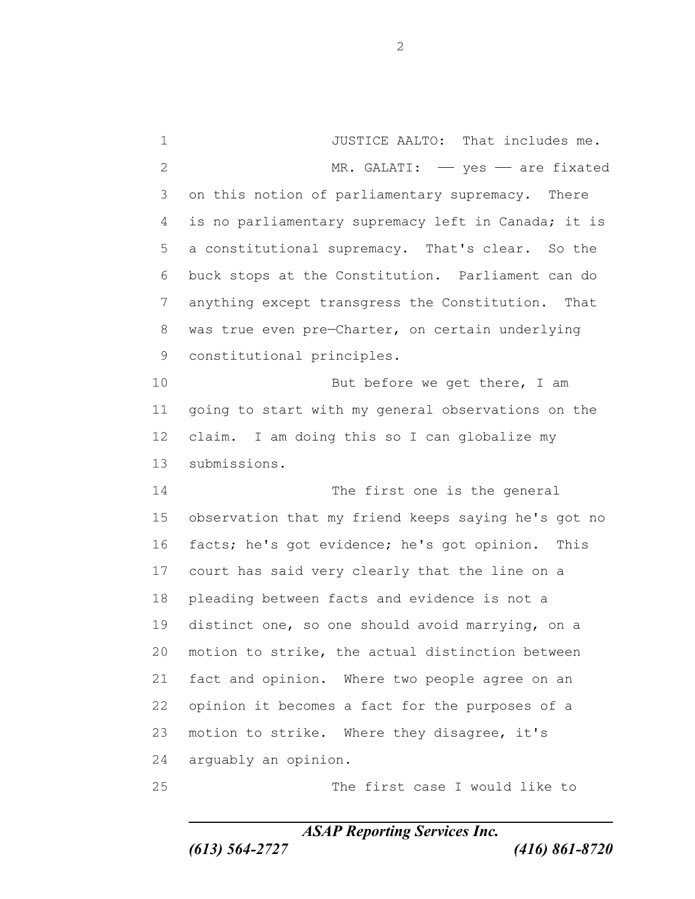JUSTICE AALTO: That includes me.

MR. GALATI: –– yes –– are fixated on this notion of parliamentary supremacy. There is no parliamentary supremacy left in Canada; it is a constitutional supremacy. That's clear. So the buck stops at the Constitution. Parliament can do anything except transgress the Constitution. That was true even pre–Charter, on certain underlying constitutional principles.

But before we get there, I am going to start with my general observations on the claim. I am doing this so I can globalize my submissions.

The first one is the general observation that my friend keeps saying he's got no facts; he's got evidence; he's got opinion. This court has said very clearly that the line on a pleading between facts and evidence is not a distinct one, so one should avoid marrying, on a motion to strike, the actual distinction between fact and opinion. Where two people agree on an opinion it becomes a fact for the purposes of a motion to strike. Where they disagree, it's arguably an opinion.

The first case I would like to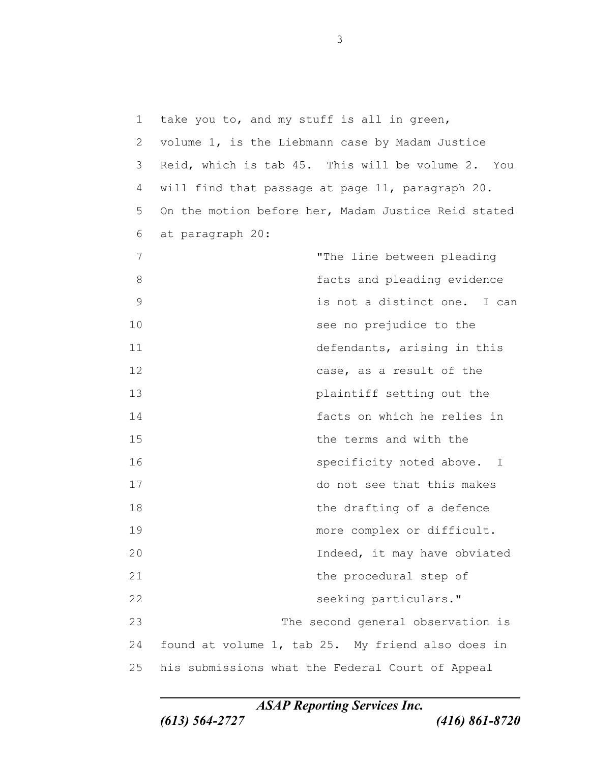take you to, and my stuff is all in green, volume 1, is the Liebmann case by Madam Justice Reid, which is tab 45. This will be volume 2. You will find that passage at page 11, paragraph 20. On the motion before her, Madam Justice Reid stated at paragraph 20:

> "The line between pleading facts and pleading evidence is not a distinct one. I can see no prejudice to the defendants, arising in this case, as a result of the plaintiff setting out the facts on which he relies in the terms and with the specificity noted above. I do not see that this makes the drafting of a defence more complex or difficult. Indeed, it may have obviated the procedural step of seeking particulars."

The second general observation is found at volume 1, tab 25. My friend also does in his submissions what the Federal Court of Appeal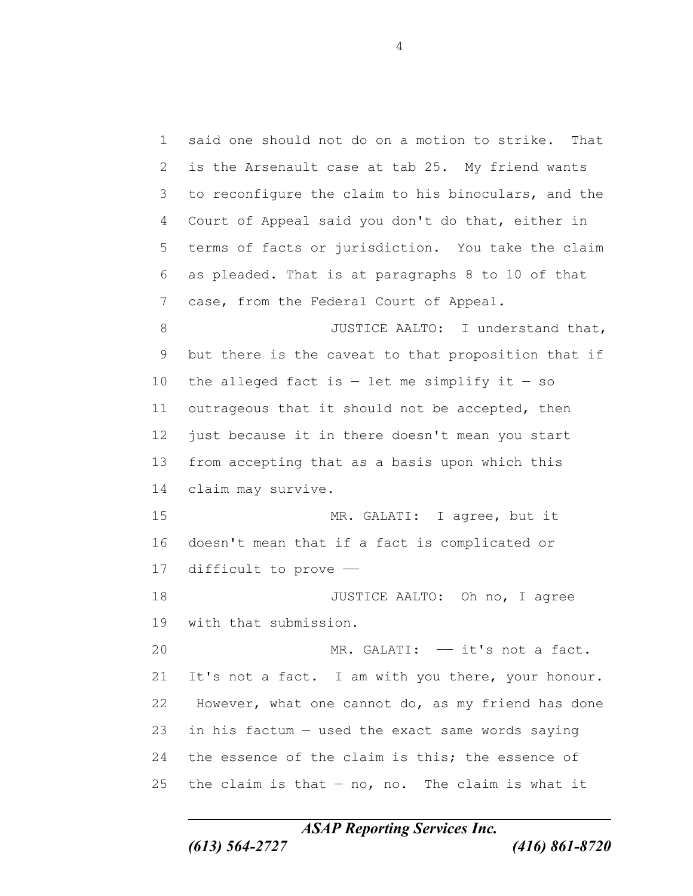said one should not do on a motion to strike. That is the Arsenault case at tab 25. My friend wants to reconfigure the claim to his binoculars, and the Court of Appeal said you don't do that, either in terms of facts or jurisdiction. You take the claim as pleaded. That is at paragraphs 8 to 10 of that case, from the Federal Court of Appeal.

JUSTICE AALTO: I understand that, but there is the caveat to that proposition that if the alleged fact is — let me simplify it — so outrageous that it should not be accepted, then just because it in there doesn't mean you start from accepting that as a basis upon which this claim may survive.

MR. GALATI: I agree, but it doesn't mean that if a fact is complicated or difficult to prove ——

JUSTICE AALTO: Oh no, I agree with that submission.

MR. GALATI: —— it's not a fact. It's not a fact. I am with you there, your honour. However, what one cannot do, as my friend has done in his factum — used the exact same words saying the essence of the claim is this; the essence of the claim is that — no, no. The claim is what it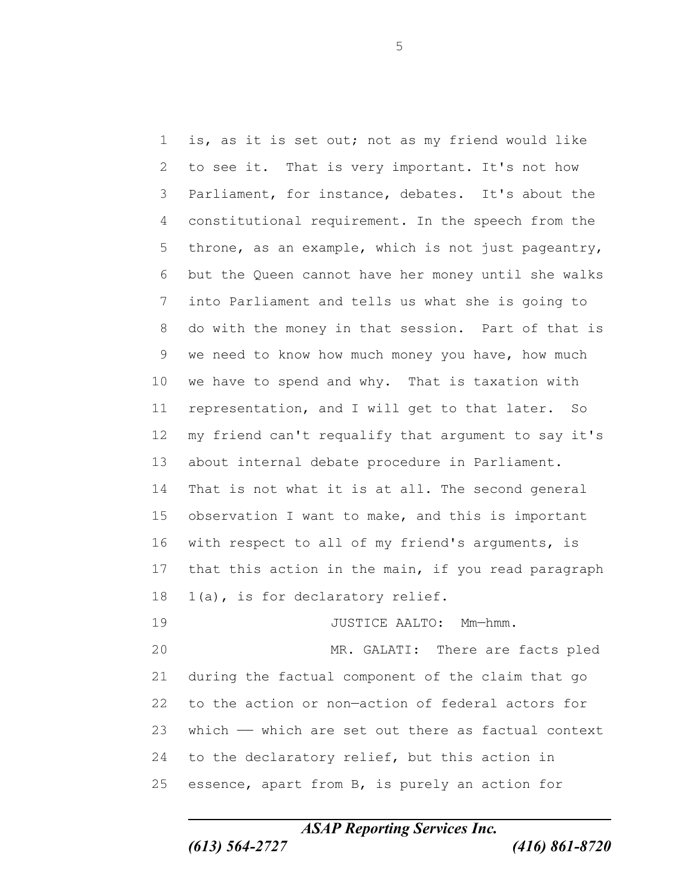is, as it is set out; not as my friend would like to see it. That is very important. It's not how Parliament, for instance, debates. It's about the constitutional requirement. In the speech from the throne, as an example, which is not just pageantry, but the Queen cannot have her money until she walks into Parliament and tells us what she is going to do with the money in that session. Part of that is we need to know how much money you have, how much we have to spend and why. That is taxation with representation, and I will get to that later. So my friend can't requalify that argument to say it's about internal debate procedure in Parliament. That is not what it is at all. The second general observation I want to make, and this is important with respect to all of my friend's arguments, is that this action in the main, if you read paragraph 1(a), is for declaratory relief.

JUSTICE AALTO: Mm—hmm.

MR. GALATI: There are facts pled during the factual component of the claim that go to the action or non—action of federal actors for which —— which are set out there as factual context to the declaratory relief, but this action in essence, apart from B, is purely an action for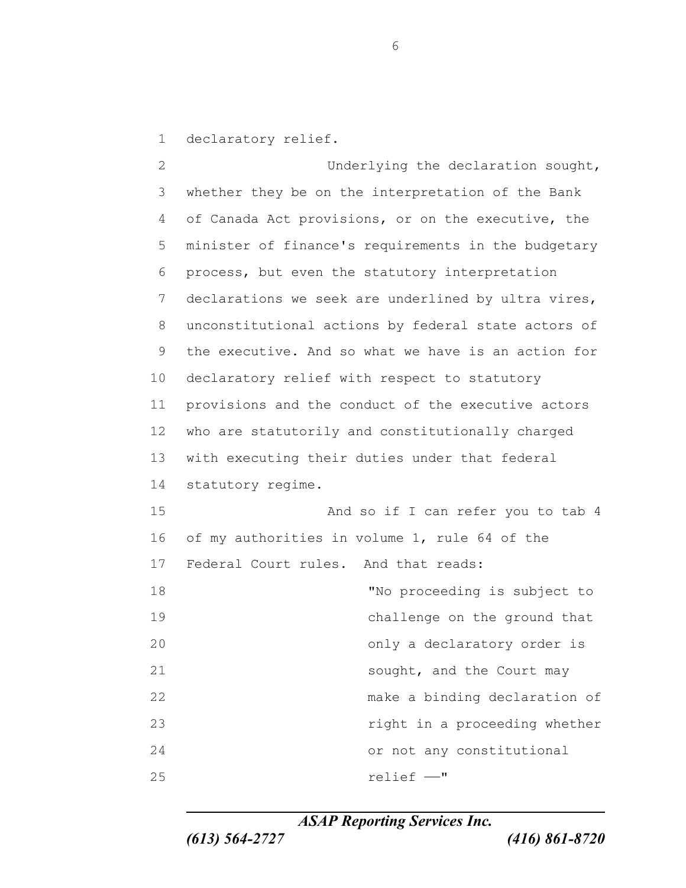declaratory relief.

Underlying the declaration sought, whether they be on the interpretation of the Bank of Canada Act provisions, or on the executive, the minister of finance's requirements in the budgetary process, but even the statutory interpretation declarations we seek are underlined by ultra vires, unconstitutional actions by federal state actors of the executive. And so what we have is an action for declaratory relief with respect to statutory provisions and the conduct of the executive actors who are statutorily and constitutionally charged with executing their duties under that federal statutory regime.

And so if I can refer you to tab 4 of my authorities in volume 1, rule 64 of the Federal Court rules. And that reads:

> "No proceeding is subject to challenge on the ground that only a declaratory order is sought, and the Court may make a binding declaration of right in a proceeding whether or not any constitutional relief —"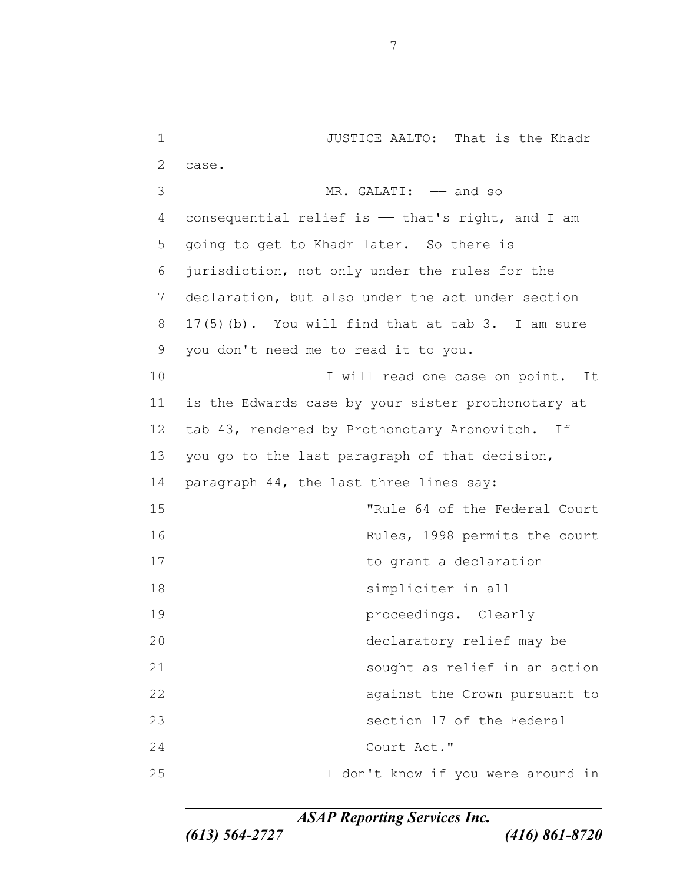JUSTICE AALTO: That is the Khadr case.

MR. GALATI: –– and so consequential relief is –– that's right, and I am going to get to Khadr later. So there is jurisdiction, not only under the rules for the declaration, but also under the act under section 17(5)(b). You will find that at tab 3. I am sure you don't need me to read it to you.

I will read one case on point. It is the Edwards case by your sister prothonotary at tab 43, rendered by Prothonotary Aronovitch. If you go to the last paragraph of that decision, paragraph 44, the last three lines say:

> "Rule 64 of the Federal Court Rules, 1998 permits the court to grant a declaration simpliciter in all proceedings. Clearly declaratory relief may be sought as relief in an action against the Crown pursuant to section 17 of the Federal Court Act."

I don't know if you were around in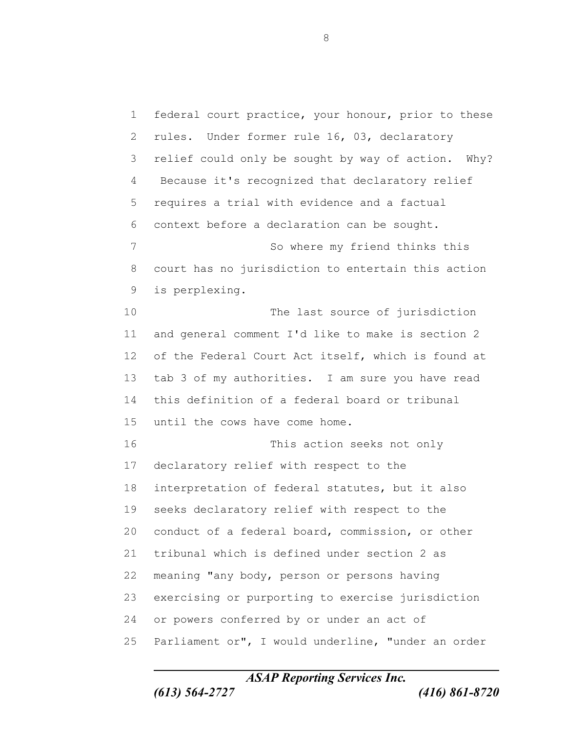federal court practice, your honour, prior to these rules. Under former rule 16, 03, declaratory relief could only be sought by way of action. Why? Because it's recognized that declaratory relief requires a trial with evidence and a factual context before a declaration can be sought.

So where my friend thinks this court has no jurisdiction to entertain this action is perplexing.

The last source of jurisdiction and general comment I'd like to make is section 2 of the Federal Court Act itself, which is found at tab 3 of my authorities. I am sure you have read this definition of a federal board or tribunal until the cows have come home.

This action seeks not only declaratory relief with respect to the interpretation of federal statutes, but it also seeks declaratory relief with respect to the conduct of a federal board, commission, or other tribunal which is defined under section 2 as meaning "any body, person or persons having exercising or purporting to exercise jurisdiction or powers conferred by or under an act of Parliament or", I would underline, "under an order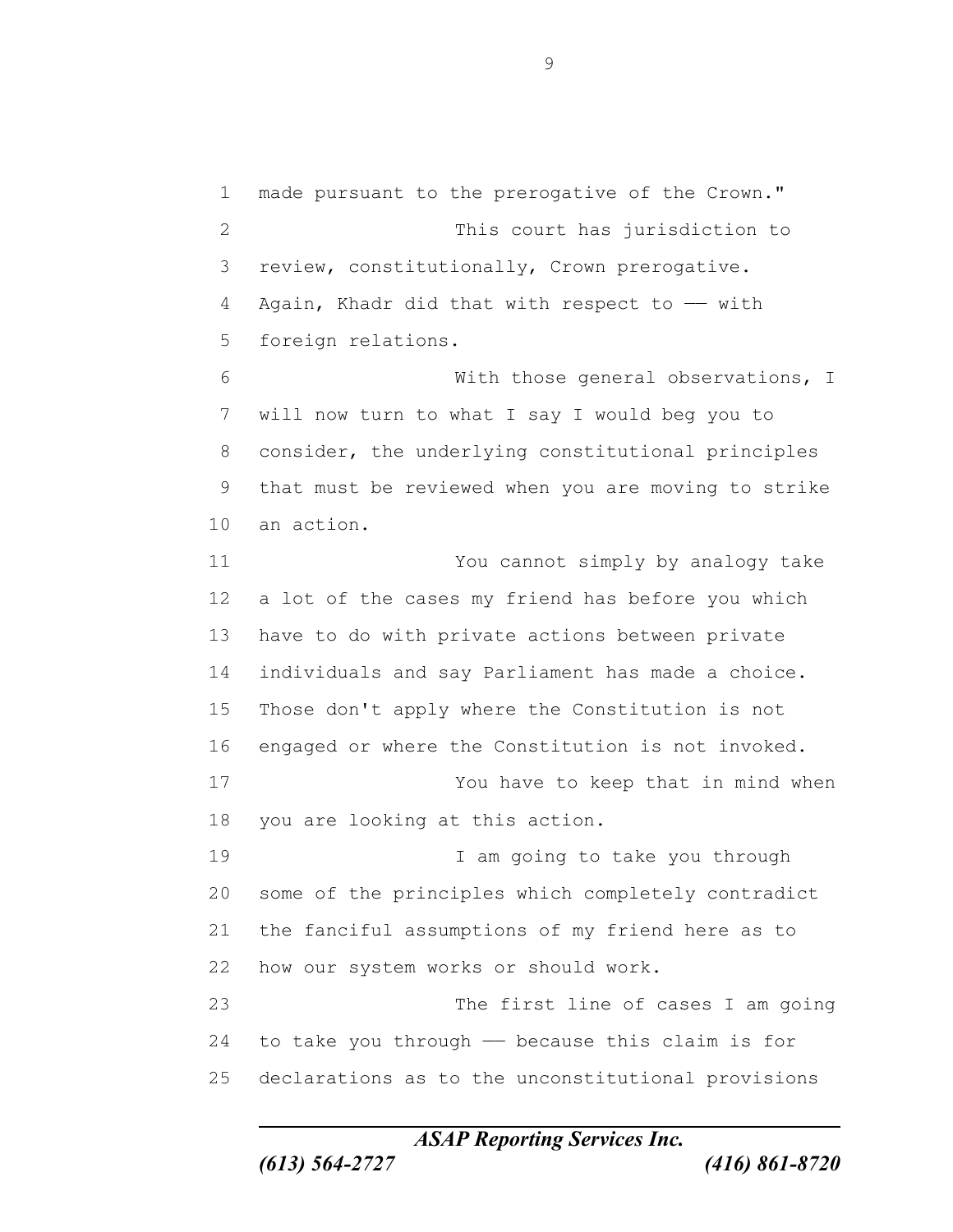made pursuant to the prerogative of the Crown."

This court has jurisdiction to review, constitutionally, Crown prerogative. Again, Khadr did that with respect to –– with foreign relations.

With those general observations, I will now turn to what I say I would beg you to consider, the underlying constitutional principles that must be reviewed when you are moving to strike an action.

You cannot simply by analogy take a lot of the cases my friend has before you which have to do with private actions between private individuals and say Parliament has made a choice. Those don't apply where the Constitution is not engaged or where the Constitution is not invoked.

You have to keep that in mind when you are looking at this action.

I am going to take you through some of the principles which completely contradict the fanciful assumptions of my friend here as to how our system works or should work.

The first line of cases I am going to take you through –– because this claim is for declarations as to the unconstitutional provisions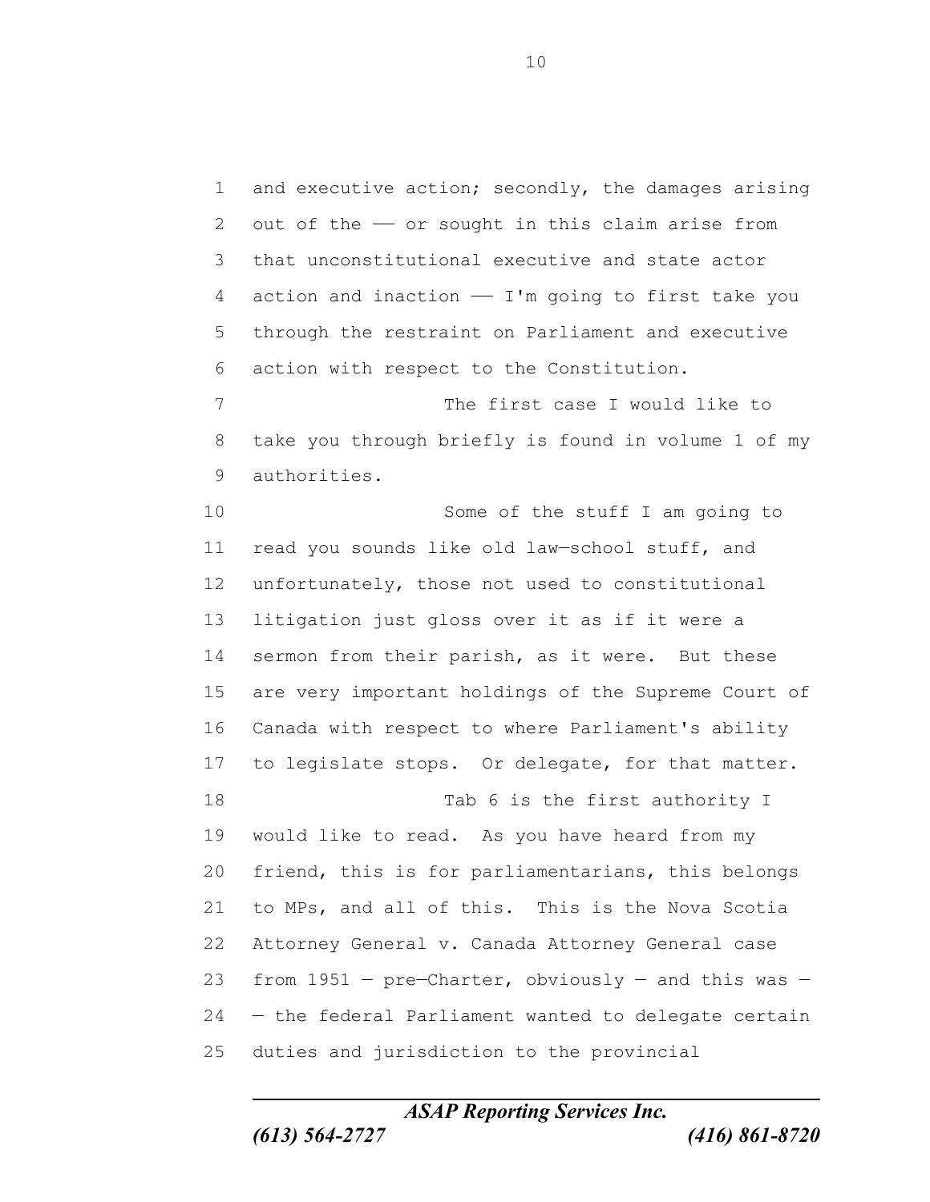and executive action; secondly, the damages arising out of the –– or sought in this claim arise from that unconstitutional executive and state actor action and inaction –– I'm going to first take you through the restraint on Parliament and executive action with respect to the Constitution.

The first case I would like to take you through briefly is found in volume 1 of my authorities.

Some of the stuff I am going to read you sounds like old law–school stuff, and unfortunately, those not used to constitutional litigation just gloss over it as if it were a sermon from their parish, as it were. But these are very important holdings of the Supreme Court of Canada with respect to where Parliament's ability to legislate stops. Or delegate, for that matter.

Tab 6 is the first authority I would like to read. As you have heard from my friend, this is for parliamentarians, this belongs to MPs, and all of this. This is the Nova Scotia Attorney General v. Canada Attorney General case from 1951 – pre–Charter, obviously – and this was – – the federal Parliament wanted to delegate certain duties and jurisdiction to the provincial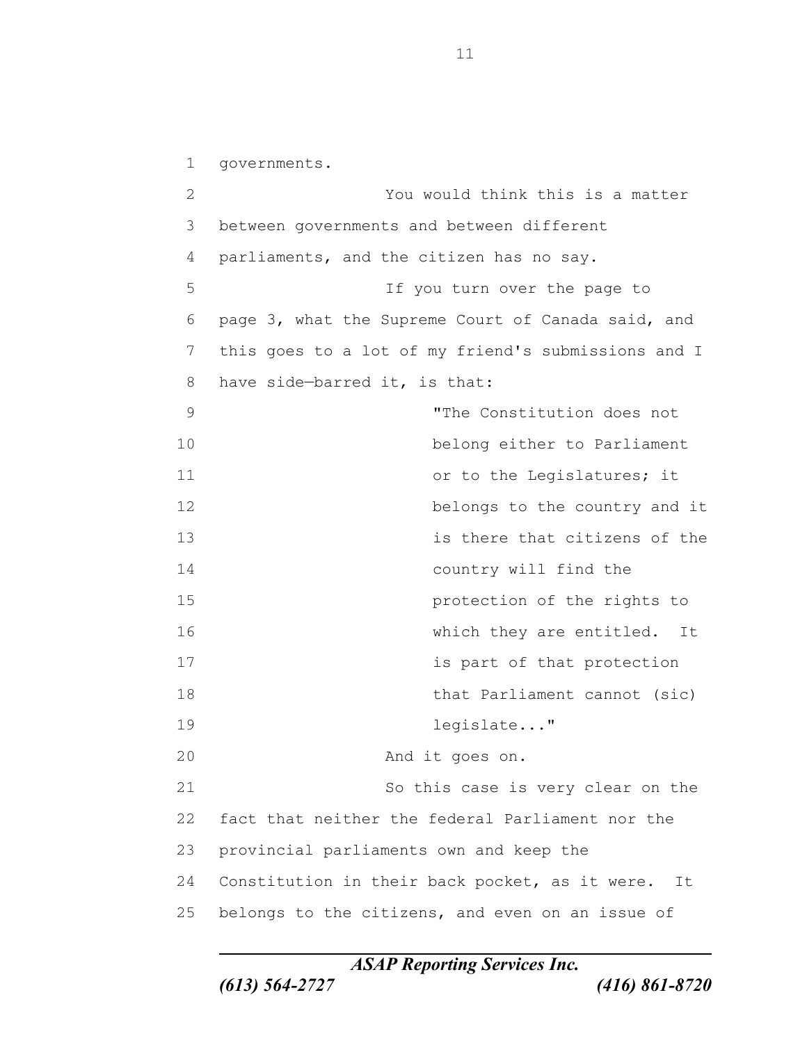governments.

You would think this is a matter between governments and between different parliaments, and the citizen has no say.

If you turn over the page to page 3, what the Supreme Court of Canada said, and this goes to a lot of my friend's submissions and I have side—barred it, is that:

> "The Constitution does not belong either to Parliament or to the Legislatures; it belongs to the country and it is there that citizens of the country will find the protection of the rights to which they are entitled. It is part of that protection that Parliament cannot (sic) legislate..."

And it goes on.

So this case is very clear on the fact that neither the federal Parliament nor the provincial parliaments own and keep the Constitution in their back pocket, as it were. It belongs to the citizens, and even on an issue of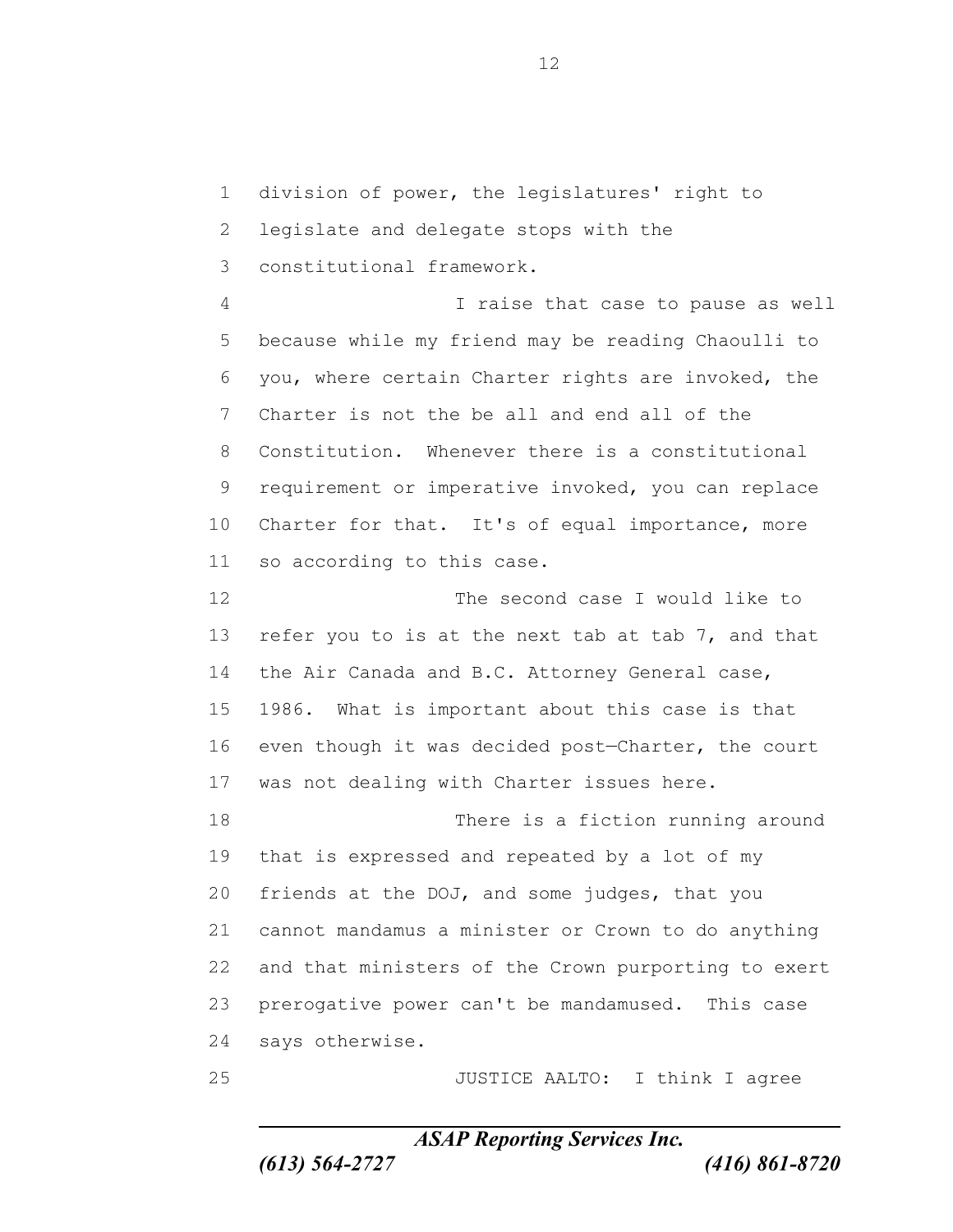division of power, the legislatures' right to legislate and delegate stops with the constitutional framework.

I raise that case to pause as well because while my friend may be reading Chaoulli to you, where certain Charter rights are invoked, the Charter is not the be all and end all of the Constitution. Whenever there is a constitutional requirement or imperative invoked, you can replace Charter for that. It's of equal importance, more so according to this case.

The second case I would like to refer you to is at the next tab at tab 7, and that the Air Canada and B.C. Attorney General case, 1986. What is important about this case is that even though it was decided post—Charter, the court was not dealing with Charter issues here.

There is a fiction running around that is expressed and repeated by a lot of my friends at the DOJ, and some judges, that you cannot mandamus a minister or Crown to do anything and that ministers of the Crown purporting to exert prerogative power can't be mandamused. This case says otherwise.

JUSTICE AALTO: I think I agree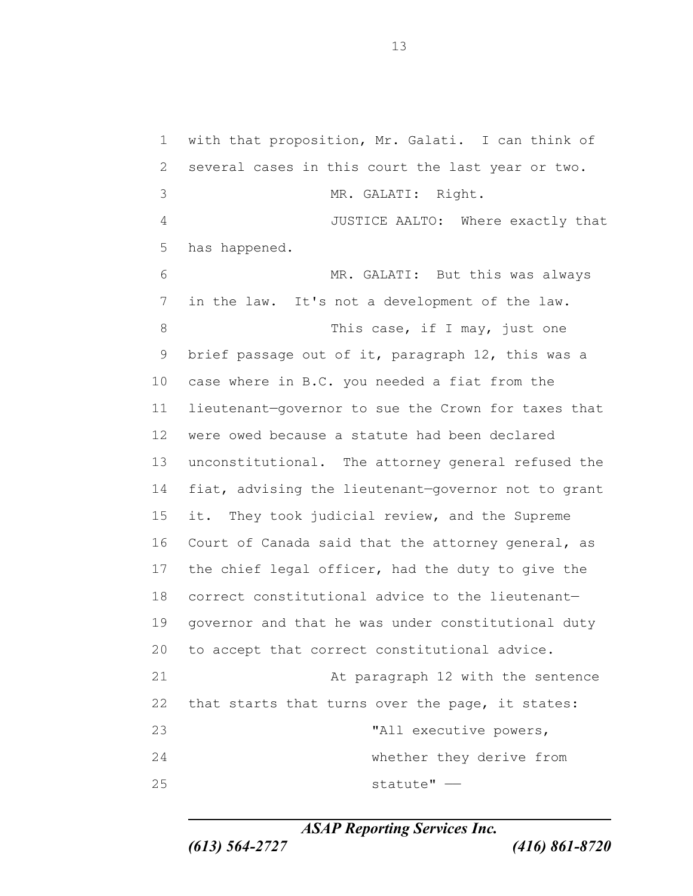with that proposition, Mr. Galati. I can think of several cases in this court the last year or two.

MR. GALATI: Right.

JUSTICE AALTO: Where exactly that has happened.

MR. GALATI: But this was always in the law. It's not a development of the law.

This case, if I may, just one brief passage out of it, paragraph 12, this was a case where in B.C. you needed a fiat from the lieutenant—governor to sue the Crown for taxes that were owed because a statute had been declared unconstitutional. The attorney general refused the fiat, advising the lieutenant—governor not to grant it. They took judicial review, and the Supreme Court of Canada said that the attorney general, as the chief legal officer, had the duty to give the correct constitutional advice to the lieutenant—governor and that he was under constitutional duty to accept that correct constitutional advice.

At paragraph 12 with the sentence that starts that turns over the page, it states:

> "All executive powers, whether they derive from statute" ——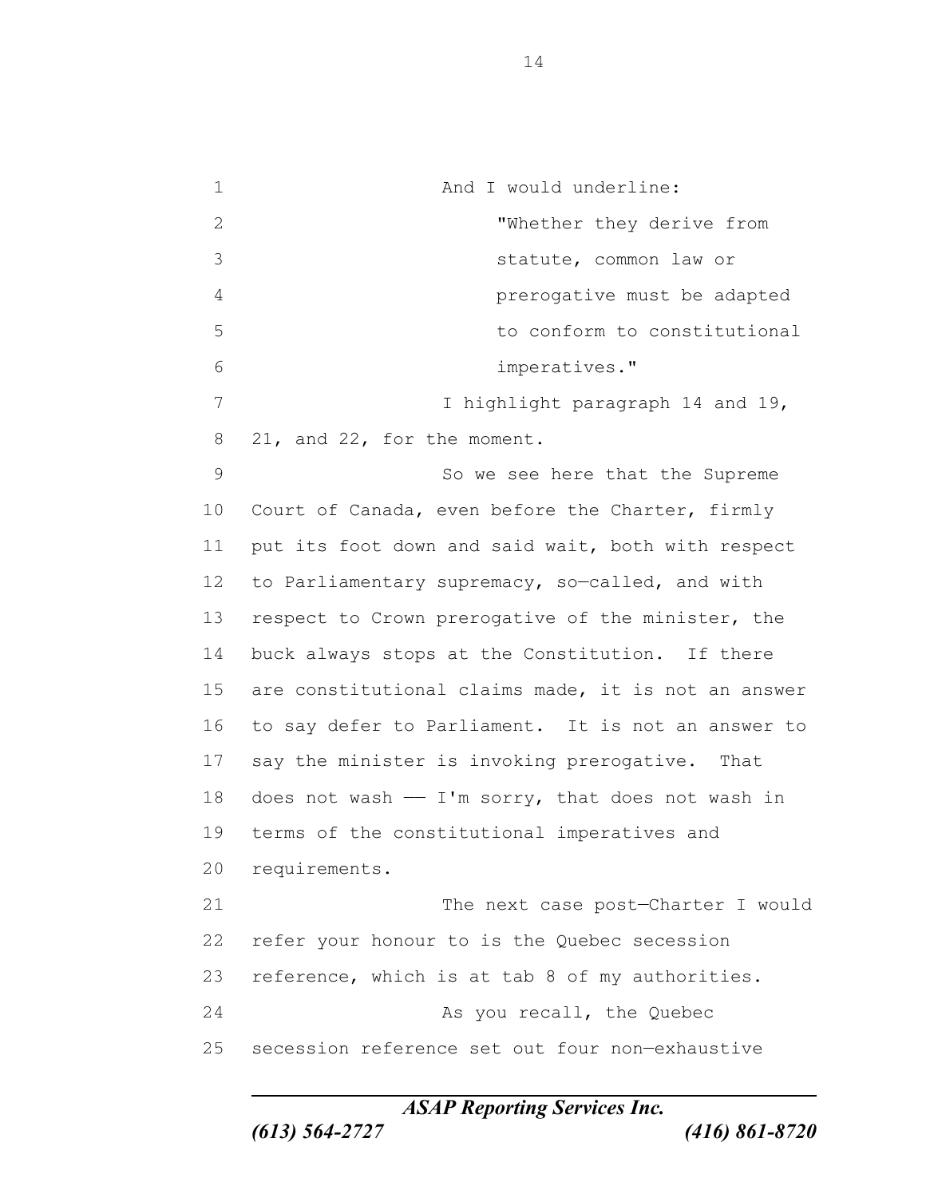And I would underline:

> "Whether they derive from statute, common law or prerogative must be adapted to conform to constitutional imperatives."

I highlight paragraph 14 and 19, 21, and 22, for the moment.

So we see here that the Supreme Court of Canada, even before the Charter, firmly put its foot down and said wait, both with respect to Parliamentary supremacy, so—called, and with respect to Crown prerogative of the minister, the buck always stops at the Constitution. If there are constitutional claims made, it is not an answer to say defer to Parliament. It is not an answer to say the minister is invoking prerogative. That does not wash —— I'm sorry, that does not wash in terms of the constitutional imperatives and requirements.

The next case post—Charter I would refer your honour to is the Quebec secession reference, which is at tab 8 of my authorities.

As you recall, the Quebec secession reference set out four non—exhaustive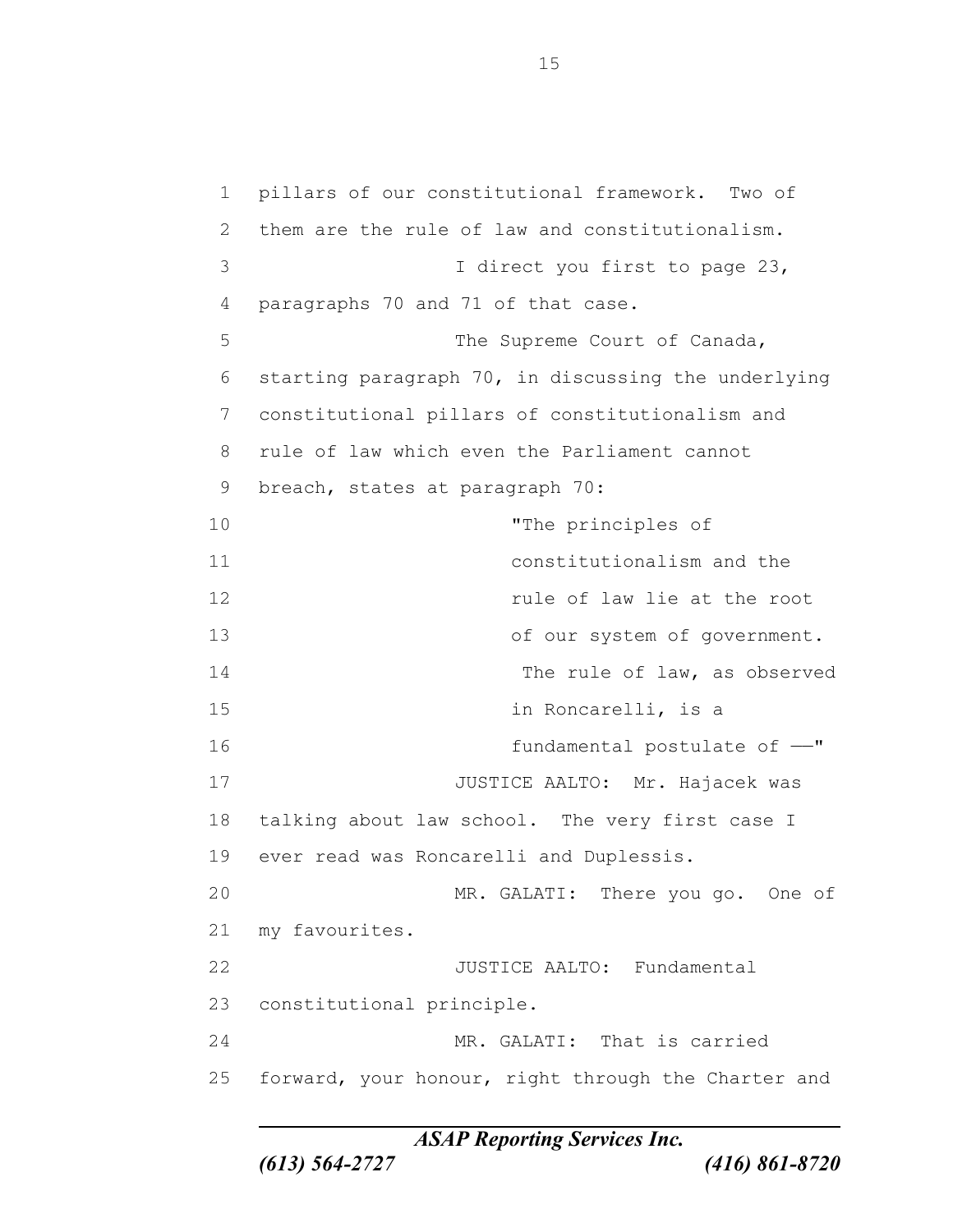pillars of our constitutional framework. Two of them are the rule of law and constitutionalism.

I direct you first to page 23, paragraphs 70 and 71 of that case.

The Supreme Court of Canada, starting paragraph 70, in discussing the underlying constitutional pillars of constitutionalism and rule of law which even the Parliament cannot breach, states at paragraph 70:

> "The principles of constitutionalism and the rule of law lie at the root of our system of government. The rule of law, as observed in Roncarelli, is a fundamental postulate of ——"

JUSTICE AALTO: Mr. Hajacek was talking about law school. The very first case I ever read was Roncarelli and Duplessis.

MR. GALATI: There you go. One of my favourites.

JUSTICE AALTO: Fundamental constitutional principle.

MR. GALATI: That is carried forward, your honour, right through the Charter and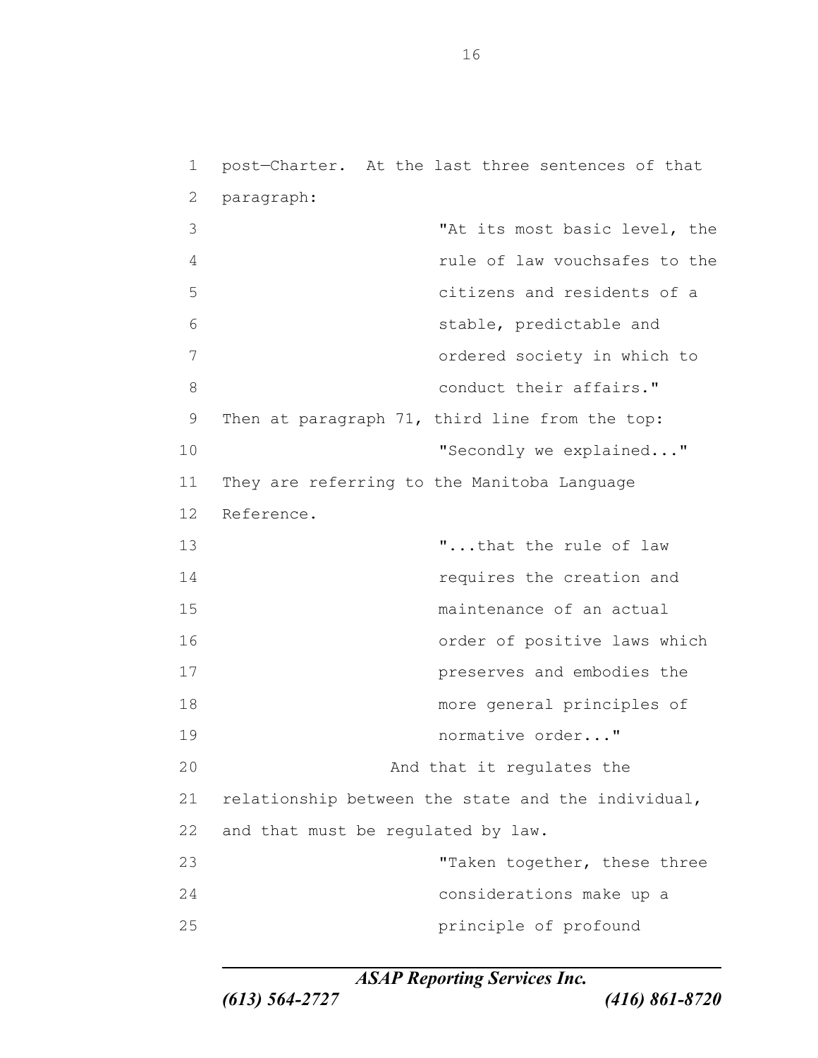post—Charter. At the last three sentences of that paragraph:

> "At its most basic level, the rule of law vouchsafes to the citizens and residents of a stable, predictable and ordered society in which to conduct their affairs."

Then at paragraph 71, third line from the top:

> "Secondly we explained..."

They are referring to the Manitoba Language Reference.

> "...that the rule of law requires the creation and maintenance of an actual order of positive laws which preserves and embodies the more general principles of normative order..."

And that it regulates the relationship between the state and the individual, and that must be regulated by law.

> "Taken together, these three considerations make up a principle of profound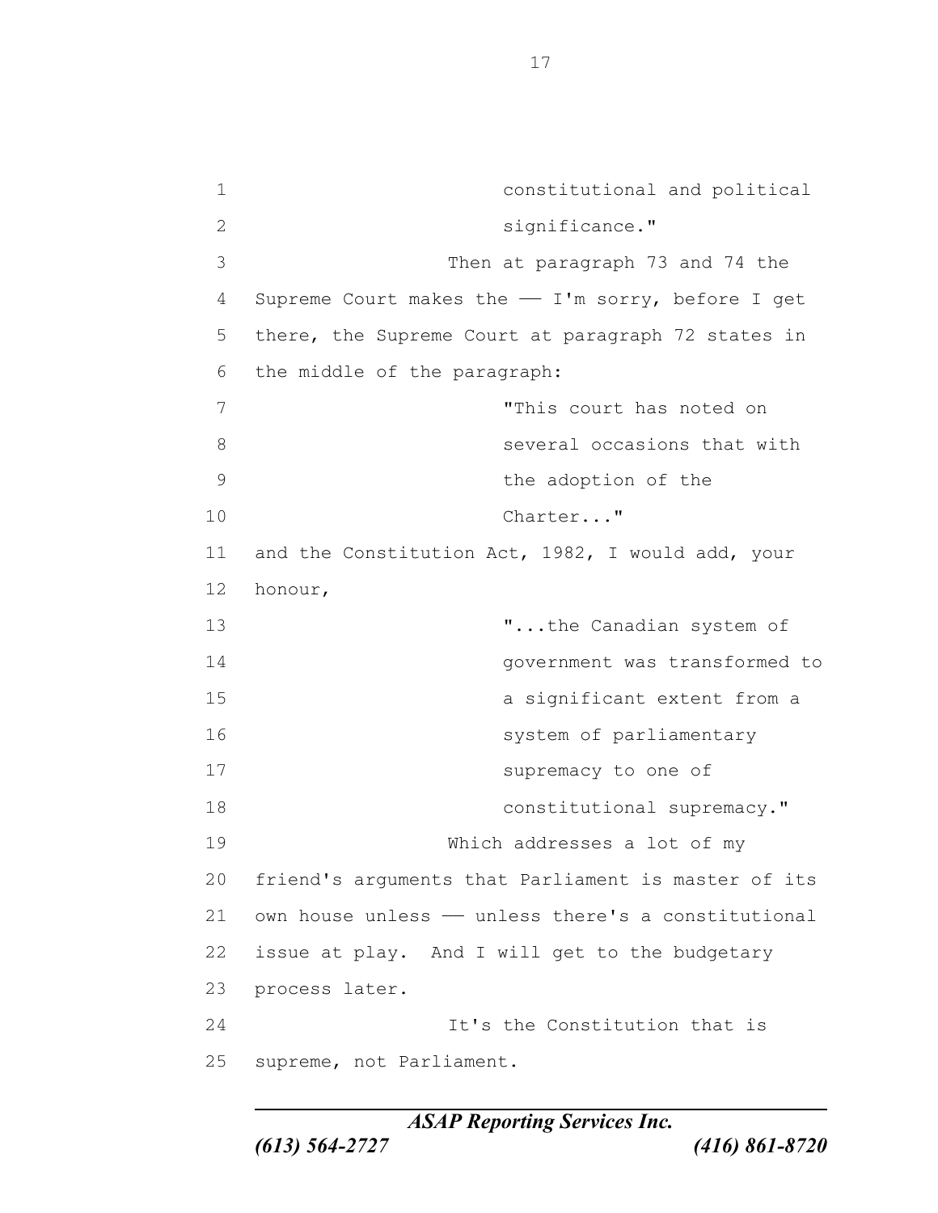> constitutional and political significance."

Then at paragraph 73 and 74 the Supreme Court makes the —— I'm sorry, before I get there, the Supreme Court at paragraph 72 states in the middle of the paragraph:

> "This court has noted on several occasions that with the adoption of the Charter..."

and the Constitution Act, 1982, I would add, your honour,

> "...the Canadian system of government was transformed to a significant extent from a system of parliamentary supremacy to one of constitutional supremacy."

Which addresses a lot of my friend's arguments that Parliament is master of its own house unless —— unless there's a constitutional issue at play. And I will get to the budgetary process later.

It's the Constitution that is supreme, not Parliament.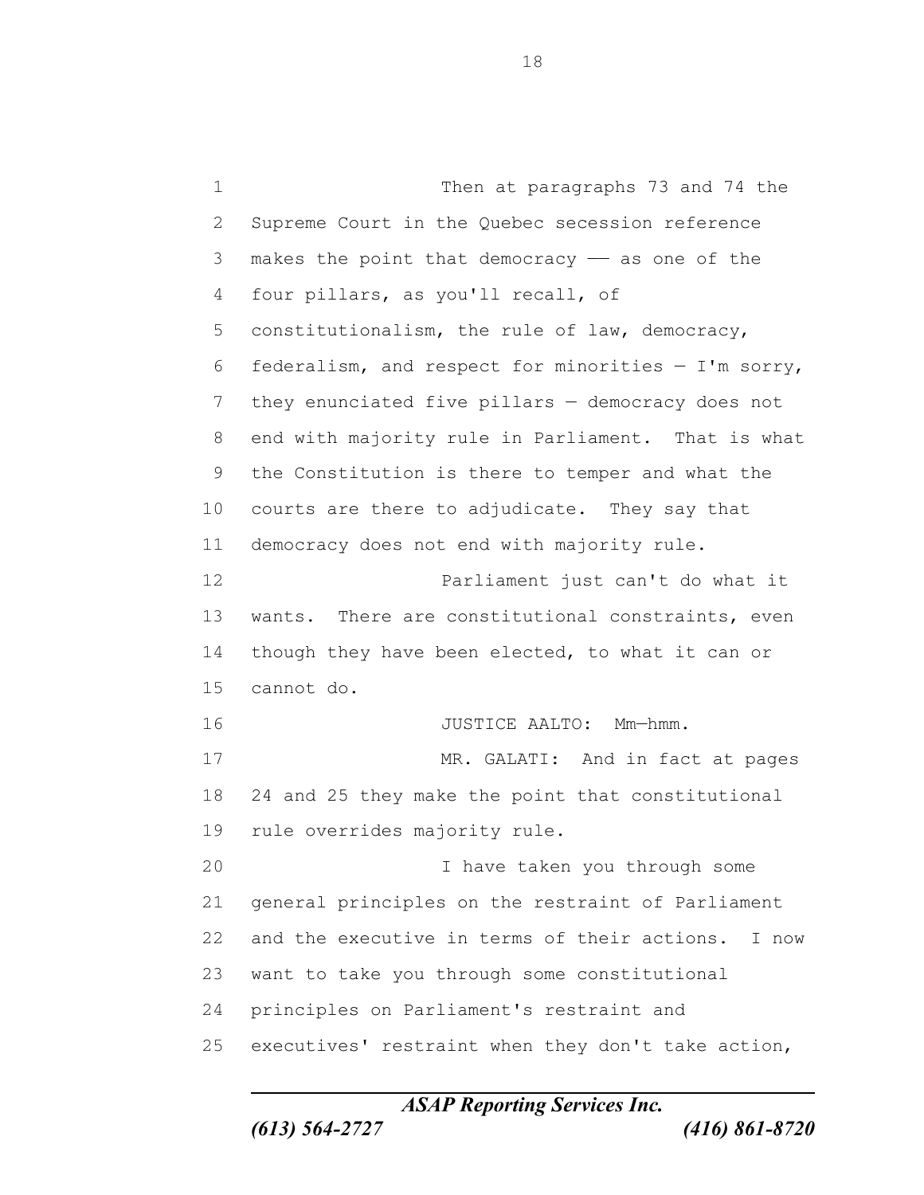Then at paragraphs 73 and 74 the Supreme Court in the Quebec secession reference makes the point that democracy —— as one of the four pillars, as you'll recall, of constitutionalism, the rule of law, democracy, federalism, and respect for minorities — I'm sorry, they enunciated five pillars — democracy does not end with majority rule in Parliament. That is what the Constitution is there to temper and what the courts are there to adjudicate. They say that democracy does not end with majority rule.

Parliament just can't do what it wants. There are constitutional constraints, even though they have been elected, to what it can or cannot do.

JUSTICE AALTO: Mm—hmm.

MR. GALATI: And in fact at pages 24 and 25 they make the point that constitutional rule overrides majority rule.

I have taken you through some general principles on the restraint of Parliament and the executive in terms of their actions. I now want to take you through some constitutional principles on Parliament's restraint and executives' restraint when they don't take action,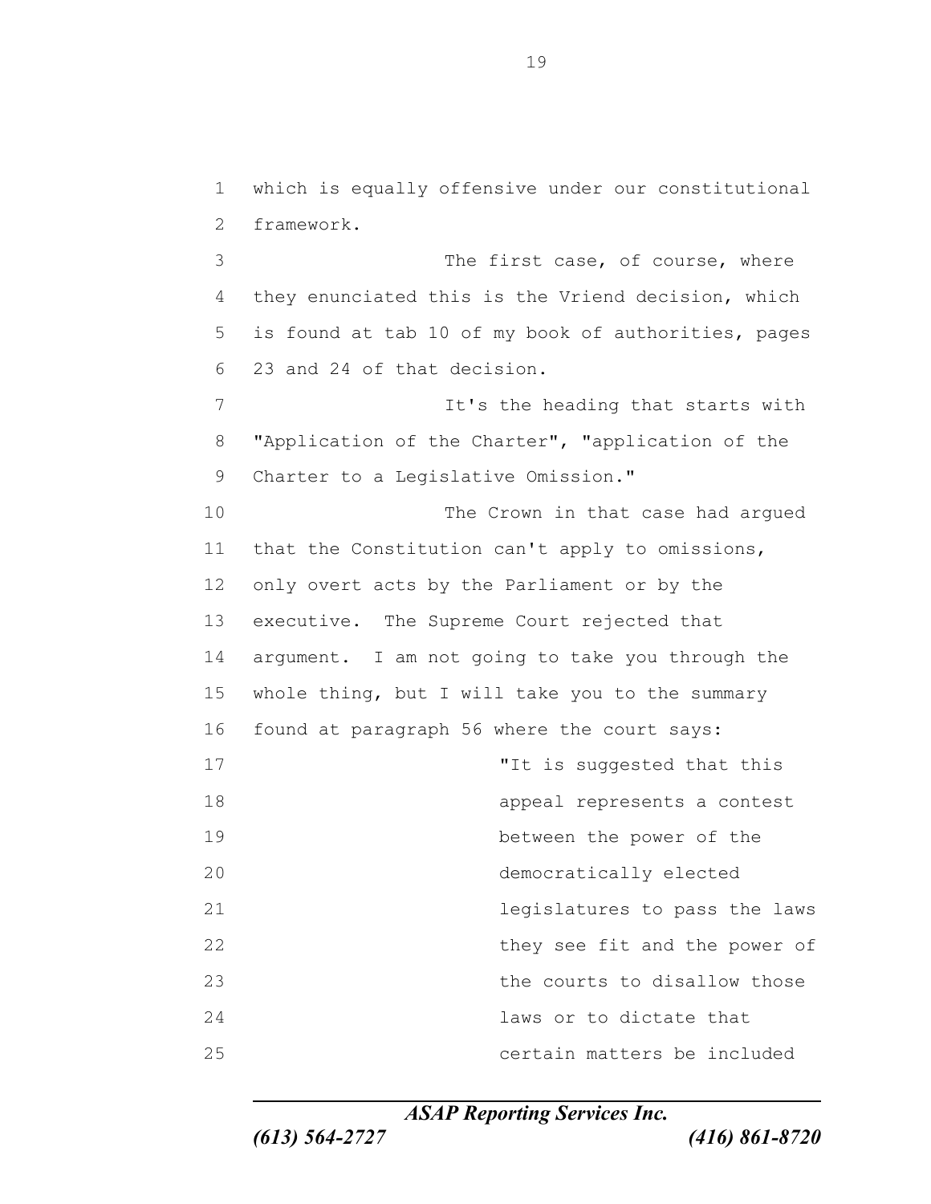which is equally offensive under our constitutional framework.

The first case, of course, where they enunciated this is the Vriend decision, which is found at tab 10 of my book of authorities, pages 23 and 24 of that decision.

It's the heading that starts with "Application of the Charter", "application of the Charter to a Legislative Omission."

The Crown in that case had argued that the Constitution can't apply to omissions, only overt acts by the Parliament or by the executive. The Supreme Court rejected that argument. I am not going to take you through the whole thing, but I will take you to the summary found at paragraph 56 where the court says:

> "It is suggested that this appeal represents a contest between the power of the democratically elected legislatures to pass the laws they see fit and the power of the courts to disallow those laws or to dictate that certain matters be included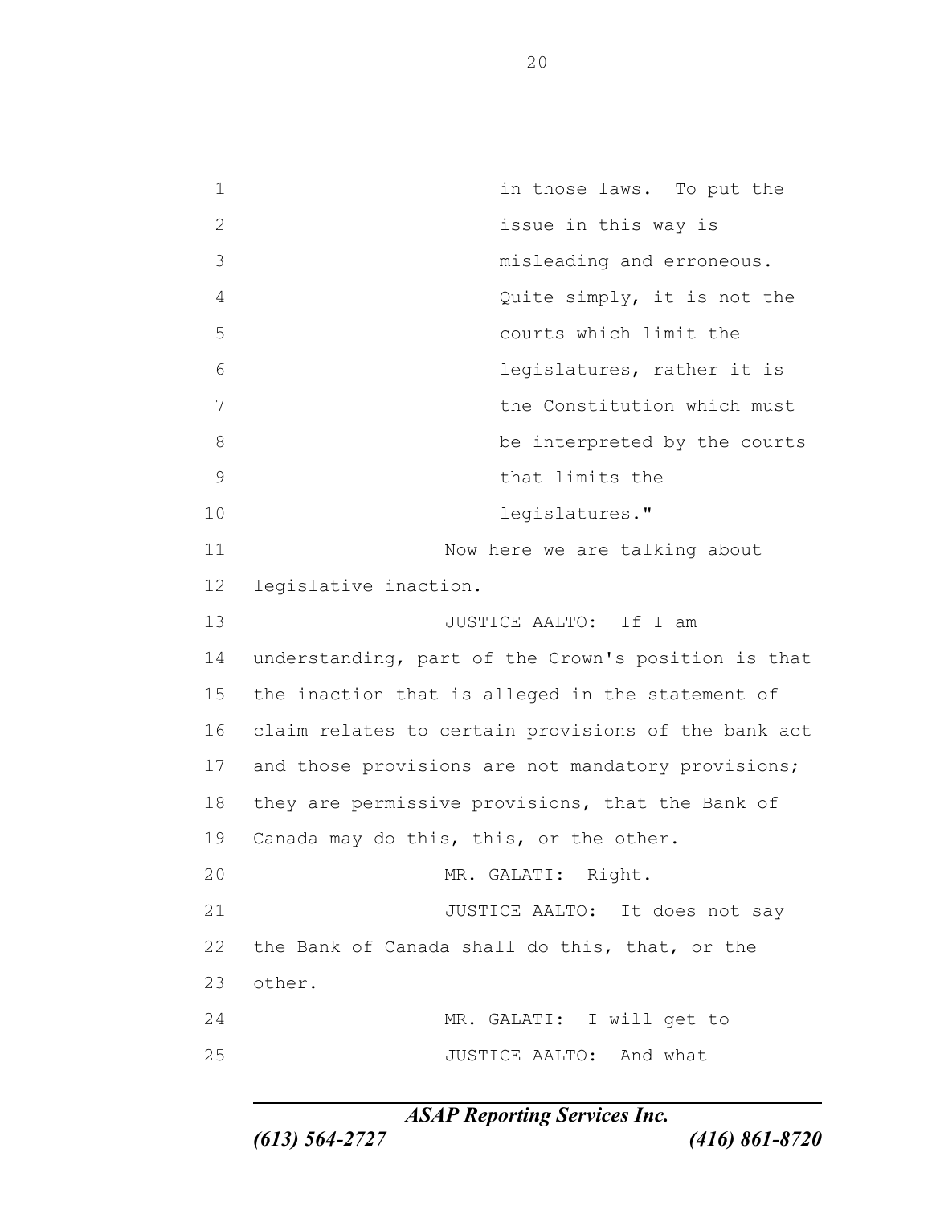in those laws. To put the issue in this way is misleading and erroneous. Quite simply, it is not the courts which limit the legislatures, rather it is the Constitution which must be interpreted by the courts that limits the legislatures."

Now here we are talking about legislative inaction.

JUSTICE AALTO: If I am understanding, part of the Crown's position is that the inaction that is alleged in the statement of claim relates to certain provisions of the bank act and those provisions are not mandatory provisions; they are permissive provisions, that the Bank of Canada may do this, this, or the other.

MR. GALATI: Right.

JUSTICE AALTO: It does not say the Bank of Canada shall do this, that, or the other.

MR. GALATI: I will get to ——

JUSTICE AALTO: And what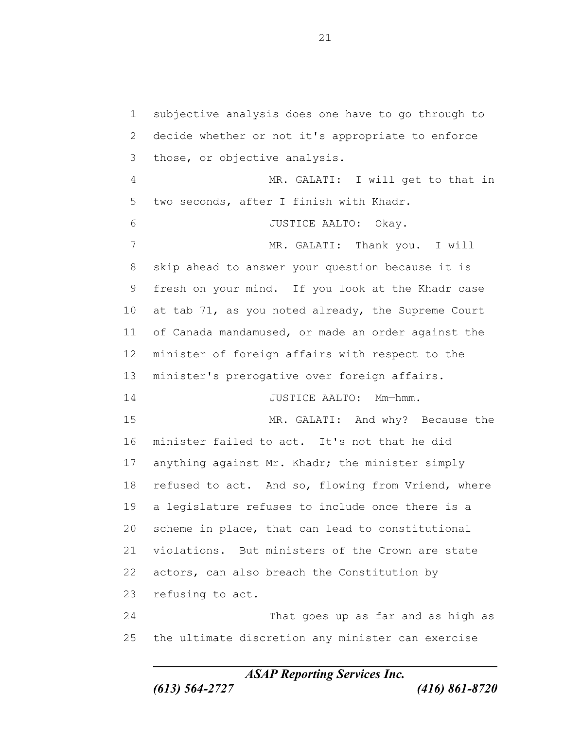subjective analysis does one have to go through to decide whether or not it's appropriate to enforce those, or objective analysis.

MR. GALATI: I will get to that in two seconds, after I finish with Khadr.

JUSTICE AALTO: Okay.

MR. GALATI: Thank you. I will skip ahead to answer your question because it is fresh on your mind. If you look at the Khadr case at tab 71, as you noted already, the Supreme Court of Canada mandamused, or made an order against the minister of foreign affairs with respect to the minister's prerogative over foreign affairs.

JUSTICE AALTO: Mm—hmm.

MR. GALATI: And why? Because the minister failed to act. It's not that he did anything against Mr. Khadr; the minister simply refused to act. And so, flowing from Vriend, where a legislature refuses to include once there is a scheme in place, that can lead to constitutional violations. But ministers of the Crown are state actors, can also breach the Constitution by refusing to act.

That goes up as far and as high as the ultimate discretion any minister can exercise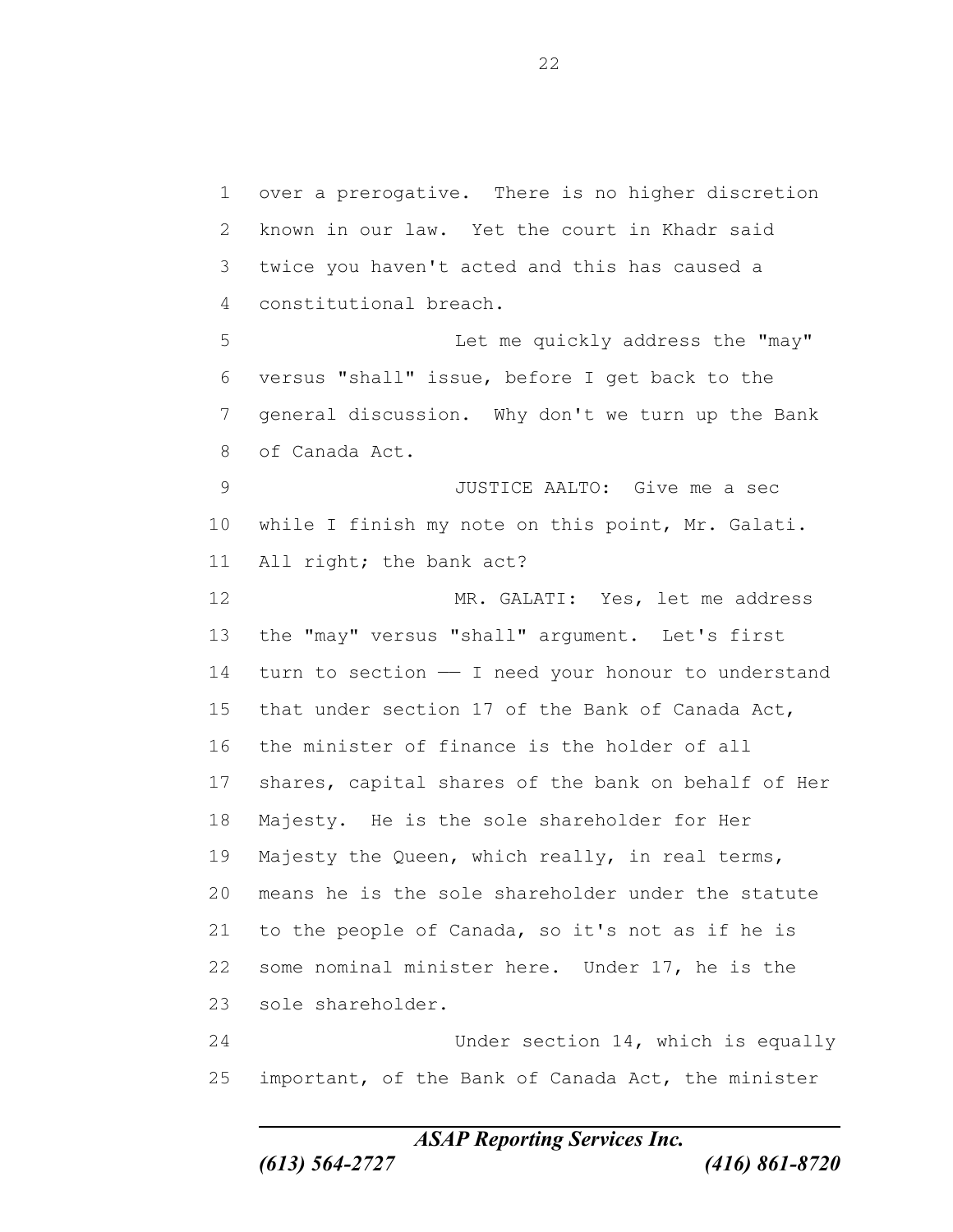over a prerogative. There is no higher discretion known in our law. Yet the court in Khadr said twice you haven't acted and this has caused a constitutional breach.

Let me quickly address the "may" versus "shall" issue, before I get back to the general discussion. Why don't we turn up the Bank of Canada Act.

JUSTICE AALTO: Give me a sec while I finish my note on this point, Mr. Galati. All right; the bank act?

MR. GALATI: Yes, let me address the "may" versus "shall" argument. Let's first turn to section —— I need your honour to understand that under section 17 of the Bank of Canada Act, the minister of finance is the holder of all shares, capital shares of the bank on behalf of Her Majesty. He is the sole shareholder for Her Majesty the Queen, which really, in real terms, means he is the sole shareholder under the statute to the people of Canada, so it's not as if he is some nominal minister here. Under 17, he is the sole shareholder.

Under section 14, which is equally important, of the Bank of Canada Act, the minister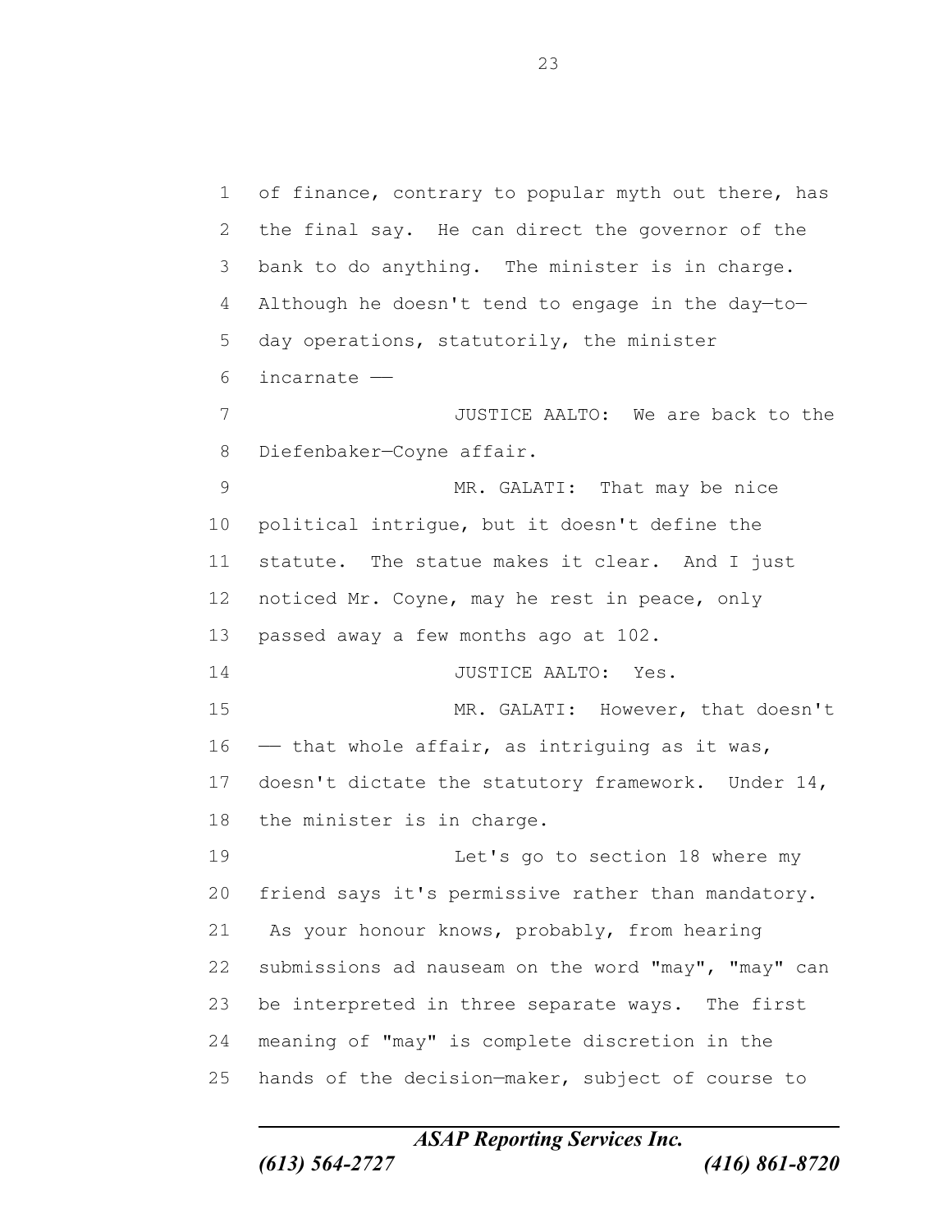1 of finance, contrary to popular myth out there, has
2 the final say. He can direct the governor of the
3 bank to do anything. The minister is in charge.
4 Although he doesn't tend to engage in the day—to—
5 day operations, statutorily, the minister
6 incarnate ——

7 JUSTICE AALTO: We are back to the
8 Diefenbaker—Coyne affair.

9 MR. GALATI: That may be nice
10 political intrigue, but it doesn't define the
11 statute. The statue makes it clear. And I just
12 noticed Mr. Coyne, may he rest in peace, only
13 passed away a few months ago at 102.

14 JUSTICE AALTO: Yes.

15 MR. GALATI: However, that doesn't
16 —— that whole affair, as intriguing as it was,
17 doesn't dictate the statutory framework. Under 14,
18 the minister is in charge.

19 Let's go to section 18 where my
20 friend says it's permissive rather than mandatory.
21 As your honour knows, probably, from hearing
22 submissions ad nauseam on the word "may", "may" can
23 be interpreted in three separate ways. The first
24 meaning of "may" is complete discretion in the
25 hands of the decision—maker, subject of course to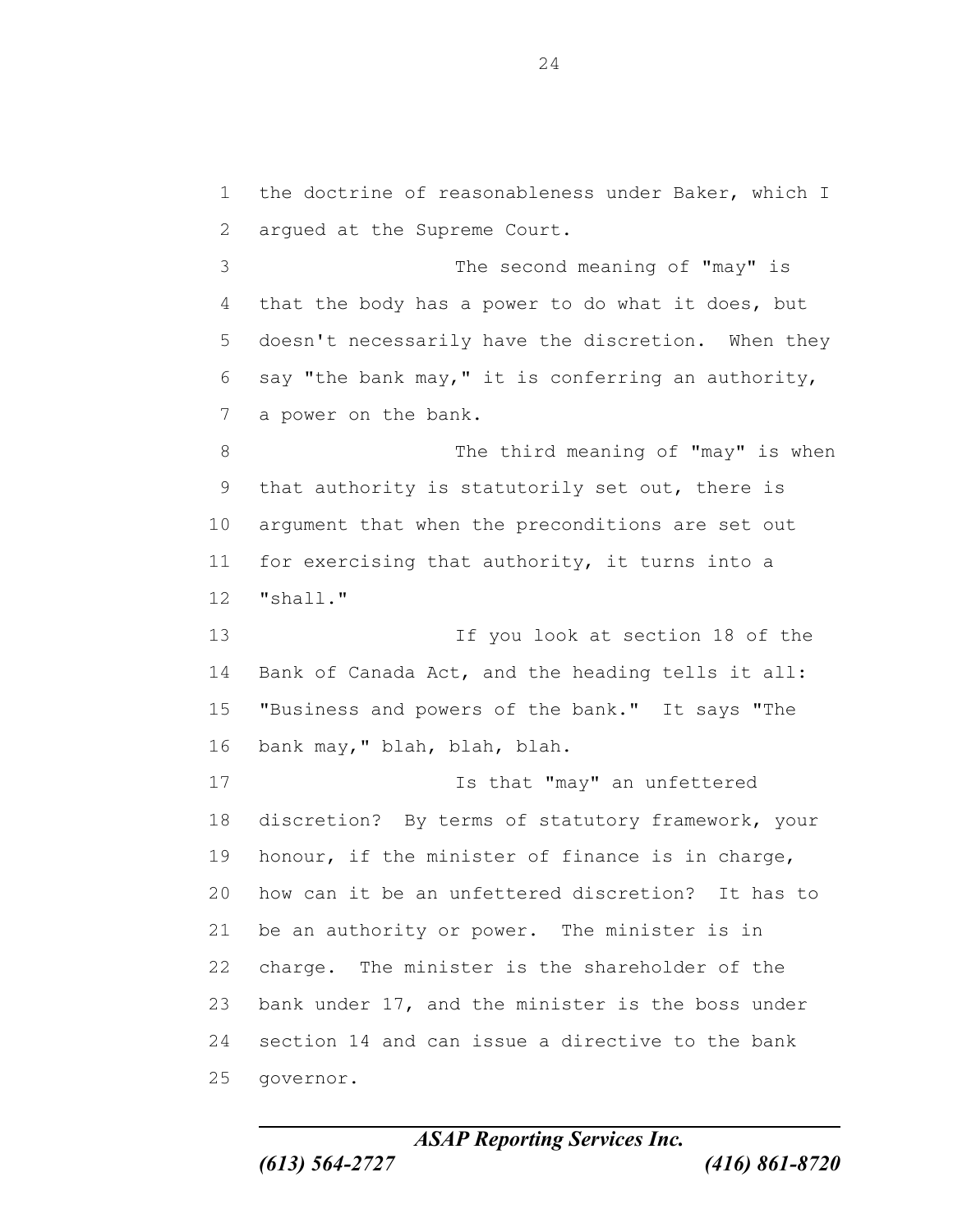the doctrine of reasonableness under Baker, which I argued at the Supreme Court.

The second meaning of "may" is that the body has a power to do what it does, but doesn't necessarily have the discretion. When they say "the bank may," it is conferring an authority, a power on the bank.

The third meaning of "may" is when that authority is statutorily set out, there is argument that when the preconditions are set out for exercising that authority, it turns into a "shall."

If you look at section 18 of the Bank of Canada Act, and the heading tells it all: "Business and powers of the bank." It says "The bank may," blah, blah, blah.

Is that "may" an unfettered discretion? By terms of statutory framework, your honour, if the minister of finance is in charge, how can it be an unfettered discretion? It has to be an authority or power. The minister is in charge. The minister is the shareholder of the bank under 17, and the minister is the boss under section 14 and can issue a directive to the bank governor.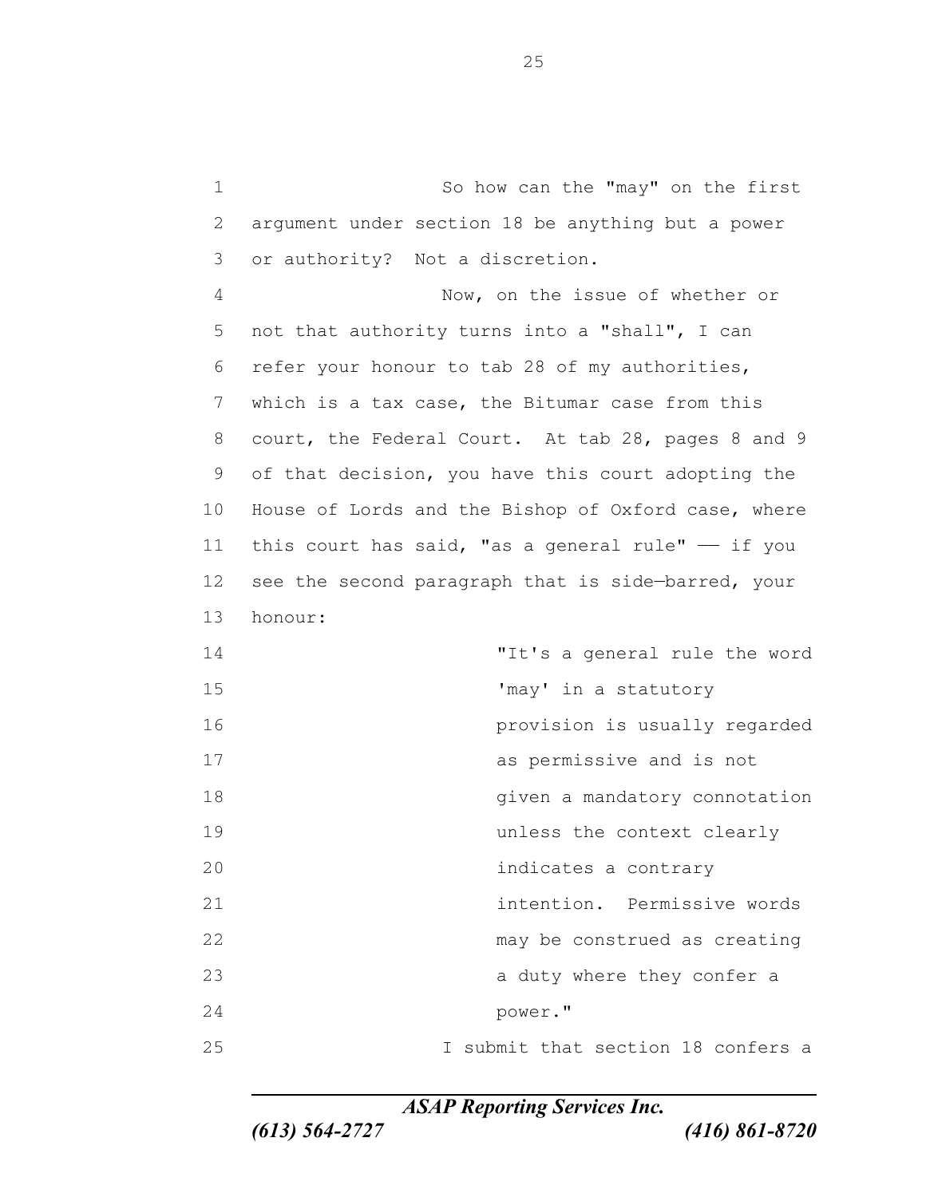So how can the "may" on the first argument under section 18 be anything but a power or authority? Not a discretion.

Now, on the issue of whether or not that authority turns into a "shall", I can refer your honour to tab 28 of my authorities, which is a tax case, the Bitumar case from this court, the Federal Court. At tab 28, pages 8 and 9 of that decision, you have this court adopting the House of Lords and the Bishop of Oxford case, where this court has said, "as a general rule" —— if you see the second paragraph that is side—barred, your honour:

> "It's a general rule the word 'may' in a statutory provision is usually regarded as permissive and is not given a mandatory connotation unless the context clearly indicates a contrary intention. Permissive words may be construed as creating a duty where they confer a power."

I submit that section 18 confers a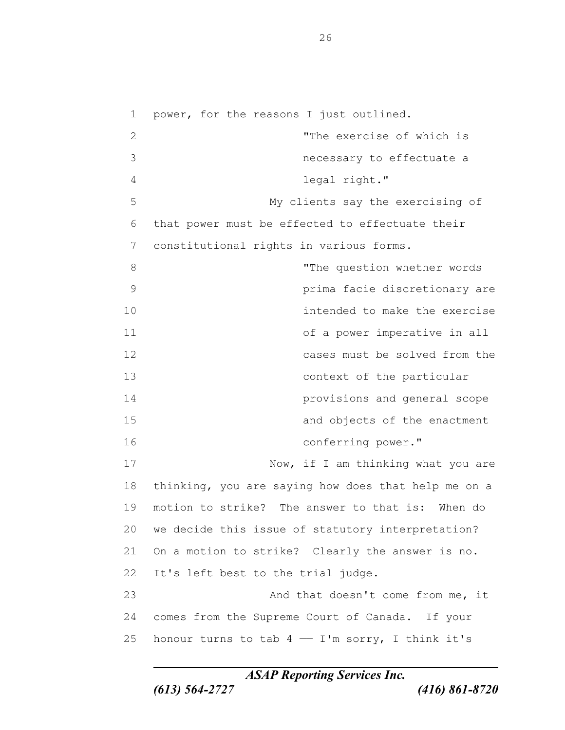power, for the reasons I just outlined.

> "The exercise of which is necessary to effectuate a legal right."

My clients say the exercising of that power must be effected to effectuate their constitutional rights in various forms.

> "The question whether words prima facie discretionary are intended to make the exercise of a power imperative in all cases must be solved from the context of the particular provisions and general scope and objects of the enactment conferring power."

Now, if I am thinking what you are thinking, you are saying how does that help me on a motion to strike? The answer to that is: When do we decide this issue of statutory interpretation? On a motion to strike? Clearly the answer is no. It's left best to the trial judge.

And that doesn't come from me, it comes from the Supreme Court of Canada. If your honour turns to tab 4 — I'm sorry, I think it's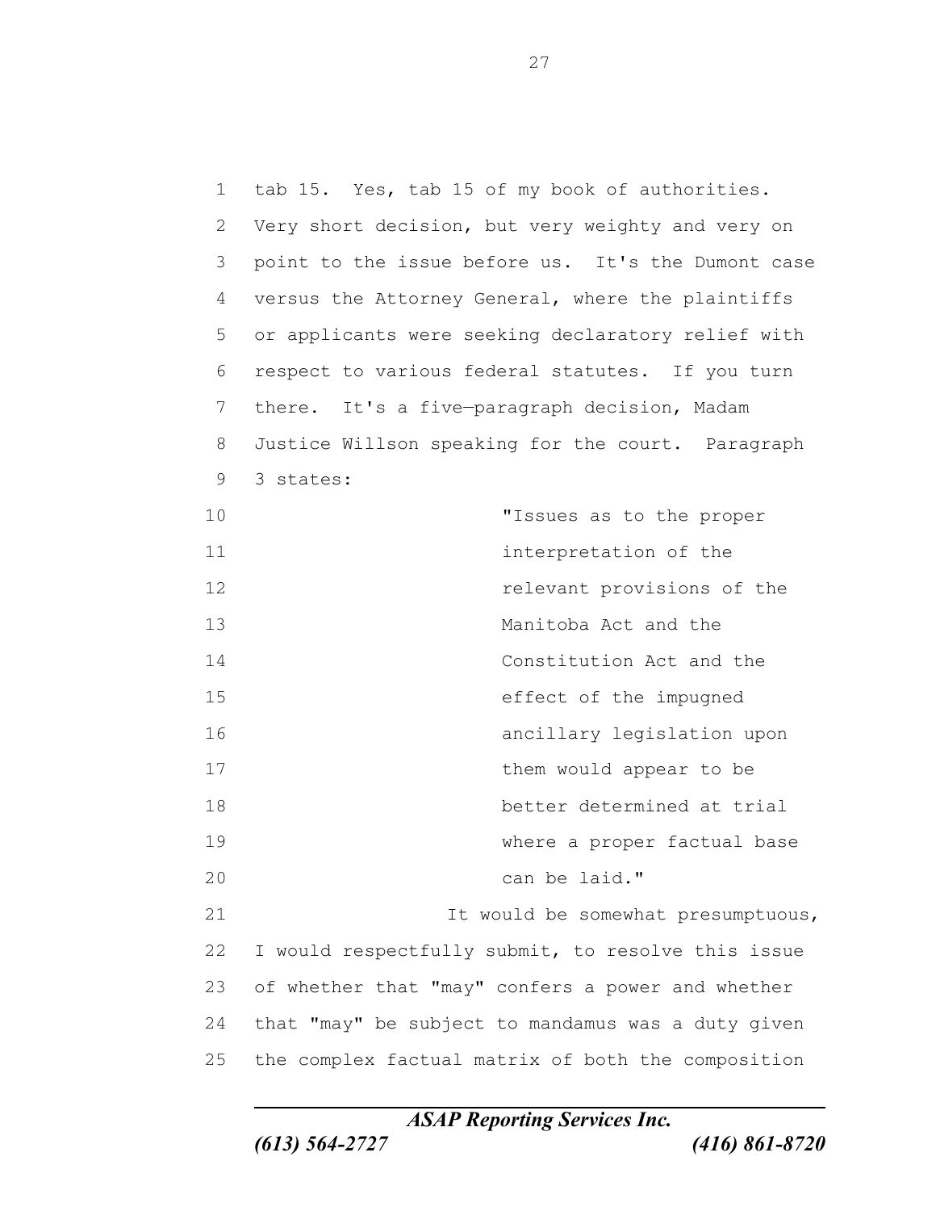tab 15. Yes, tab 15 of my book of authorities. Very short decision, but very weighty and very on point to the issue before us. It's the Dumont case versus the Attorney General, where the plaintiffs or applicants were seeking declaratory relief with respect to various federal statutes. If you turn there. It's a five—paragraph decision, Madam Justice Willson speaking for the court. Paragraph 3 states:

> "Issues as to the proper interpretation of the relevant provisions of the Manitoba Act and the Constitution Act and the effect of the impugned ancillary legislation upon them would appear to be better determined at trial where a proper factual base can be laid."

It would be somewhat presumptuous, I would respectfully submit, to resolve this issue of whether that "may" confers a power and whether that "may" be subject to mandamus was a duty given the complex factual matrix of both the composition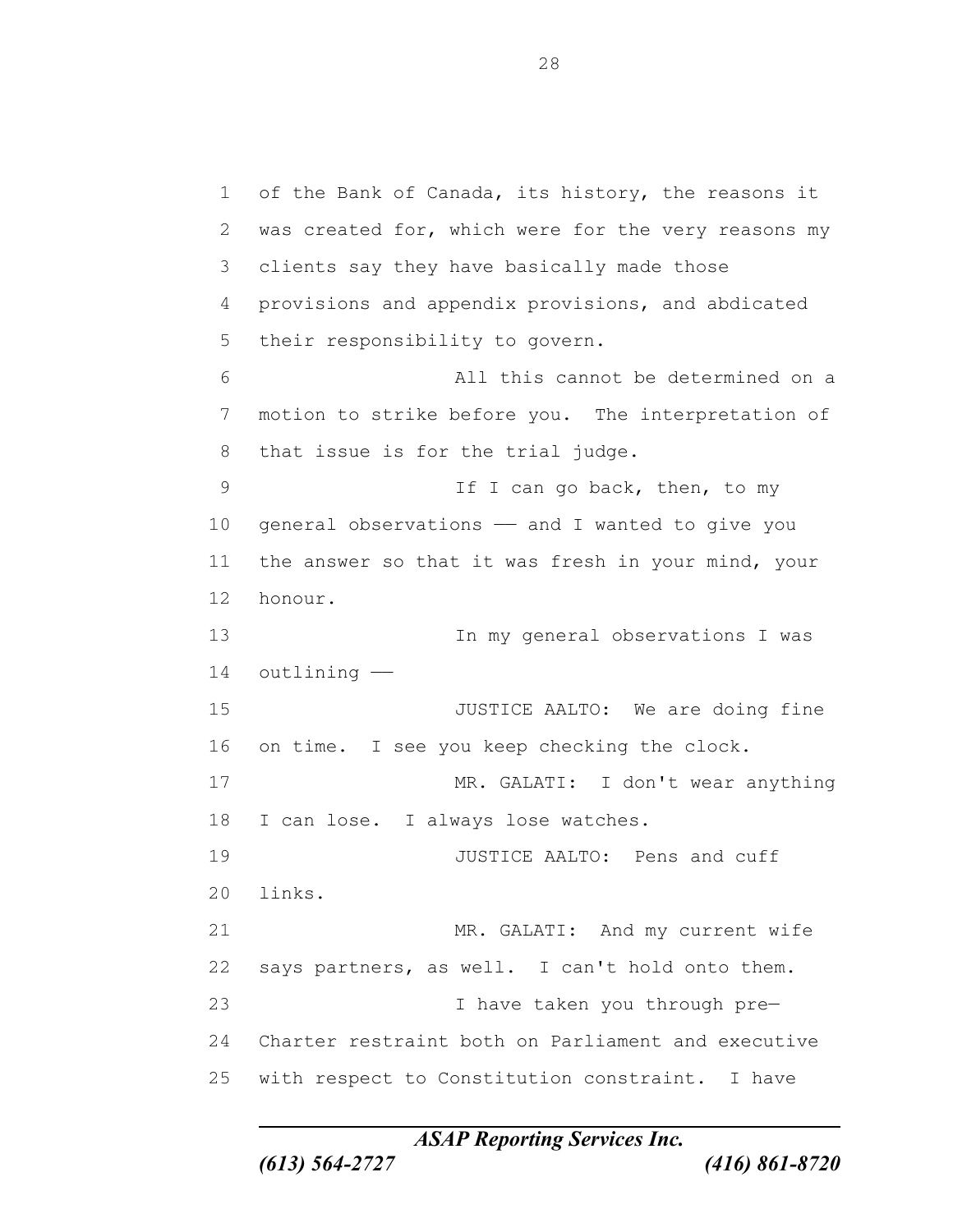of the Bank of Canada, its history, the reasons it was created for, which were for the very reasons my clients say they have basically made those provisions and appendix provisions, and abdicated their responsibility to govern.

All this cannot be determined on a motion to strike before you. The interpretation of that issue is for the trial judge.

If I can go back, then, to my general observations –– and I wanted to give you the answer so that it was fresh in your mind, your honour.

In my general observations I was outlining ––

JUSTICE AALTO: We are doing fine on time. I see you keep checking the clock.

MR. GALATI: I don't wear anything I can lose. I always lose watches.

JUSTICE AALTO: Pens and cuff links.

MR. GALATI: And my current wife says partners, as well. I can't hold onto them.

I have taken you through pre–Charter restraint both on Parliament and executive with respect to Constitution constraint. I have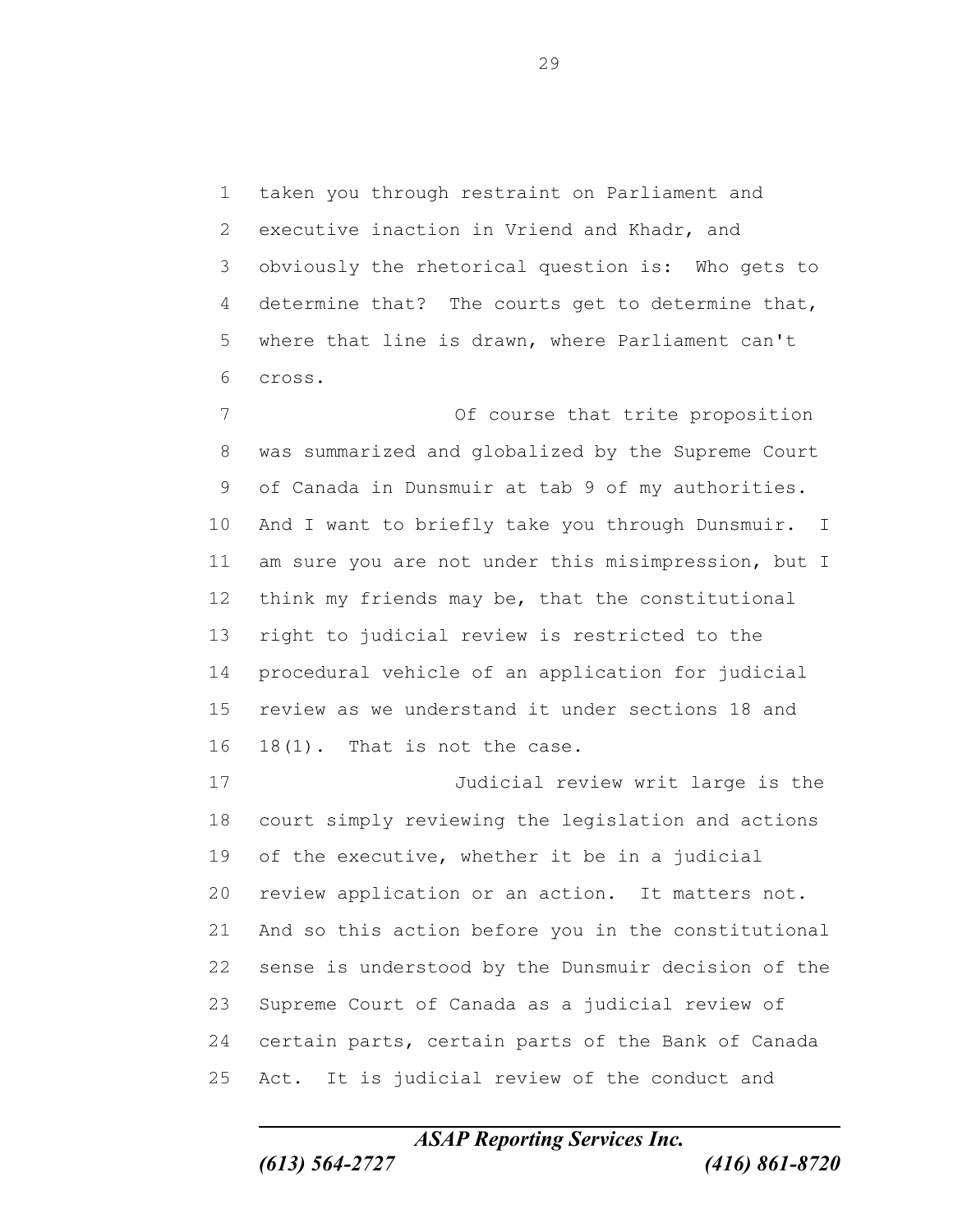taken you through restraint on Parliament and executive inaction in Vriend and Khadr, and obviously the rhetorical question is: Who gets to determine that? The courts get to determine that, where that line is drawn, where Parliament can't cross.

Of course that trite proposition was summarized and globalized by the Supreme Court of Canada in Dunsmuir at tab 9 of my authorities. And I want to briefly take you through Dunsmuir. I am sure you are not under this misimpression, but I think my friends may be, that the constitutional right to judicial review is restricted to the procedural vehicle of an application for judicial review as we understand it under sections 18 and 18(1). That is not the case.

Judicial review writ large is the court simply reviewing the legislation and actions of the executive, whether it be in a judicial review application or an action. It matters not. And so this action before you in the constitutional sense is understood by the Dunsmuir decision of the Supreme Court of Canada as a judicial review of certain parts, certain parts of the Bank of Canada Act. It is judicial review of the conduct and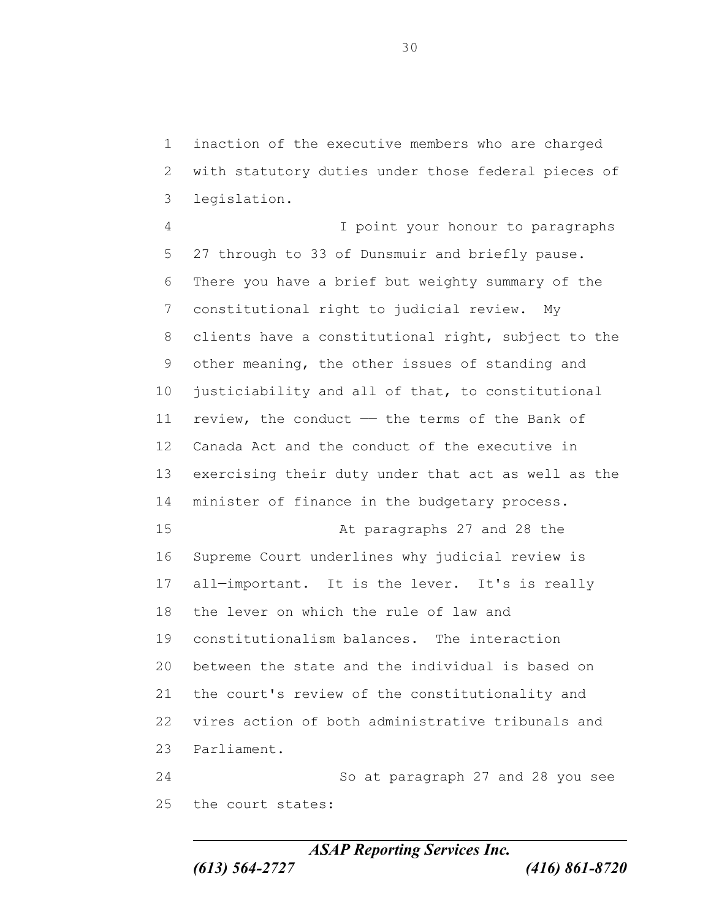inaction of the executive members who are charged with statutory duties under those federal pieces of legislation.

I point your honour to paragraphs 27 through to 33 of Dunsmuir and briefly pause. There you have a brief but weighty summary of the constitutional right to judicial review. My clients have a constitutional right, subject to the other meaning, the other issues of standing and justiciability and all of that, to constitutional review, the conduct —— the terms of the Bank of Canada Act and the conduct of the executive in exercising their duty under that act as well as the minister of finance in the budgetary process.

At paragraphs 27 and 28 the Supreme Court underlines why judicial review is all—important. It is the lever. It's is really the lever on which the rule of law and constitutionalism balances. The interaction between the state and the individual is based on the court's review of the constitutionality and vires action of both administrative tribunals and Parliament.

So at paragraph 27 and 28 you see the court states: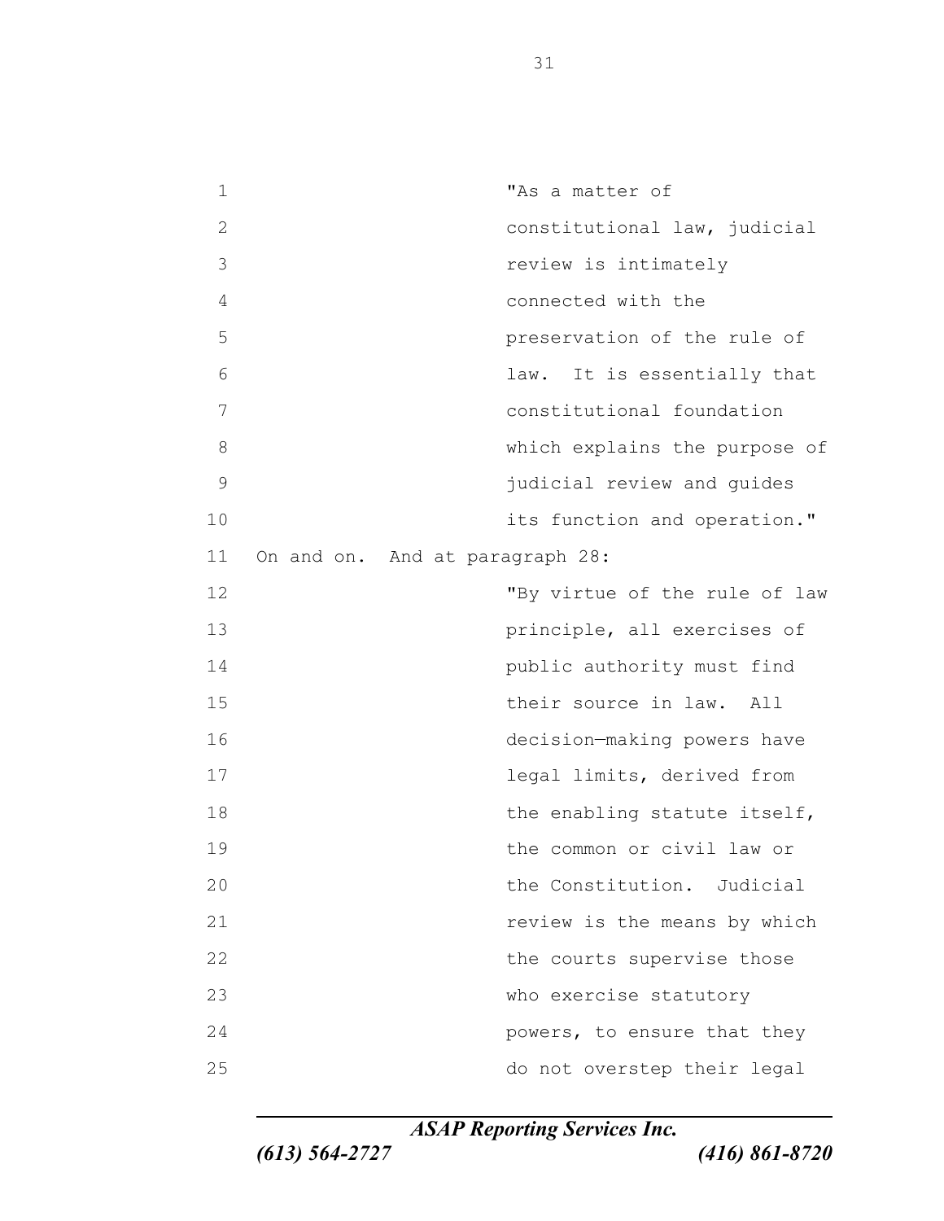> "As a matter of constitutional law, judicial review is intimately connected with the preservation of the rule of law. It is essentially that constitutional foundation which explains the purpose of judicial review and guides its function and operation."

On and on. And at paragraph 28:

> "By virtue of the rule of law principle, all exercises of public authority must find their source in law. All decision–making powers have legal limits, derived from the enabling statute itself, the common or civil law or the Constitution. Judicial review is the means by which the courts supervise those who exercise statutory powers, to ensure that they do not overstep their legal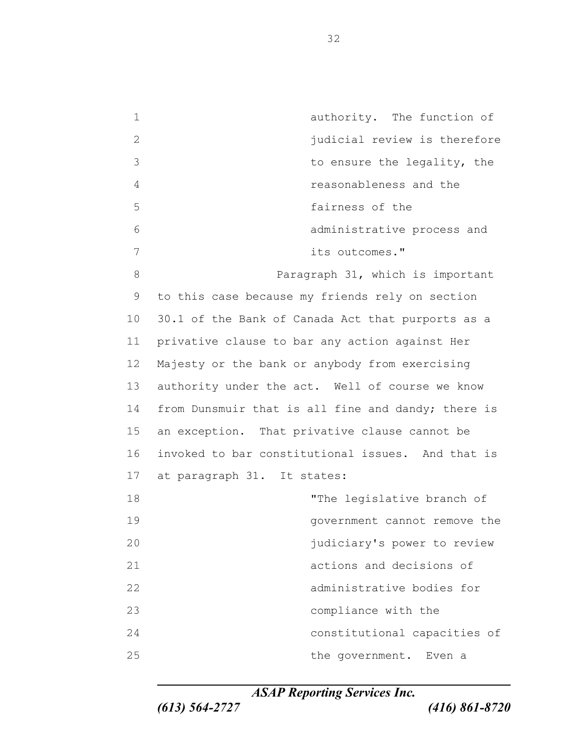> authority. The function of judicial review is therefore to ensure the legality, the reasonableness and the fairness of the administrative process and its outcomes."

Paragraph 31, which is important to this case because my friends rely on section 30.1 of the Bank of Canada Act that purports as a privative clause to bar any action against Her Majesty or the bank or anybody from exercising authority under the act. Well of course we know from Dunsmuir that is all fine and dandy; there is an exception. That privative clause cannot be invoked to bar constitutional issues. And that is at paragraph 31. It states:

> "The legislative branch of government cannot remove the judiciary's power to review actions and decisions of administrative bodies for compliance with the constitutional capacities of the government. Even a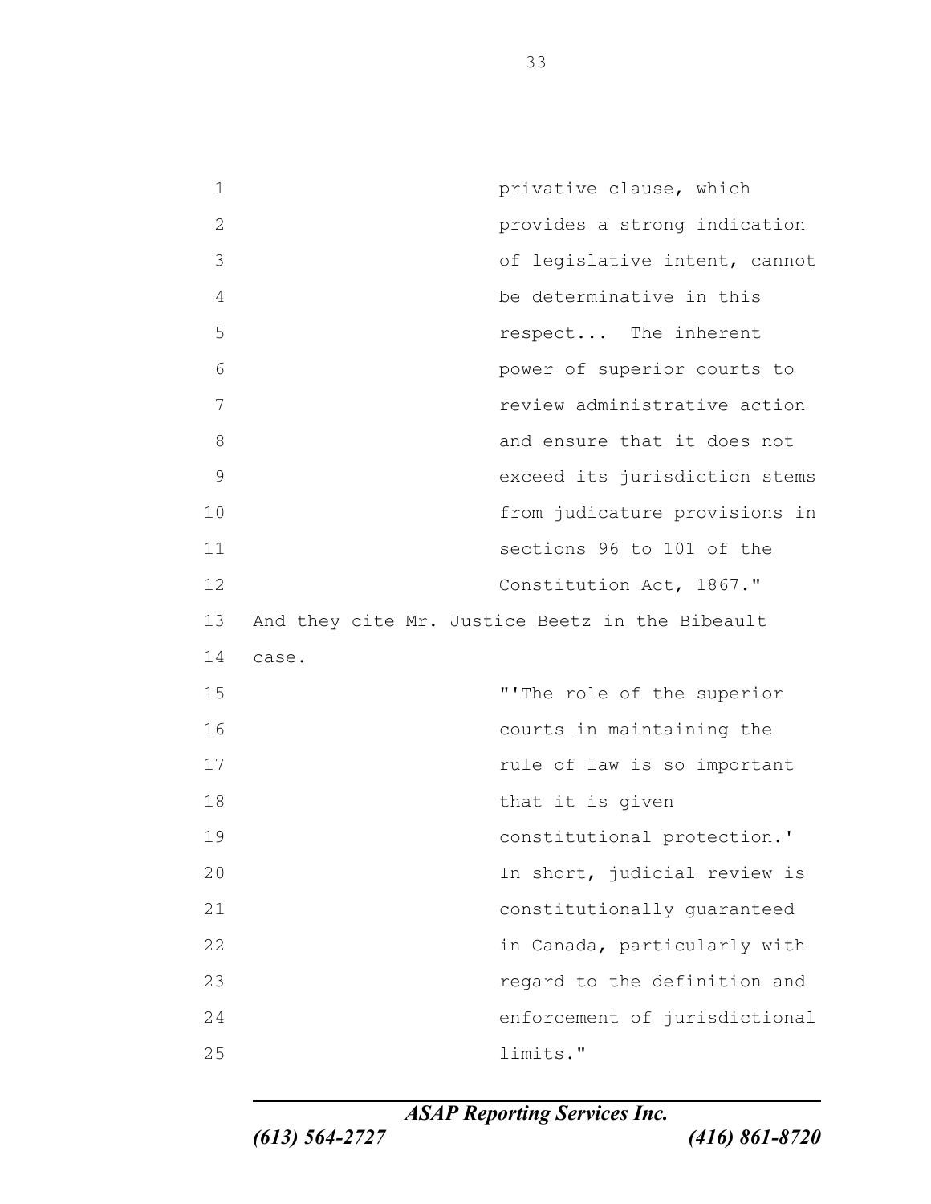> privative clause, which provides a strong indication of legislative intent, cannot be determinative in this respect... The inherent power of superior courts to review administrative action and ensure that it does not exceed its jurisdiction stems from judicature provisions in sections 96 to 101 of the Constitution Act, 1867."

And they cite Mr. Justice Beetz in the Bibeault case.

> "'The role of the superior courts in maintaining the rule of law is so important that it is given constitutional protection.' In short, judicial review is constitutionally guaranteed in Canada, particularly with regard to the definition and enforcement of jurisdictional limits."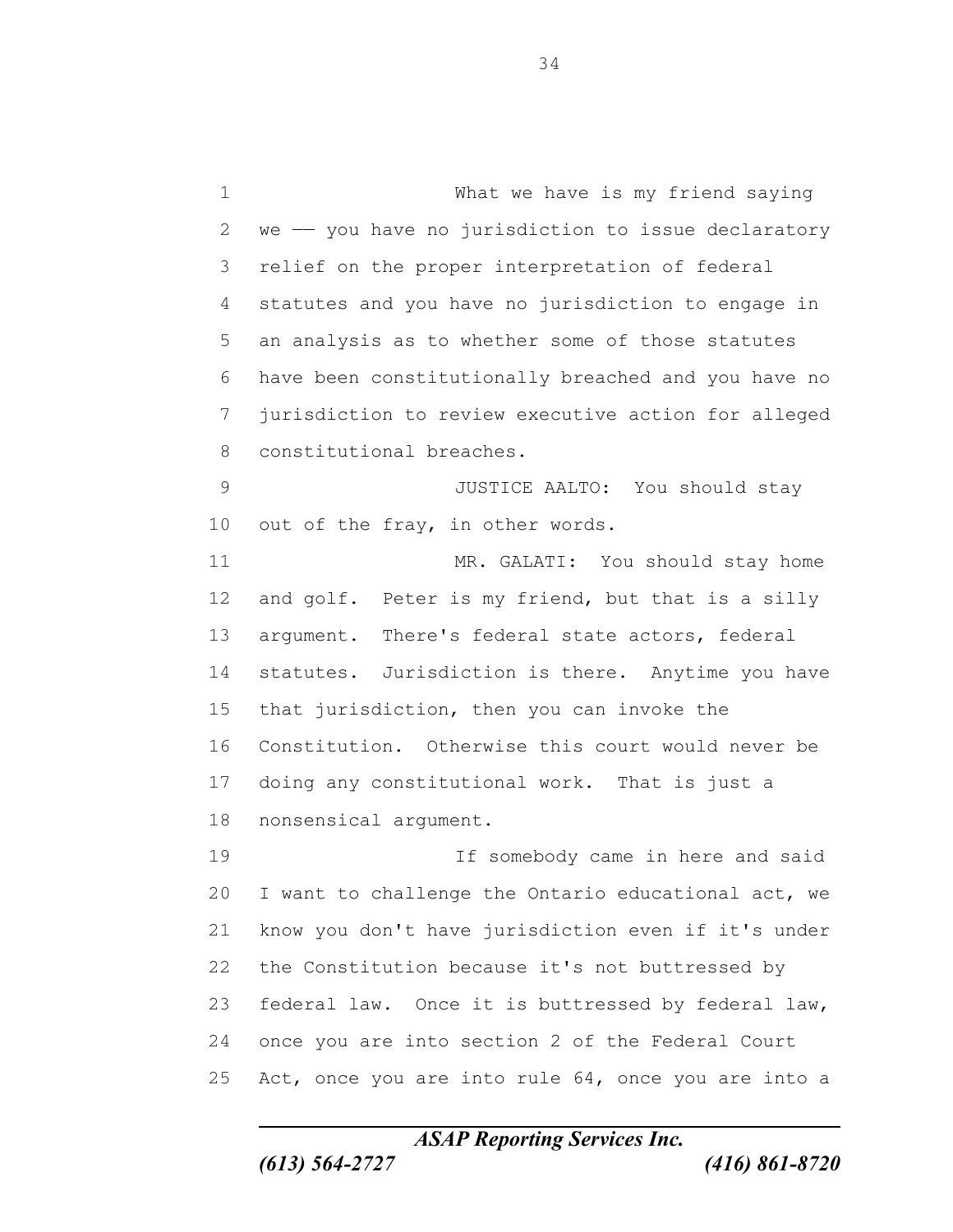What we have is my friend saying we —— you have no jurisdiction to issue declaratory relief on the proper interpretation of federal statutes and you have no jurisdiction to engage in an analysis as to whether some of those statutes have been constitutionally breached and you have no jurisdiction to review executive action for alleged constitutional breaches.

JUSTICE AALTO: You should stay out of the fray, in other words.

MR. GALATI: You should stay home and golf. Peter is my friend, but that is a silly argument. There's federal state actors, federal statutes. Jurisdiction is there. Anytime you have that jurisdiction, then you can invoke the Constitution. Otherwise this court would never be doing any constitutional work. That is just a nonsensical argument.

If somebody came in here and said I want to challenge the Ontario educational act, we know you don't have jurisdiction even if it's under the Constitution because it's not buttressed by federal law. Once it is buttressed by federal law, once you are into section 2 of the Federal Court Act, once you are into rule 64, once you are into a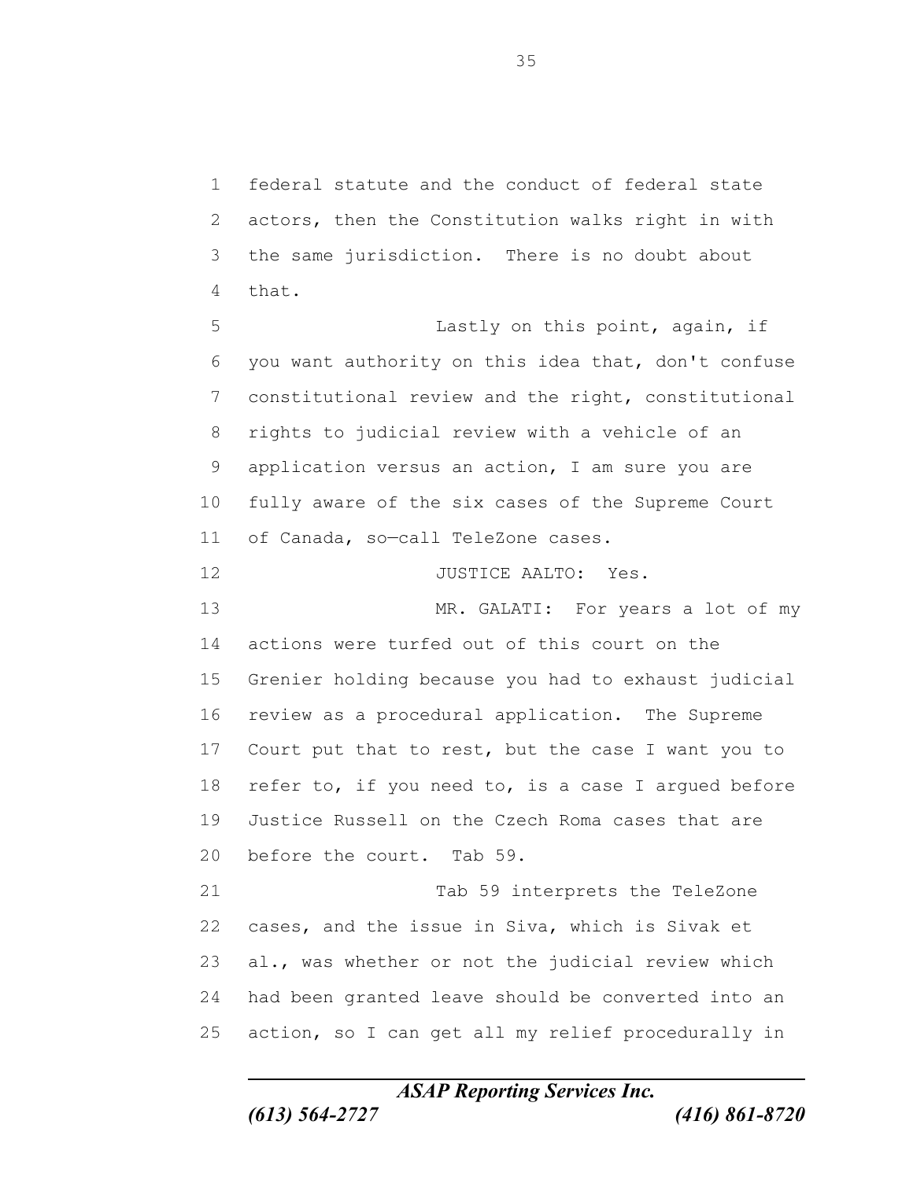federal statute and the conduct of federal state actors, then the Constitution walks right in with the same jurisdiction. There is no doubt about that.

Lastly on this point, again, if you want authority on this idea that, don't confuse constitutional review and the right, constitutional rights to judicial review with a vehicle of an application versus an action, I am sure you are fully aware of the six cases of the Supreme Court of Canada, so—call TeleZone cases.

JUSTICE AALTO: Yes.

MR. GALATI: For years a lot of my actions were turfed out of this court on the Grenier holding because you had to exhaust judicial review as a procedural application. The Supreme Court put that to rest, but the case I want you to refer to, if you need to, is a case I argued before Justice Russell on the Czech Roma cases that are before the court. Tab 59.

Tab 59 interprets the TeleZone cases, and the issue in Siva, which is Sivak et al., was whether or not the judicial review which had been granted leave should be converted into an action, so I can get all my relief procedurally in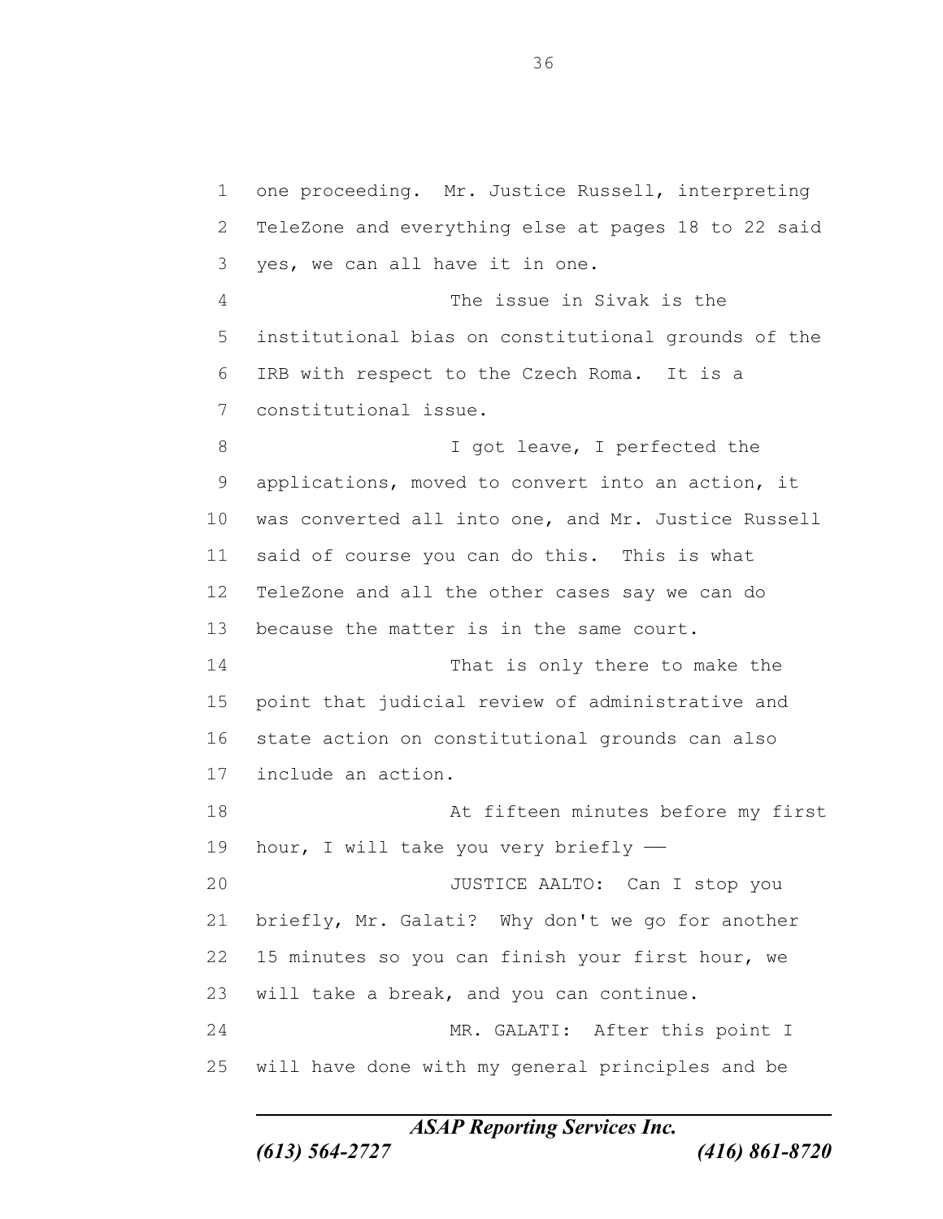one proceeding. Mr. Justice Russell, interpreting TeleZone and everything else at pages 18 to 22 said yes, we can all have it in one.

The issue in Sivak is the institutional bias on constitutional grounds of the IRB with respect to the Czech Roma. It is a constitutional issue.

I got leave, I perfected the applications, moved to convert into an action, it was converted all into one, and Mr. Justice Russell said of course you can do this. This is what TeleZone and all the other cases say we can do because the matter is in the same court.

That is only there to make the point that judicial review of administrative and state action on constitutional grounds can also include an action.

At fifteen minutes before my first hour, I will take you very briefly ——

JUSTICE AALTO: Can I stop you briefly, Mr. Galati? Why don't we go for another 15 minutes so you can finish your first hour, we will take a break, and you can continue.

MR. GALATI: After this point I will have done with my general principles and be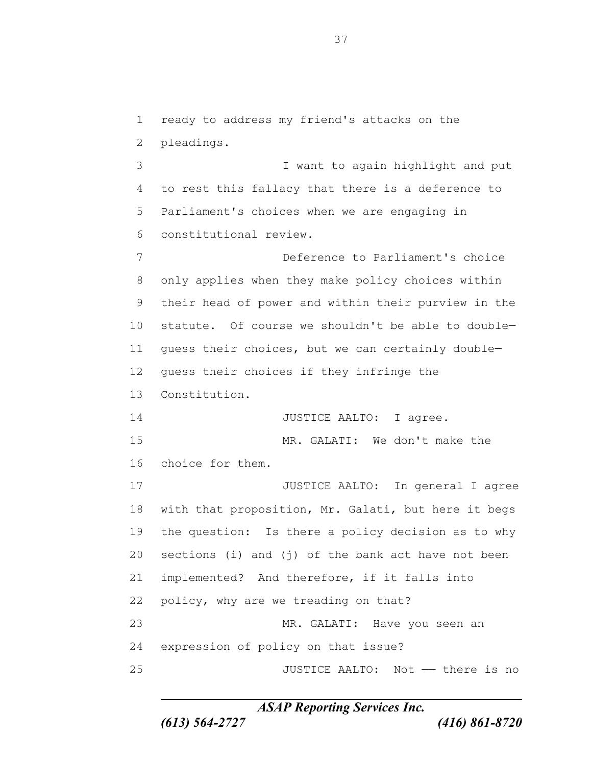ready to address my friend's attacks on the pleadings.

I want to again highlight and put to rest this fallacy that there is a deference to Parliament's choices when we are engaging in constitutional review.

Deference to Parliament's choice only applies when they make policy choices within their head of power and within their purview in the statute. Of course we shouldn't be able to double—guess their choices, but we can certainly double—guess their choices if they infringe the Constitution.

JUSTICE AALTO: I agree.

MR. GALATI: We don't make the choice for them.

JUSTICE AALTO: In general I agree with that proposition, Mr. Galati, but here it begs the question: Is there a policy decision as to why sections (i) and (j) of the bank act have not been implemented? And therefore, if it falls into policy, why are we treading on that?

MR. GALATI: Have you seen an expression of policy on that issue?

JUSTICE AALTO: Not —— there is no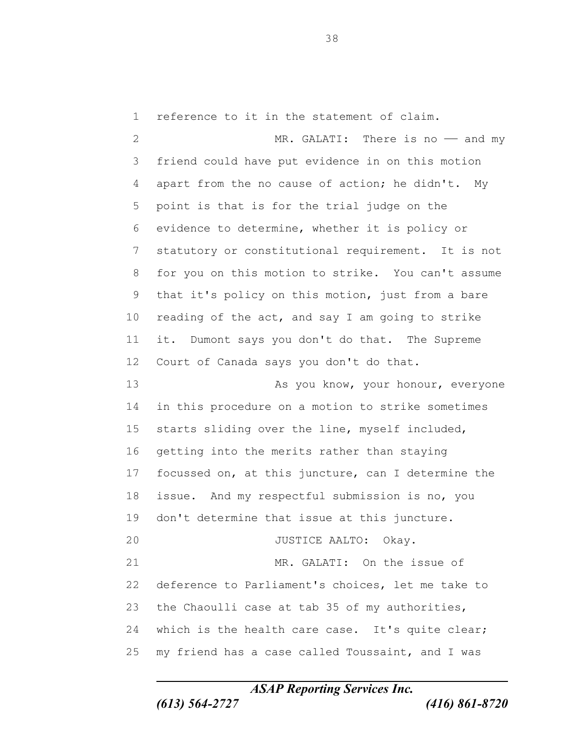reference to it in the statement of claim.

MR. GALATI: There is no — and my friend could have put evidence in on this motion apart from the no cause of action; he didn't. My point is that is for the trial judge on the evidence to determine, whether it is policy or statutory or constitutional requirement. It is not for you on this motion to strike. You can't assume that it's policy on this motion, just from a bare reading of the act, and say I am going to strike it. Dumont says you don't do that. The Supreme Court of Canada says you don't do that.

As you know, your honour, everyone in this procedure on a motion to strike sometimes starts sliding over the line, myself included, getting into the merits rather than staying focussed on, at this juncture, can I determine the issue. And my respectful submission is no, you don't determine that issue at this juncture.

JUSTICE AALTO: Okay.

MR. GALATI: On the issue of deference to Parliament's choices, let me take to the Chaoulli case at tab 35 of my authorities, which is the health care case. It's quite clear; my friend has a case called Toussaint, and I was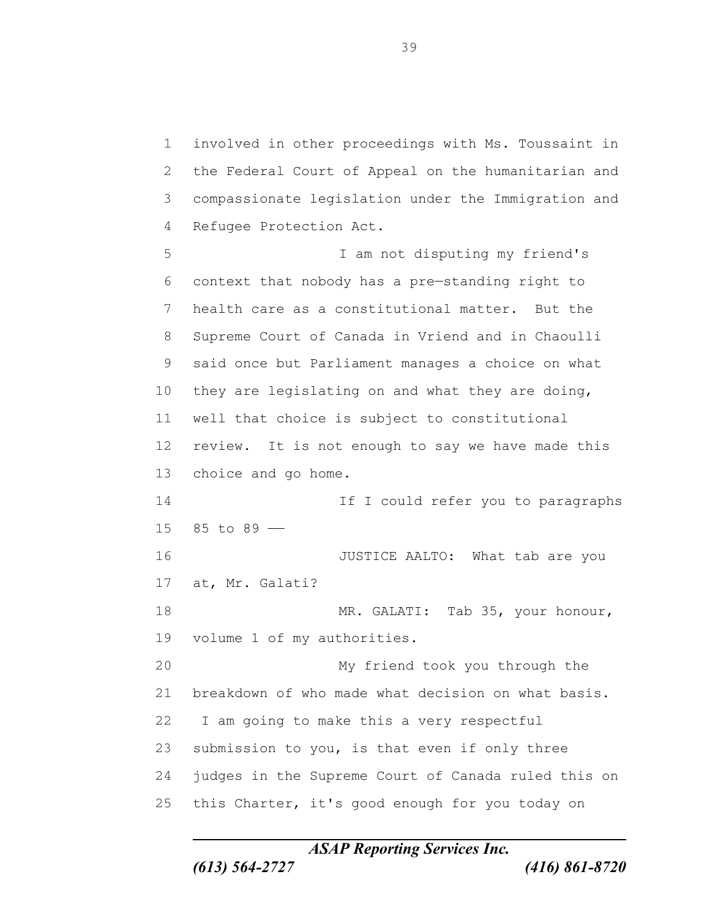involved in other proceedings with Ms. Toussaint in the Federal Court of Appeal on the humanitarian and compassionate legislation under the Immigration and Refugee Protection Act.

I am not disputing my friend's context that nobody has a pre—standing right to health care as a constitutional matter. But the Supreme Court of Canada in Vriend and in Chaoulli said once but Parliament manages a choice on what they are legislating on and what they are doing, well that choice is subject to constitutional review. It is not enough to say we have made this choice and go home.

If I could refer you to paragraphs 85 to 89 ––

JUSTICE AALTO: What tab are you at, Mr. Galati?

MR. GALATI: Tab 35, your honour, volume 1 of my authorities.

My friend took you through the breakdown of who made what decision on what basis. I am going to make this a very respectful submission to you, is that even if only three judges in the Supreme Court of Canada ruled this on this Charter, it's good enough for you today on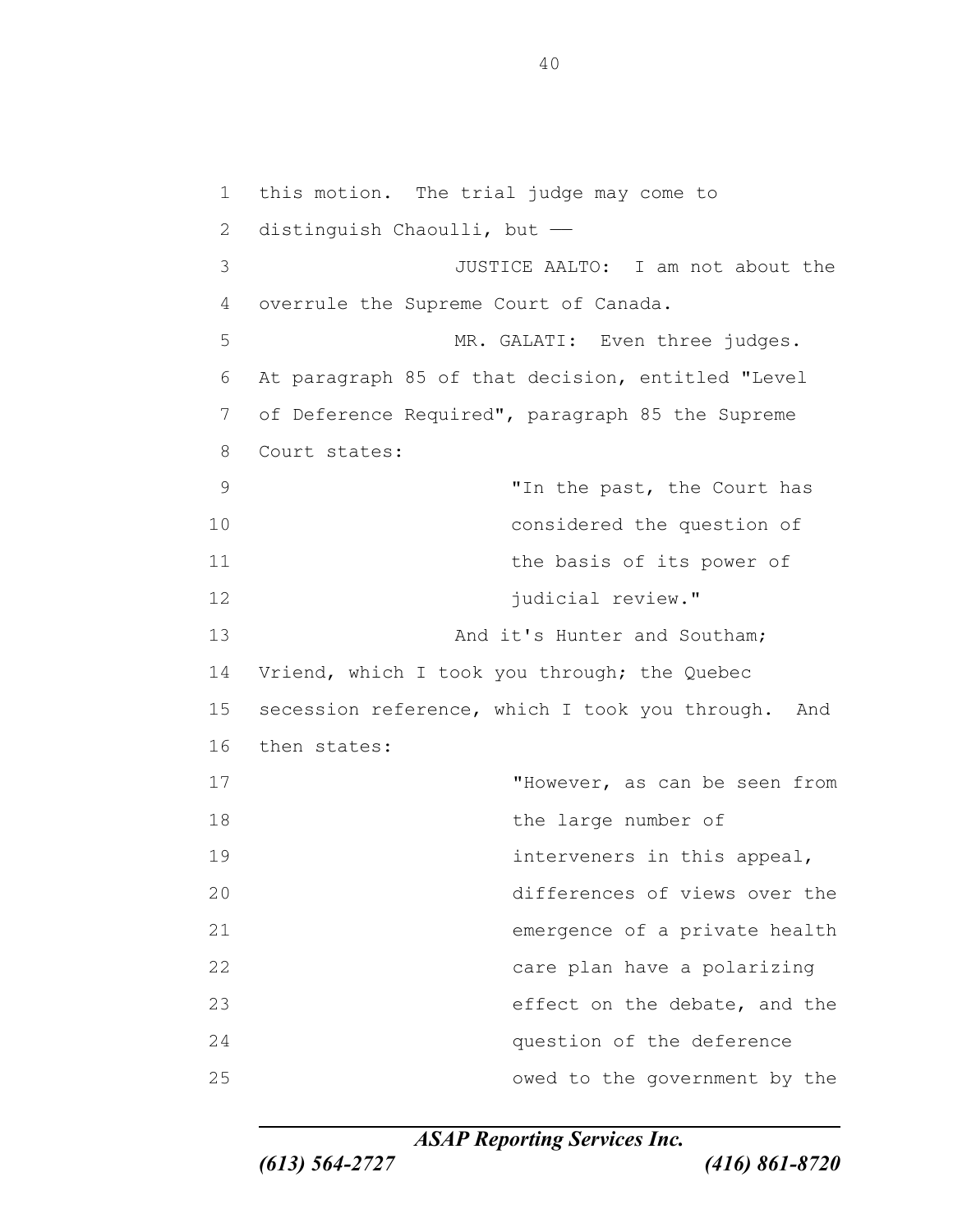this motion. The trial judge may come to distinguish Chaoulli, but ––

JUSTICE AALTO: I am not about the overrule the Supreme Court of Canada.

MR. GALATI: Even three judges. At paragraph 85 of that decision, entitled "Level of Deference Required", paragraph 85 the Supreme Court states:

> "In the past, the Court has considered the question of the basis of its power of judicial review."

And it's Hunter and Southam; Vriend, which I took you through; the Quebec secession reference, which I took you through. And then states:

> "However, as can be seen from the large number of interveners in this appeal, differences of views over the emergence of a private health care plan have a polarizing effect on the debate, and the question of the deference owed to the government by the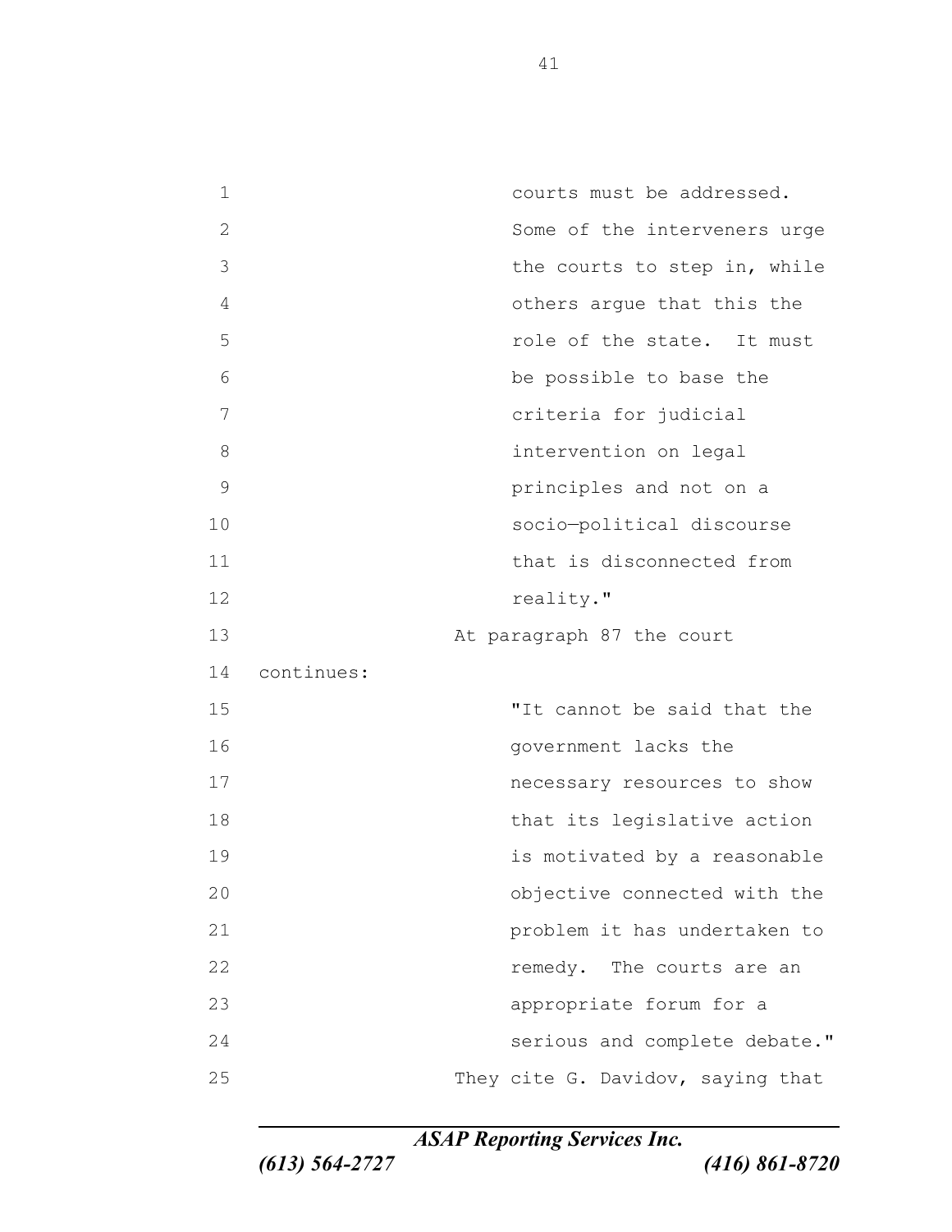> courts must be addressed. Some of the interveners urge the courts to step in, while others argue that this the role of the state. It must be possible to base the criteria for judicial intervention on legal principles and not on a socio—political discourse that is disconnected from reality."

At paragraph 87 the court continues:

> "It cannot be said that the government lacks the necessary resources to show that its legislative action is motivated by a reasonable objective connected with the problem it has undertaken to remedy. The courts are an appropriate forum for a serious and complete debate."

They cite G. Davidov, saying that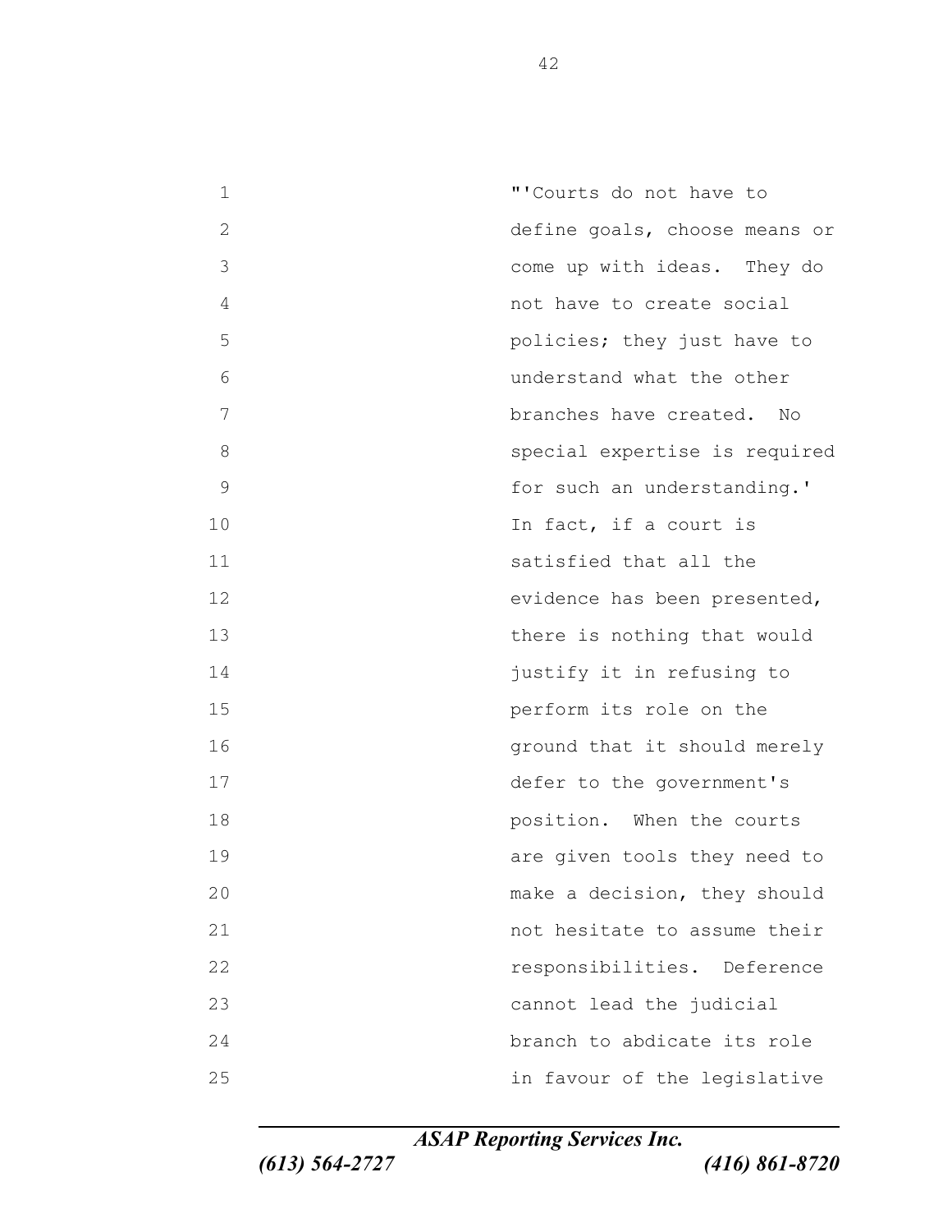"'Courts do not have to define goals, choose means or come up with ideas. They do not have to create social policies; they just have to understand what the other branches have created. No special expertise is required for such an understanding.' In fact, if a court is satisfied that all the evidence has been presented, there is nothing that would justify it in refusing to perform its role on the ground that it should merely defer to the government's position. When the courts are given tools they need to make a decision, they should not hesitate to assume their responsibilities. Deference cannot lead the judicial branch to abdicate its role in favour of the legislative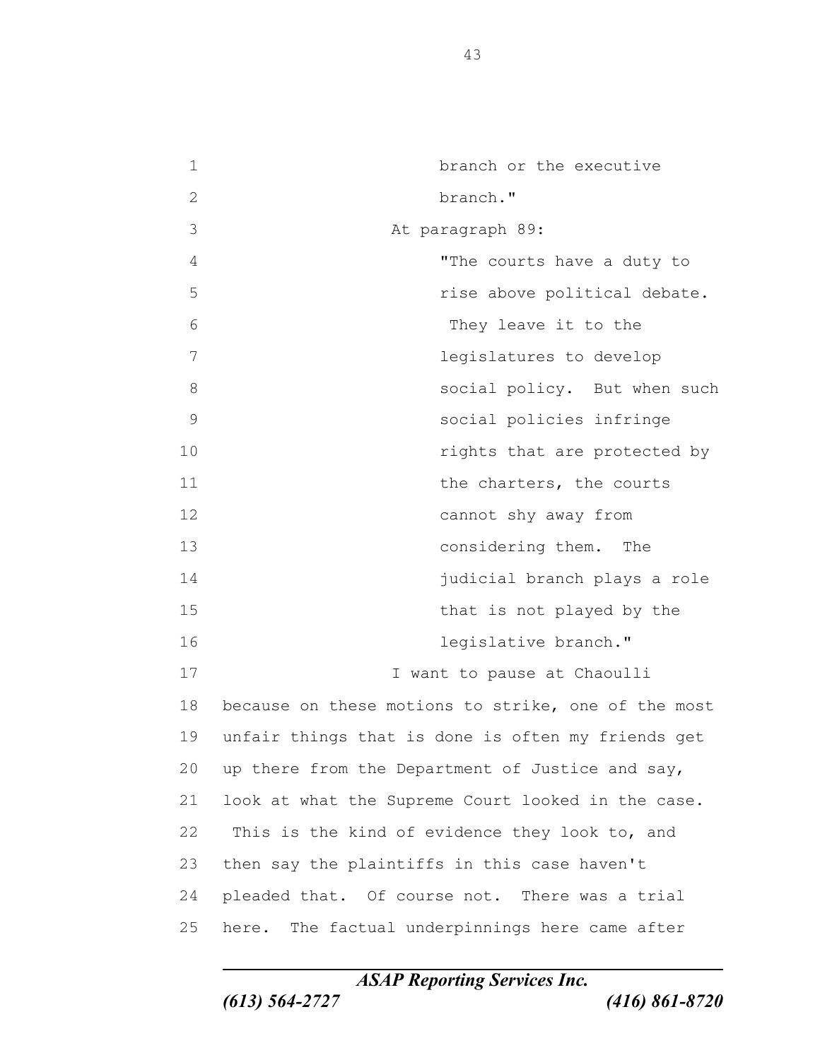branch or the executive branch."

At paragraph 89:

"The courts have a duty to rise above political debate. They leave it to the legislatures to develop social policy. But when such social policies infringe rights that are protected by the charters, the courts cannot shy away from considering them. The judicial branch plays a role that is not played by the legislative branch."

I want to pause at Chaoulli because on these motions to strike, one of the most unfair things that is done is often my friends get up there from the Department of Justice and say, look at what the Supreme Court looked in the case. This is the kind of evidence they look to, and then say the plaintiffs in this case haven't pleaded that. Of course not. There was a trial here. The factual underpinnings here came after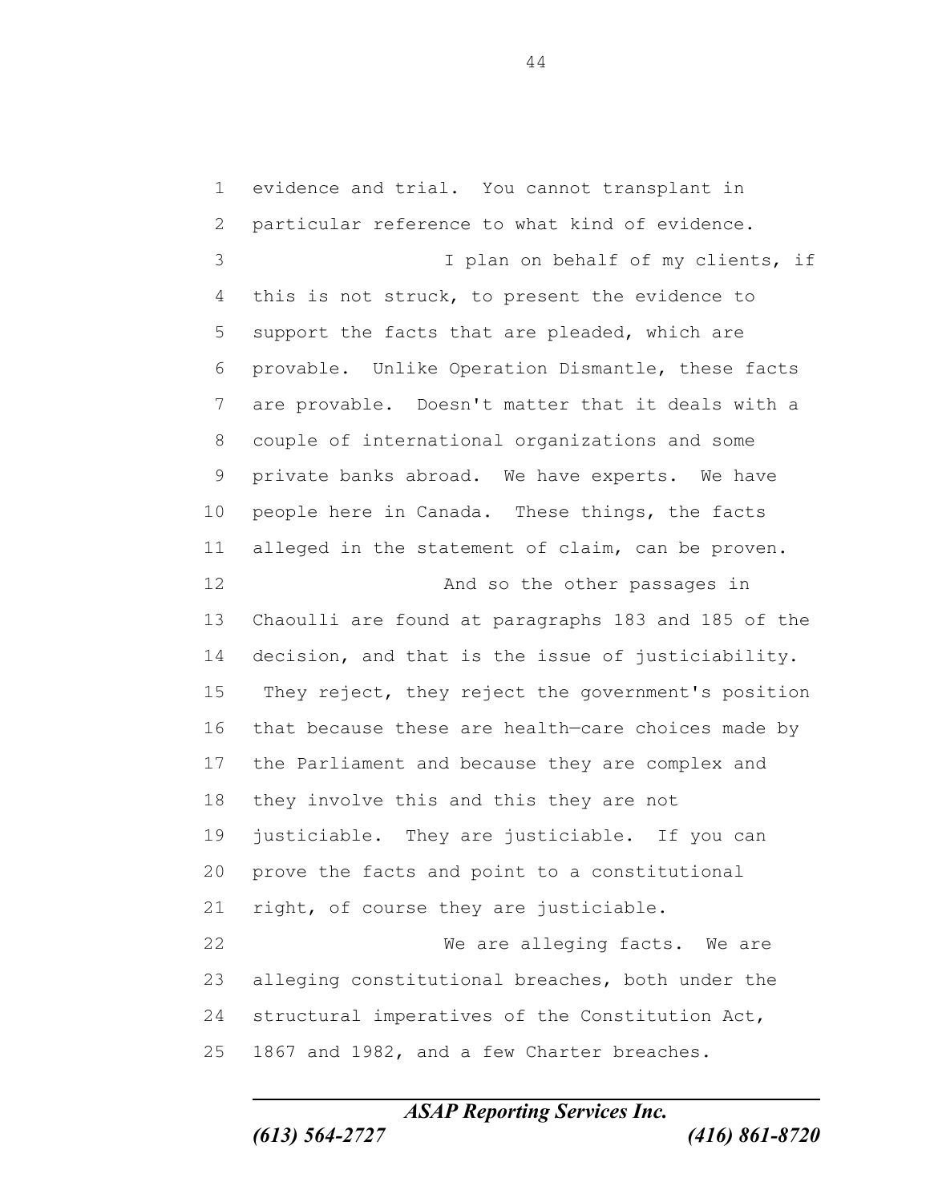evidence and trial. You cannot transplant in particular reference to what kind of evidence.

I plan on behalf of my clients, if this is not struck, to present the evidence to support the facts that are pleaded, which are provable. Unlike Operation Dismantle, these facts are provable. Doesn't matter that it deals with a couple of international organizations and some private banks abroad. We have experts. We have people here in Canada. These things, the facts alleged in the statement of claim, can be proven.

And so the other passages in Chaoulli are found at paragraphs 183 and 185 of the decision, and that is the issue of justiciability. They reject, they reject the government's position that because these are health—care choices made by the Parliament and because they are complex and they involve this and this they are not justiciable. They are justiciable. If you can prove the facts and point to a constitutional right, of course they are justiciable.

We are alleging facts. We are alleging constitutional breaches, both under the structural imperatives of the Constitution Act, 1867 and 1982, and a few Charter breaches.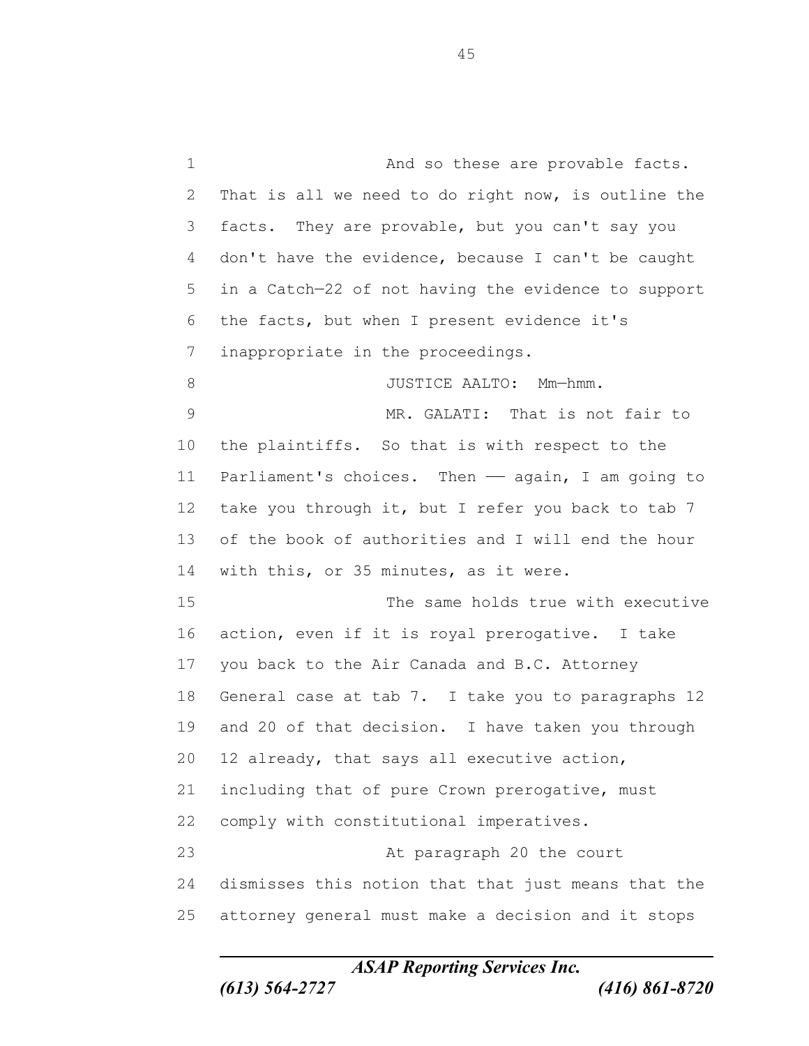And so these are provable facts. That is all we need to do right now, is outline the facts. They are provable, but you can't say you don't have the evidence, because I can't be caught in a Catch—22 of not having the evidence to support the facts, but when I present evidence it's inappropriate in the proceedings.

JUSTICE AALTO: Mm—hmm.

MR. GALATI: That is not fair to the plaintiffs. So that is with respect to the Parliament's choices. Then —— again, I am going to take you through it, but I refer you back to tab 7 of the book of authorities and I will end the hour with this, or 35 minutes, as it were.

The same holds true with executive action, even if it is royal prerogative. I take you back to the Air Canada and B.C. Attorney General case at tab 7. I take you to paragraphs 12 and 20 of that decision. I have taken you through 12 already, that says all executive action, including that of pure Crown prerogative, must comply with constitutional imperatives.

At paragraph 20 the court dismisses this notion that that just means that the attorney general must make a decision and it stops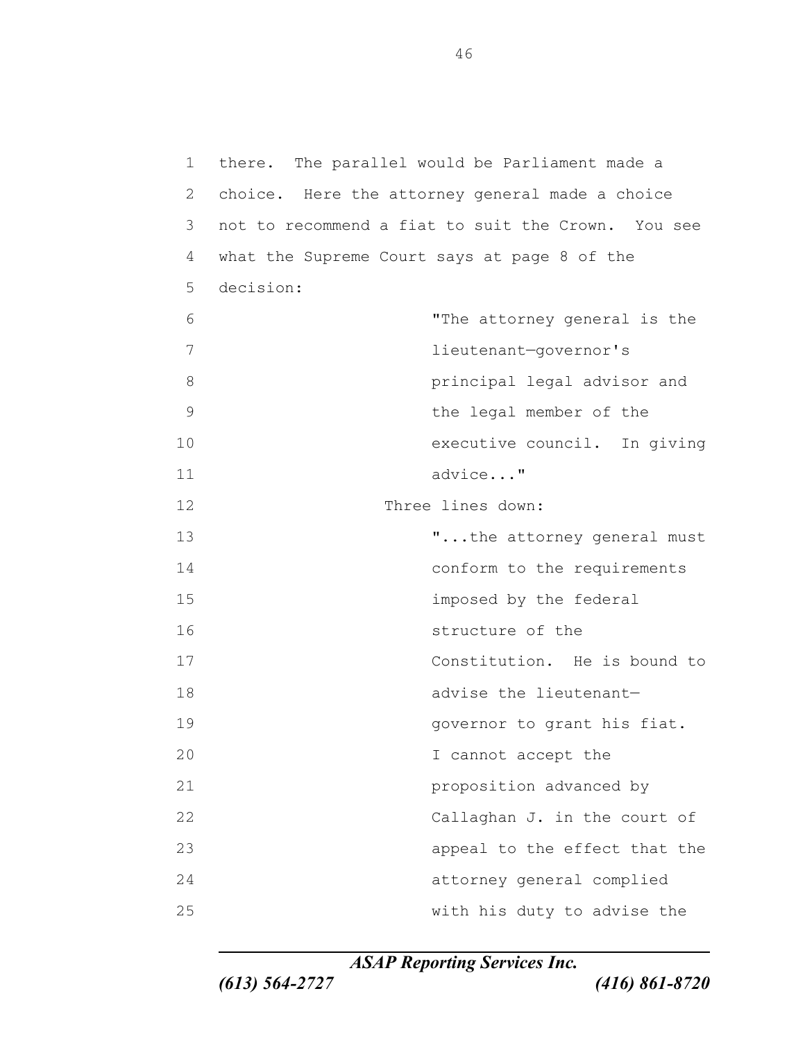there. The parallel would be Parliament made a choice. Here the attorney general made a choice not to recommend a fiat to suit the Crown. You see what the Supreme Court says at page 8 of the decision:

> "The attorney general is the lieutenant—governor's principal legal advisor and the legal member of the executive council. In giving advice..."

Three lines down:

> "...the attorney general must conform to the requirements imposed by the federal structure of the Constitution. He is bound to advise the lieutenant—governor to grant his fiat. I cannot accept the proposition advanced by Callaghan J. in the court of appeal to the effect that the attorney general complied with his duty to advise the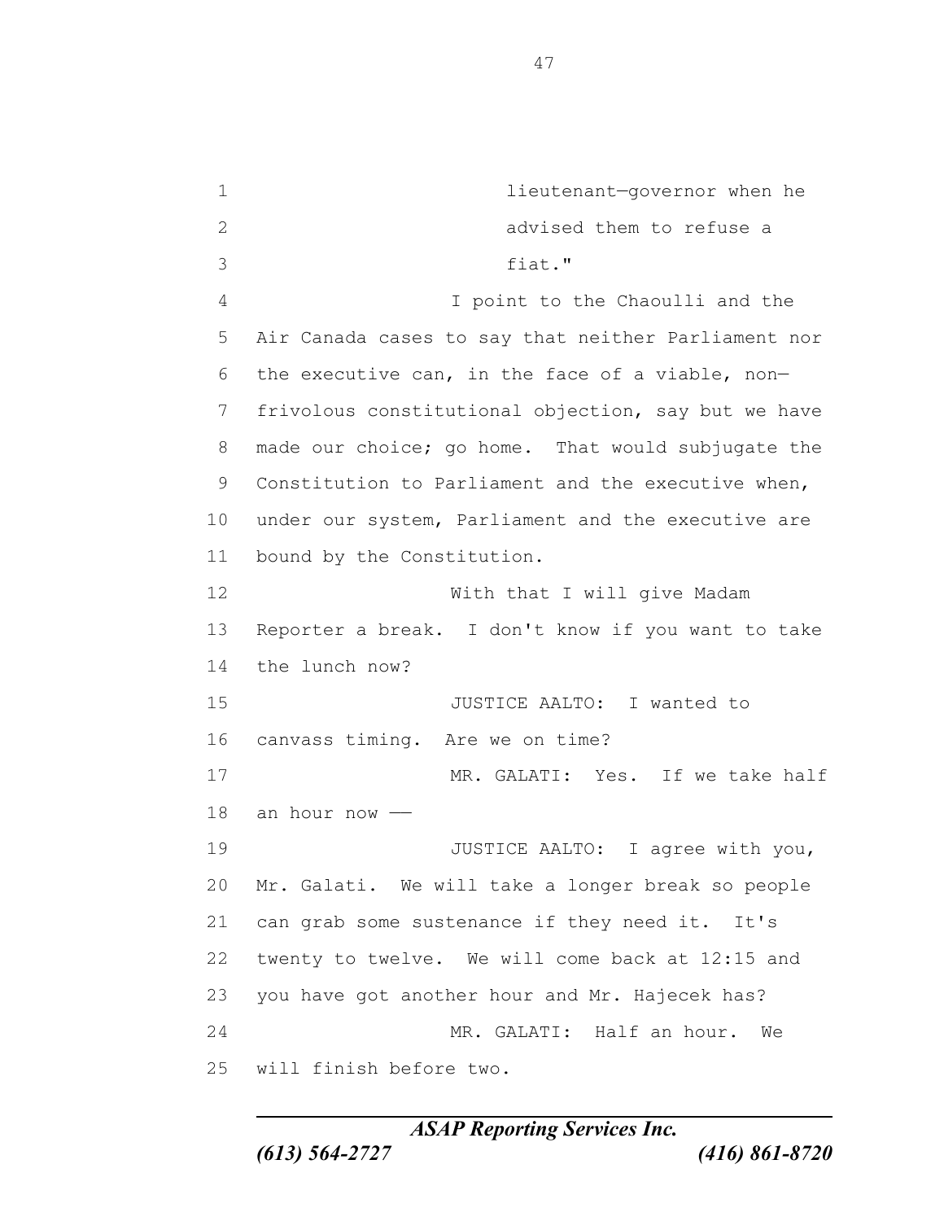lieutenant—governor when he advised them to refuse a fiat."

I point to the Chaoulli and the Air Canada cases to say that neither Parliament nor the executive can, in the face of a viable, non—frivolous constitutional objection, say but we have made our choice; go home. That would subjugate the Constitution to Parliament and the executive when, under our system, Parliament and the executive are bound by the Constitution.

With that I will give Madam Reporter a break. I don't know if you want to take the lunch now?

JUSTICE AALTO: I wanted to canvass timing. Are we on time?

MR. GALATI: Yes. If we take half an hour now ——

JUSTICE AALTO: I agree with you, Mr. Galati. We will take a longer break so people can grab some sustenance if they need it. It's twenty to twelve. We will come back at 12:15 and you have got another hour and Mr. Hajecek has?

MR. GALATI: Half an hour. We will finish before two.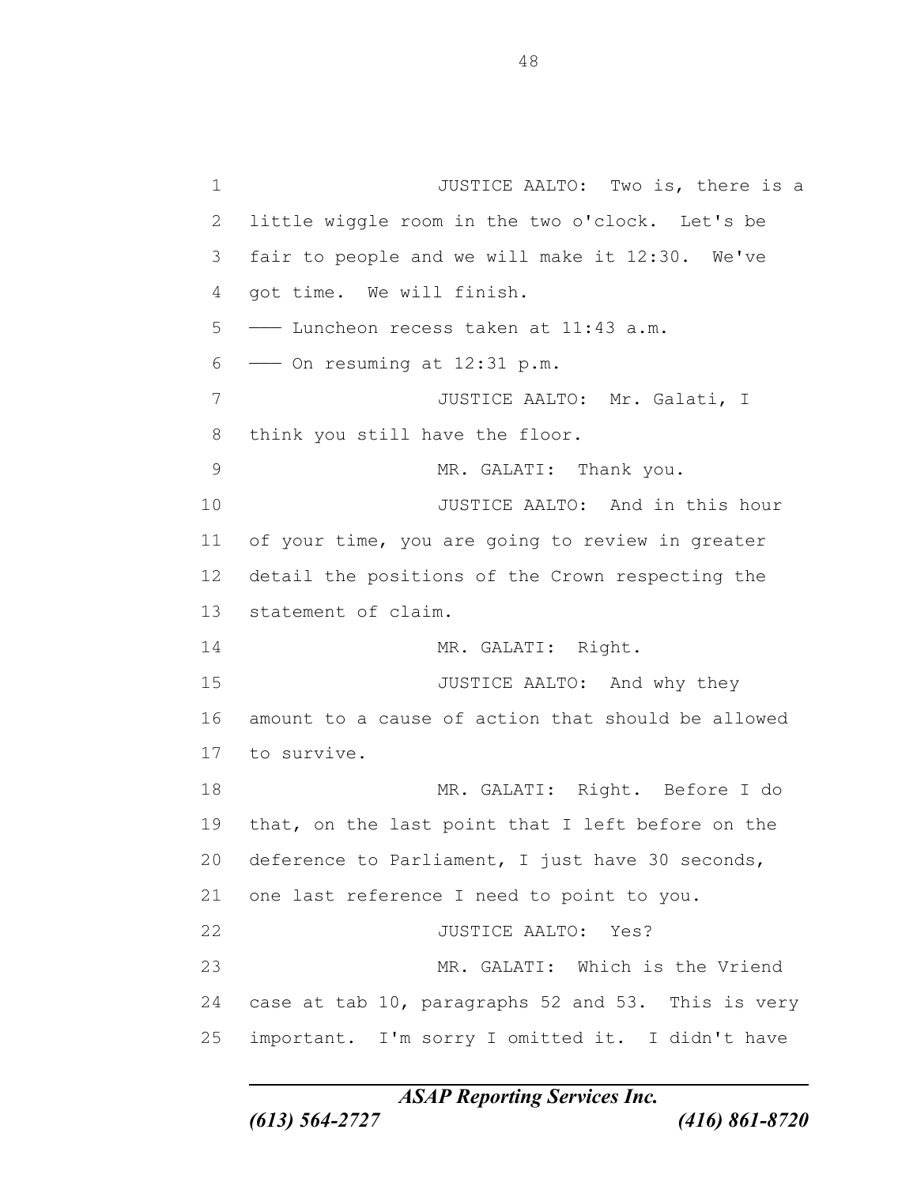JUSTICE AALTO: Two is, there is a little wiggle room in the two o'clock. Let's be fair to people and we will make it 12:30. We've got time. We will finish.

—— Luncheon recess taken at 11:43 a.m.

—— On resuming at 12:31 p.m.

JUSTICE AALTO: Mr. Galati, I think you still have the floor.

MR. GALATI: Thank you.

JUSTICE AALTO: And in this hour of your time, you are going to review in greater detail the positions of the Crown respecting the statement of claim.

MR. GALATI: Right.

JUSTICE AALTO: And why they amount to a cause of action that should be allowed to survive.

MR. GALATI: Right. Before I do that, on the last point that I left before on the deference to Parliament, I just have 30 seconds, one last reference I need to point to you.

JUSTICE AALTO: Yes?

MR. GALATI: Which is the Vriend case at tab 10, paragraphs 52 and 53. This is very important. I'm sorry I omitted it. I didn't have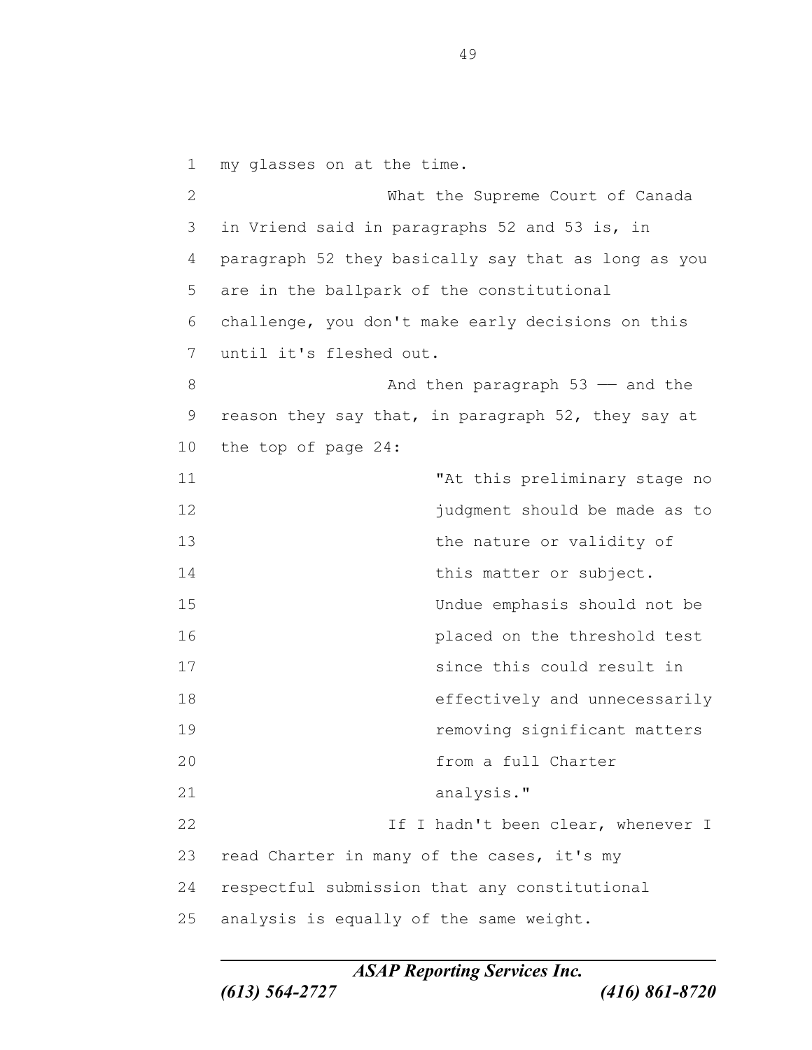my glasses on at the time.

What the Supreme Court of Canada in Vriend said in paragraphs 52 and 53 is, in paragraph 52 they basically say that as long as you are in the ballpark of the constitutional challenge, you don't make early decisions on this until it's fleshed out.

And then paragraph 53 –– and the reason they say that, in paragraph 52, they say at the top of page 24:

> "At this preliminary stage no judgment should be made as to the nature or validity of this matter or subject. Undue emphasis should not be placed on the threshold test since this could result in effectively and unnecessarily removing significant matters from a full Charter analysis."

If I hadn't been clear, whenever I read Charter in many of the cases, it's my respectful submission that any constitutional analysis is equally of the same weight.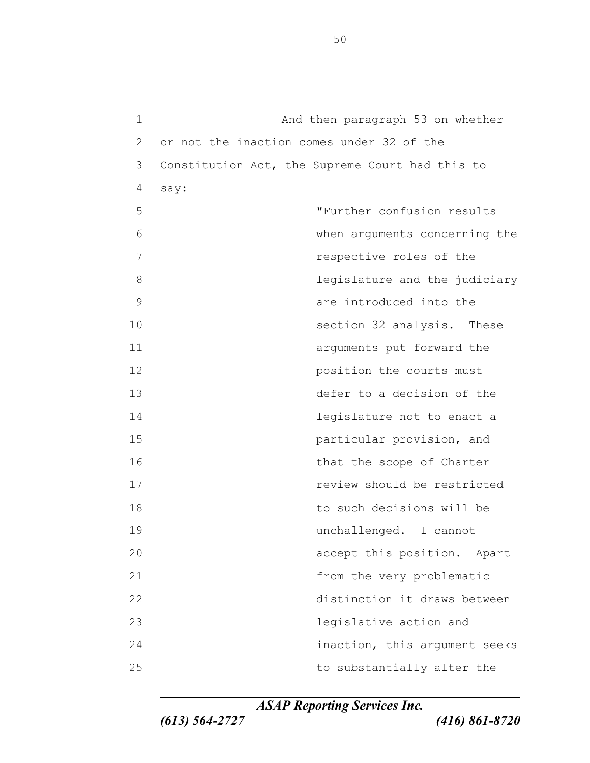And then paragraph 53 on whether or not the inaction comes under 32 of the Constitution Act, the Supreme Court had this to say:

> "Further confusion results when arguments concerning the respective roles of the legislature and the judiciary are introduced into the section 32 analysis. These arguments put forward the position the courts must defer to a decision of the legislature not to enact a particular provision, and that the scope of Charter review should be restricted to such decisions will be unchallenged. I cannot accept this position. Apart from the very problematic distinction it draws between legislative action and inaction, this argument seeks to substantially alter the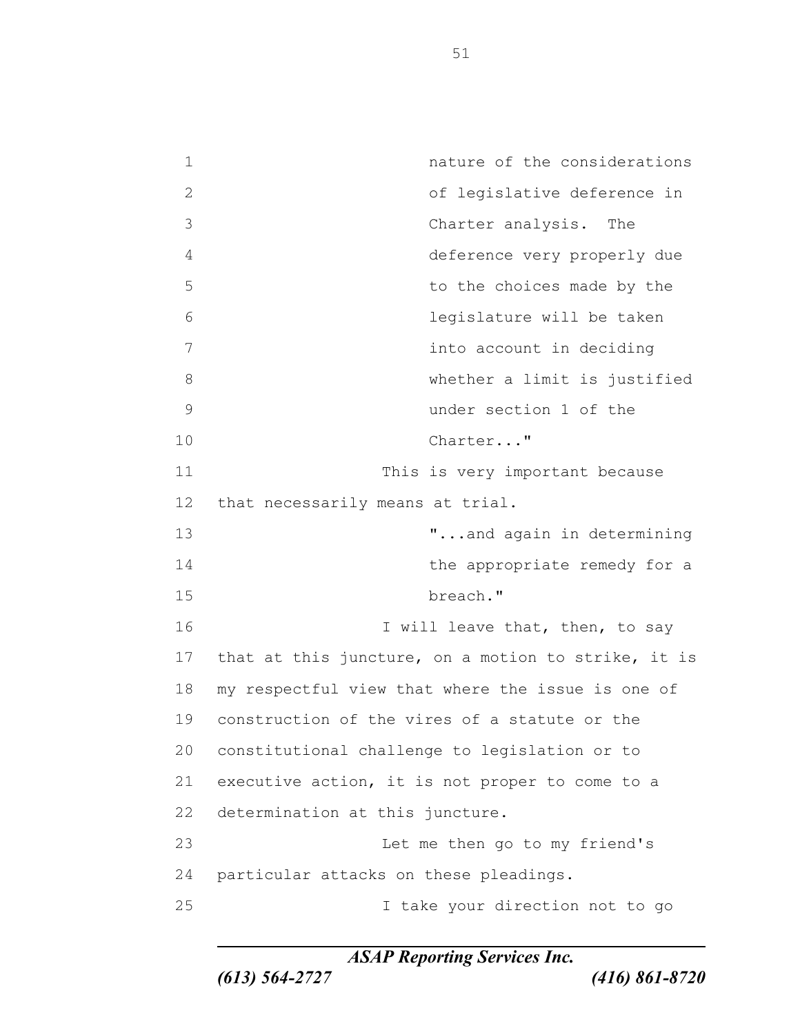> nature of the considerations of legislative deference in Charter analysis. The deference very properly due to the choices made by the legislature will be taken into account in deciding whether a limit is justified under section 1 of the Charter..."

This is very important because that necessarily means at trial.

> "...and again in determining the appropriate remedy for a breach."

I will leave that, then, to say that at this juncture, on a motion to strike, it is my respectful view that where the issue is one of construction of the vires of a statute or the constitutional challenge to legislation or to executive action, it is not proper to come to a determination at this juncture.

Let me then go to my friend's particular attacks on these pleadings.

I take your direction not to go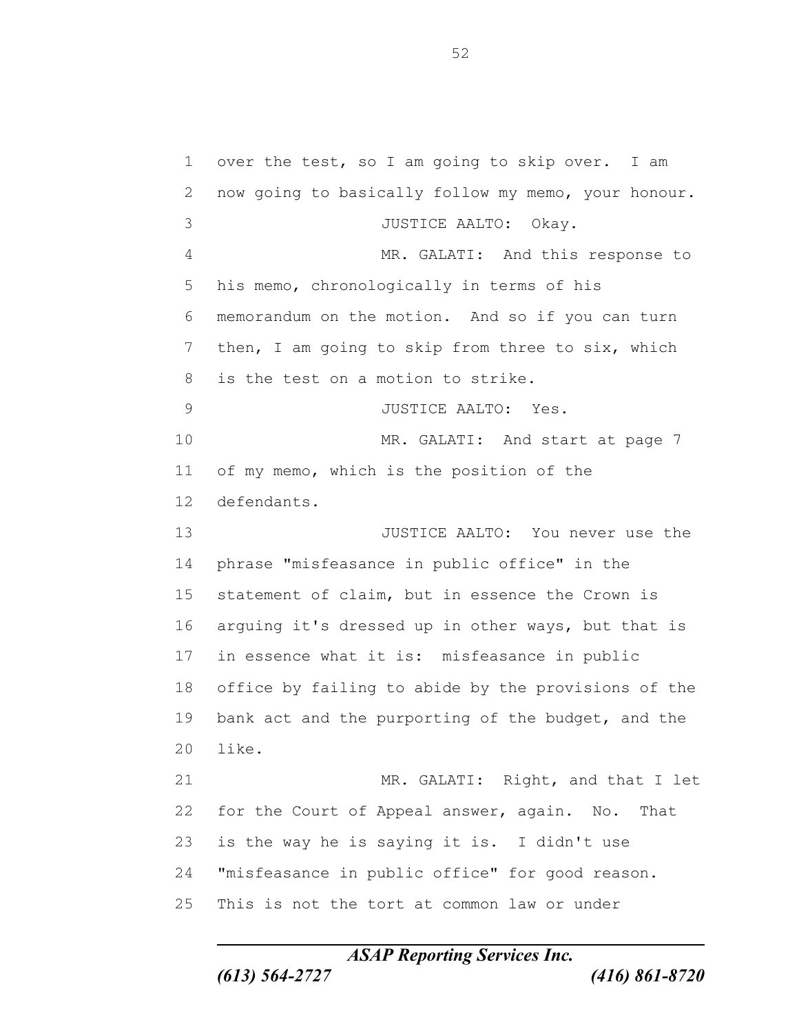over the test, so I am going to skip over. I am now going to basically follow my memo, your honour.

JUSTICE AALTO: Okay.

MR. GALATI: And this response to his memo, chronologically in terms of his memorandum on the motion. And so if you can turn then, I am going to skip from three to six, which is the test on a motion to strike.

JUSTICE AALTO: Yes.

MR. GALATI: And start at page 7 of my memo, which is the position of the defendants.

JUSTICE AALTO: You never use the phrase "misfeasance in public office" in the statement of claim, but in essence the Crown is arguing it's dressed up in other ways, but that is in essence what it is: misfeasance in public office by failing to abide by the provisions of the bank act and the purporting of the budget, and the like.

MR. GALATI: Right, and that I let for the Court of Appeal answer, again. No. That is the way he is saying it is. I didn't use "misfeasance in public office" for good reason. This is not the tort at common law or under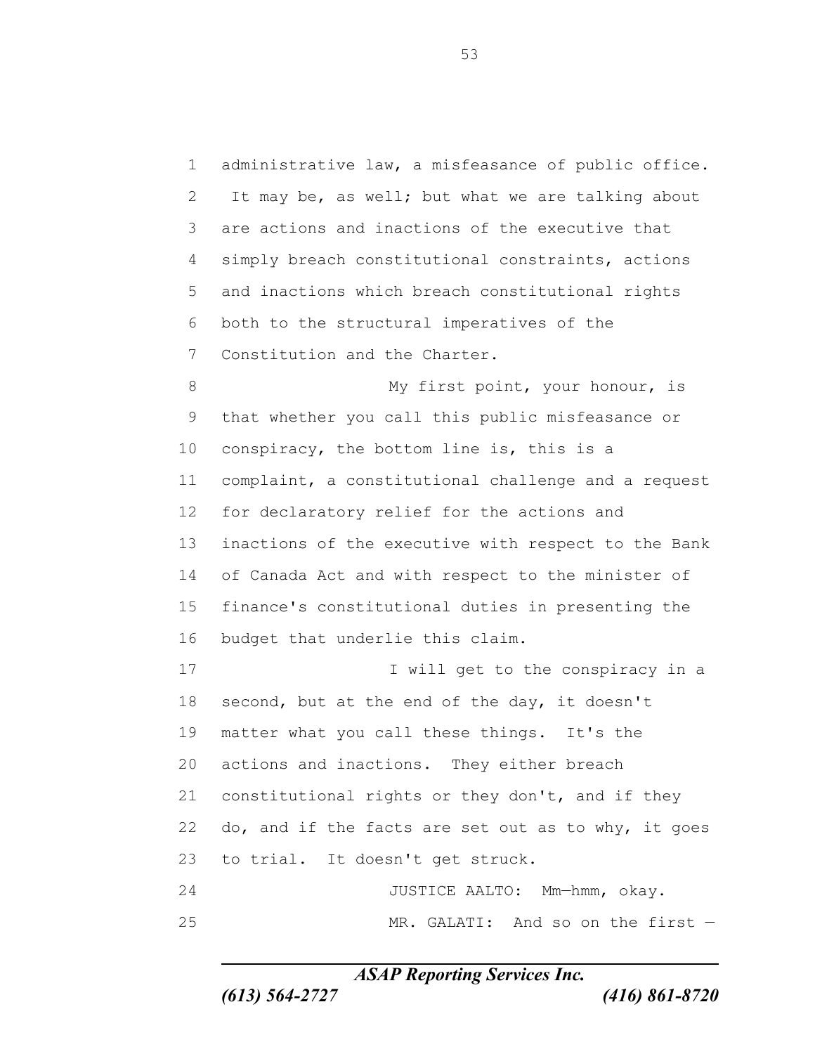administrative law, a misfeasance of public office. It may be, as well; but what we are talking about are actions and inactions of the executive that simply breach constitutional constraints, actions and inactions which breach constitutional rights both to the structural imperatives of the Constitution and the Charter.

My first point, your honour, is that whether you call this public misfeasance or conspiracy, the bottom line is, this is a complaint, a constitutional challenge and a request for declaratory relief for the actions and inactions of the executive with respect to the Bank of Canada Act and with respect to the minister of finance's constitutional duties in presenting the budget that underlie this claim.

I will get to the conspiracy in a second, but at the end of the day, it doesn't matter what you call these things. It's the actions and inactions. They either breach constitutional rights or they don't, and if they do, and if the facts are set out as to why, it goes to trial. It doesn't get struck.

JUSTICE AALTO: Mm—hmm, okay.

MR. GALATI: And so on the first —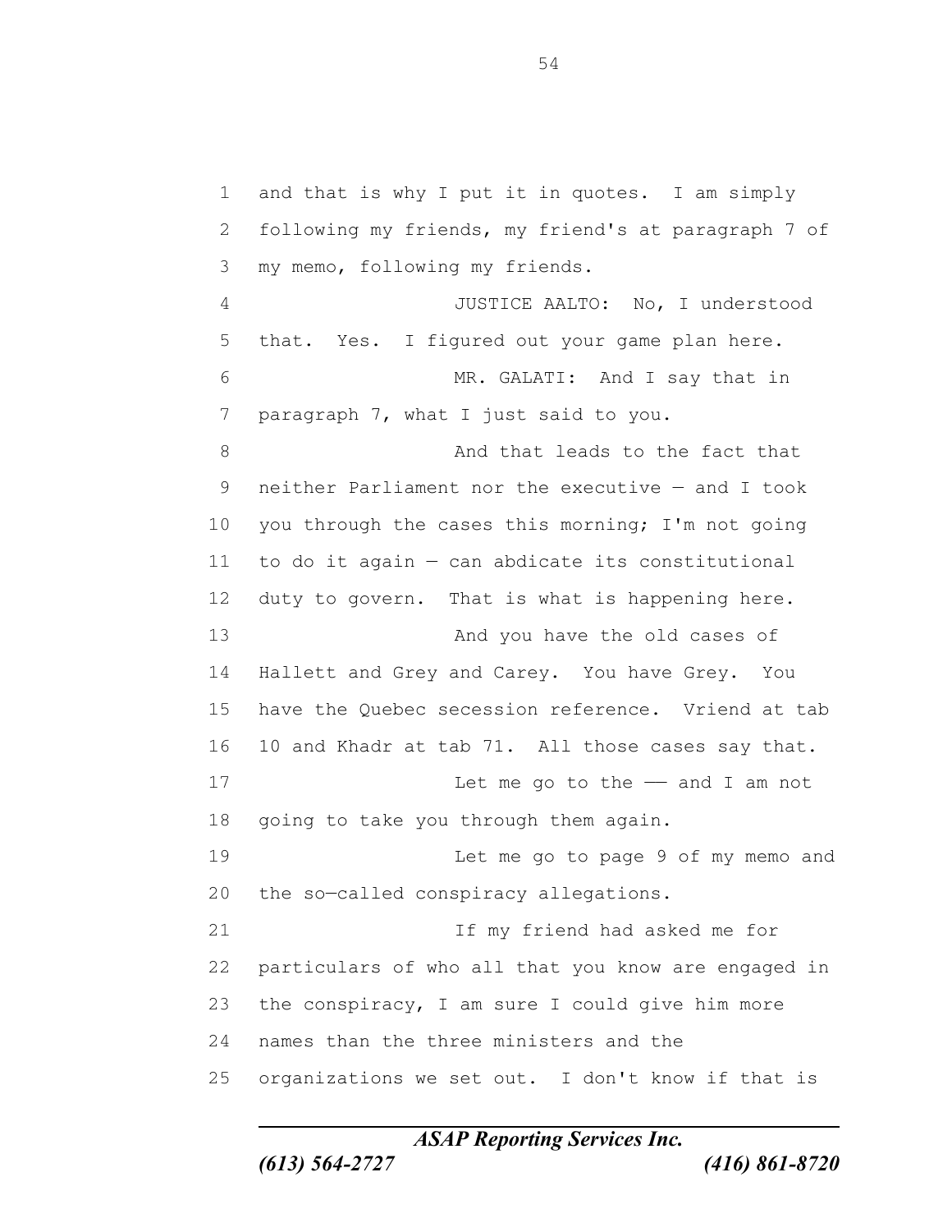and that is why I put it in quotes. I am simply following my friends, my friend's at paragraph 7 of my memo, following my friends.

JUSTICE AALTO: No, I understood that. Yes. I figured out your game plan here.

MR. GALATI: And I say that in paragraph 7, what I just said to you.

And that leads to the fact that neither Parliament nor the executive — and I took you through the cases this morning; I'm not going to do it again — can abdicate its constitutional duty to govern. That is what is happening here.

And you have the old cases of Hallett and Grey and Carey. You have Grey. You have the Quebec secession reference. Vriend at tab 10 and Khadr at tab 71. All those cases say that.

Let me go to the —— and I am not going to take you through them again.

Let me go to page 9 of my memo and the so—called conspiracy allegations.

If my friend had asked me for particulars of who all that you know are engaged in the conspiracy, I am sure I could give him more names than the three ministers and the organizations we set out. I don't know if that is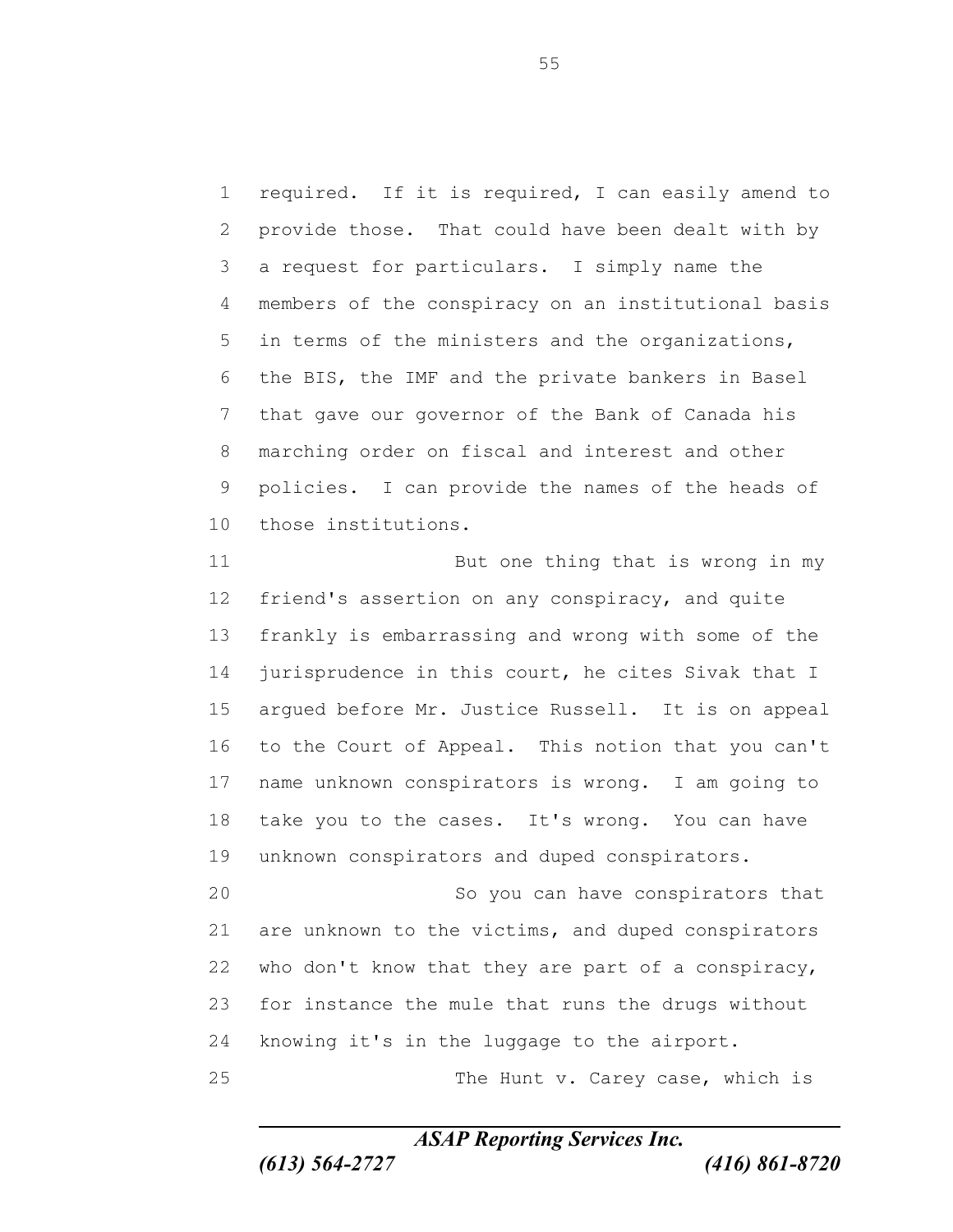required. If it is required, I can easily amend to provide those. That could have been dealt with by a request for particulars. I simply name the members of the conspiracy on an institutional basis in terms of the ministers and the organizations, the BIS, the IMF and the private bankers in Basel that gave our governor of the Bank of Canada his marching order on fiscal and interest and other policies. I can provide the names of the heads of those institutions.

But one thing that is wrong in my friend's assertion on any conspiracy, and quite frankly is embarrassing and wrong with some of the jurisprudence in this court, he cites Sivak that I argued before Mr. Justice Russell. It is on appeal to the Court of Appeal. This notion that you can't name unknown conspirators is wrong. I am going to take you to the cases. It's wrong. You can have unknown conspirators and duped conspirators.

So you can have conspirators that are unknown to the victims, and duped conspirators who don't know that they are part of a conspiracy, for instance the mule that runs the drugs without knowing it's in the luggage to the airport.

The Hunt v. Carey case, which is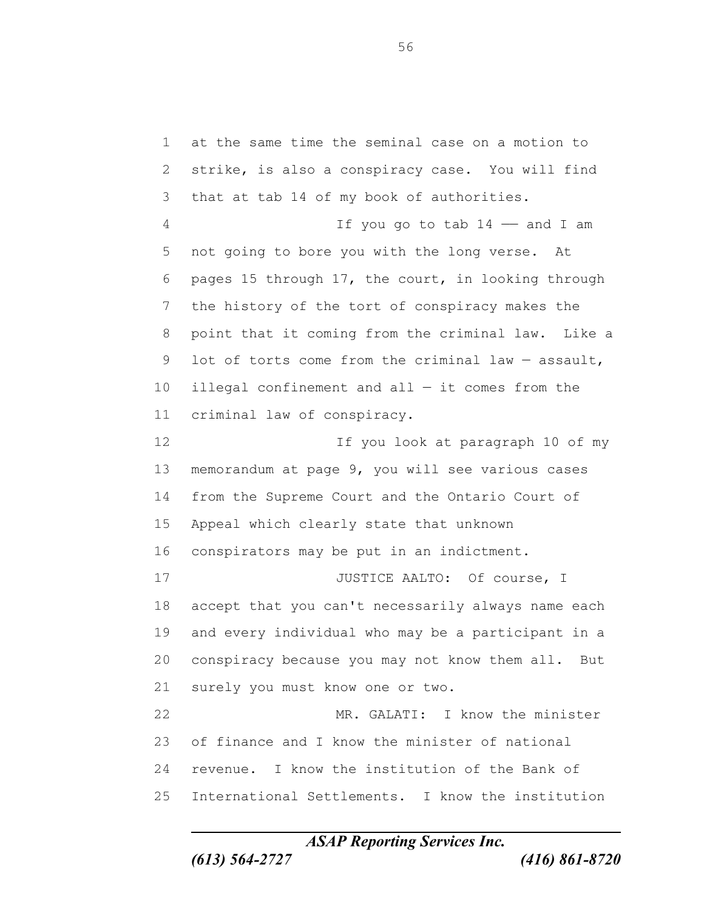at the same time the seminal case on a motion to strike, is also a conspiracy case. You will find that at tab 14 of my book of authorities.

If you go to tab 14 –– and I am not going to bore you with the long verse. At pages 15 through 17, the court, in looking through the history of the tort of conspiracy makes the point that it coming from the criminal law. Like a lot of torts come from the criminal law — assault, illegal confinement and all — it comes from the criminal law of conspiracy.

If you look at paragraph 10 of my memorandum at page 9, you will see various cases from the Supreme Court and the Ontario Court of Appeal which clearly state that unknown conspirators may be put in an indictment.

JUSTICE AALTO: Of course, I accept that you can't necessarily always name each and every individual who may be a participant in a conspiracy because you may not know them all. But surely you must know one or two.

MR. GALATI: I know the minister of finance and I know the minister of national revenue. I know the institution of the Bank of International Settlements. I know the institution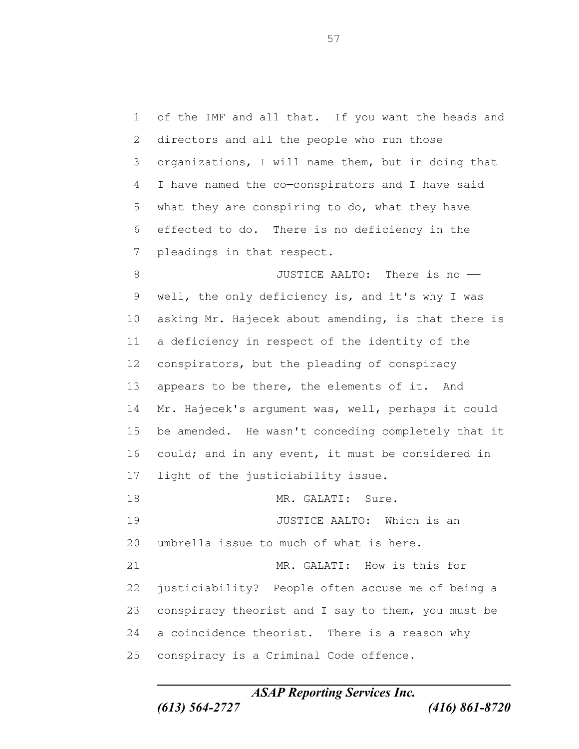of the IMF and all that. If you want the heads and directors and all the people who run those organizations, I will name them, but in doing that I have named the co—conspirators and I have said what they are conspiring to do, what they have effected to do. There is no deficiency in the pleadings in that respect.

JUSTICE AALTO: There is no —— well, the only deficiency is, and it's why I was asking Mr. Hajecek about amending, is that there is a deficiency in respect of the identity of the conspirators, but the pleading of conspiracy appears to be there, the elements of it. And Mr. Hajecek's argument was, well, perhaps it could be amended. He wasn't conceding completely that it could; and in any event, it must be considered in light of the justiciability issue.

MR. GALATI: Sure.

JUSTICE AALTO: Which is an umbrella issue to much of what is here.

MR. GALATI: How is this for justiciability? People often accuse me of being a conspiracy theorist and I say to them, you must be a coincidence theorist. There is a reason why conspiracy is a Criminal Code offence.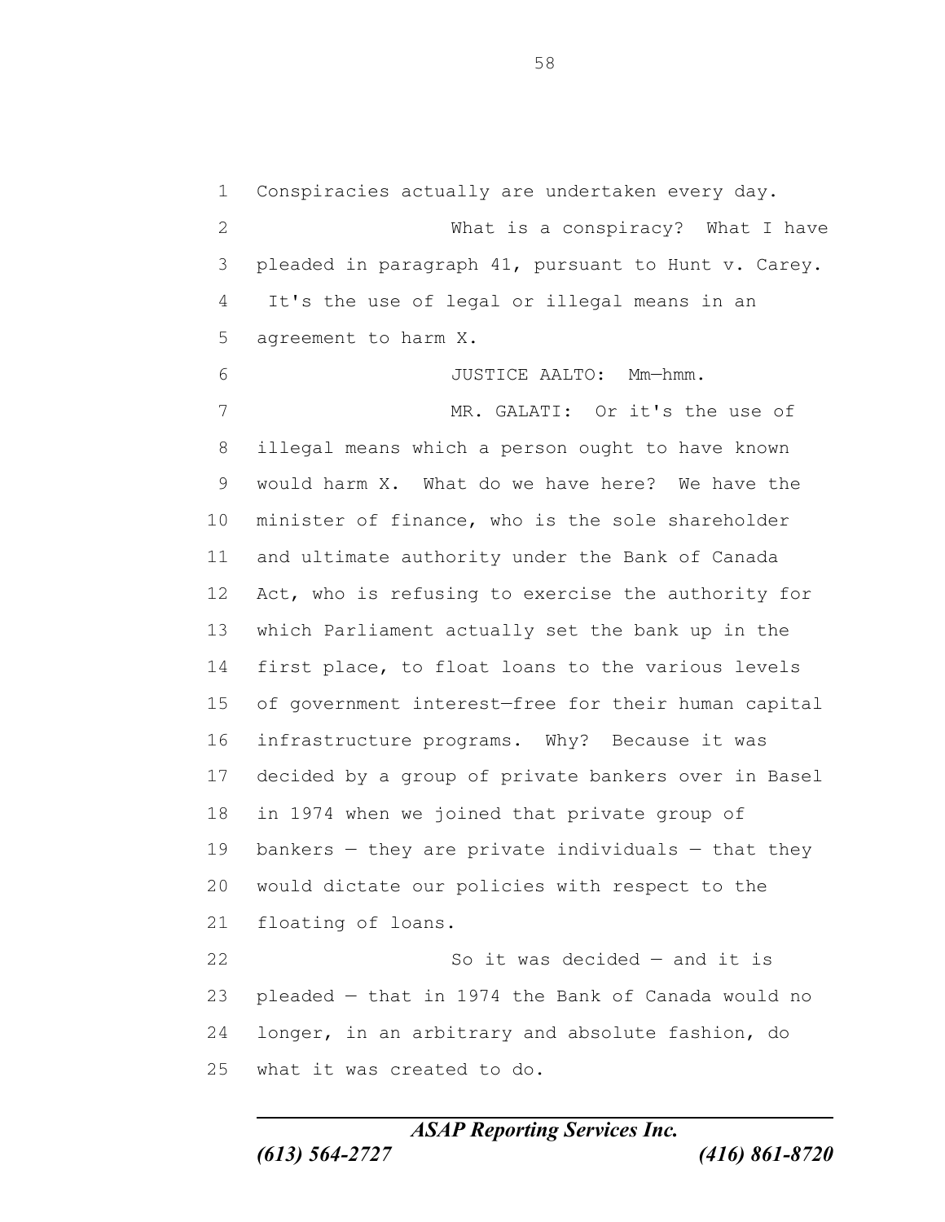Conspiracies actually are undertaken every day.

What is a conspiracy? What I have pleaded in paragraph 41, pursuant to Hunt v. Carey. It's the use of legal or illegal means in an agreement to harm X.

JUSTICE AALTO: Mm—hmm.

MR. GALATI: Or it's the use of illegal means which a person ought to have known would harm X. What do we have here? We have the minister of finance, who is the sole shareholder and ultimate authority under the Bank of Canada Act, who is refusing to exercise the authority for which Parliament actually set the bank up in the first place, to float loans to the various levels of government interest—free for their human capital infrastructure programs. Why? Because it was decided by a group of private bankers over in Basel in 1974 when we joined that private group of bankers — they are private individuals — that they would dictate our policies with respect to the floating of loans.

So it was decided — and it is pleaded — that in 1974 the Bank of Canada would no longer, in an arbitrary and absolute fashion, do what it was created to do.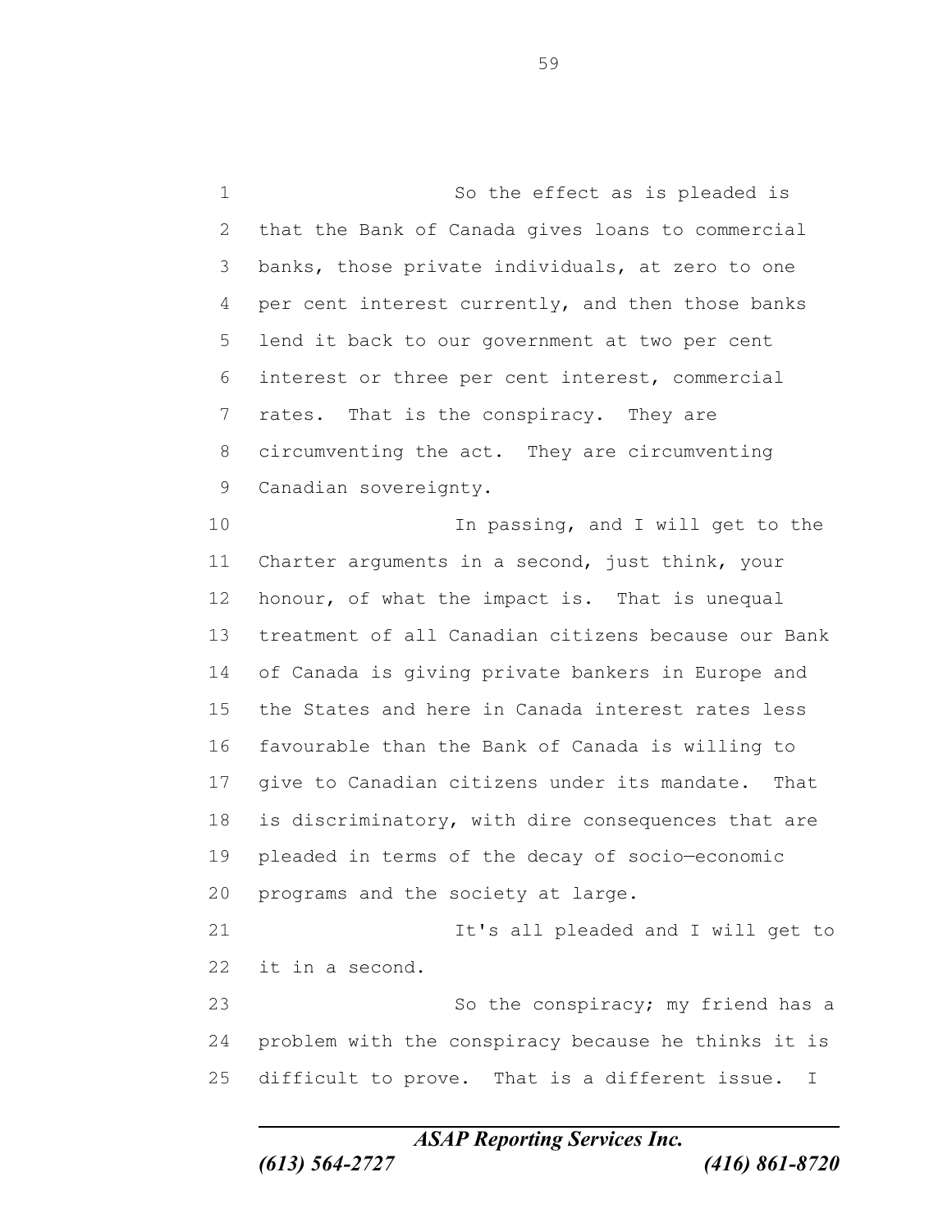So the effect as is pleaded is that the Bank of Canada gives loans to commercial banks, those private individuals, at zero to one per cent interest currently, and then those banks lend it back to our government at two per cent interest or three per cent interest, commercial rates. That is the conspiracy. They are circumventing the act. They are circumventing Canadian sovereignty.

In passing, and I will get to the Charter arguments in a second, just think, your honour, of what the impact is. That is unequal treatment of all Canadian citizens because our Bank of Canada is giving private bankers in Europe and the States and here in Canada interest rates less favourable than the Bank of Canada is willing to give to Canadian citizens under its mandate. That is discriminatory, with dire consequences that are pleaded in terms of the decay of socio—economic programs and the society at large.

It's all pleaded and I will get to it in a second.

So the conspiracy; my friend has a problem with the conspiracy because he thinks it is difficult to prove. That is a different issue. I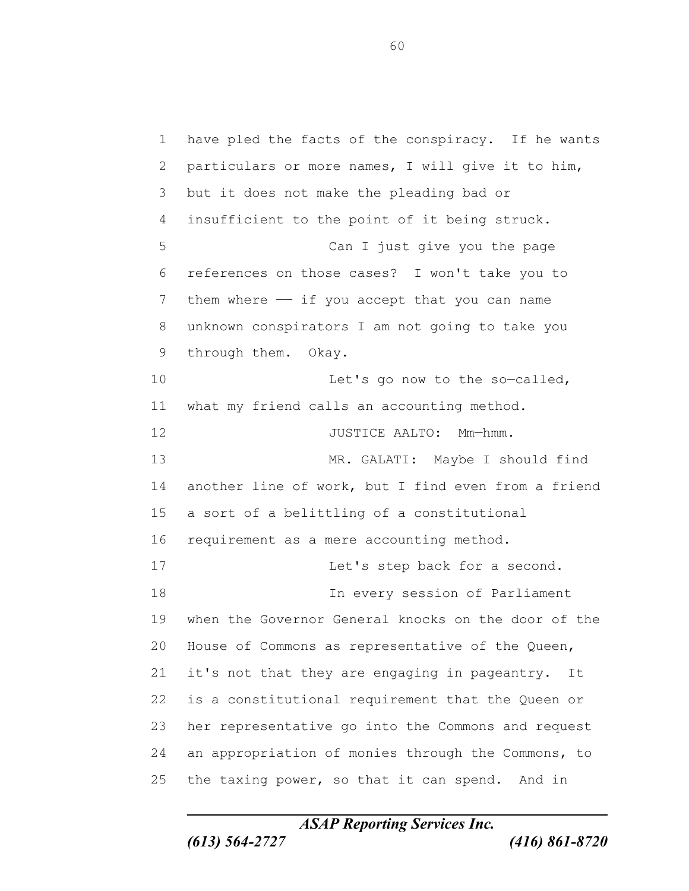have pled the facts of the conspiracy. If he wants particulars or more names, I will give it to him, but it does not make the pleading bad or insufficient to the point of it being struck.

Can I just give you the page references on those cases? I won't take you to them where –– if you accept that you can name unknown conspirators I am not going to take you through them. Okay.

Let's go now to the so—called, what my friend calls an accounting method.

JUSTICE AALTO: Mm—hmm.

MR. GALATI: Maybe I should find another line of work, but I find even from a friend a sort of a belittling of a constitutional requirement as a mere accounting method.

Let's step back for a second.

In every session of Parliament when the Governor General knocks on the door of the House of Commons as representative of the Queen, it's not that they are engaging in pageantry. It is a constitutional requirement that the Queen or her representative go into the Commons and request an appropriation of monies through the Commons, to the taxing power, so that it can spend. And in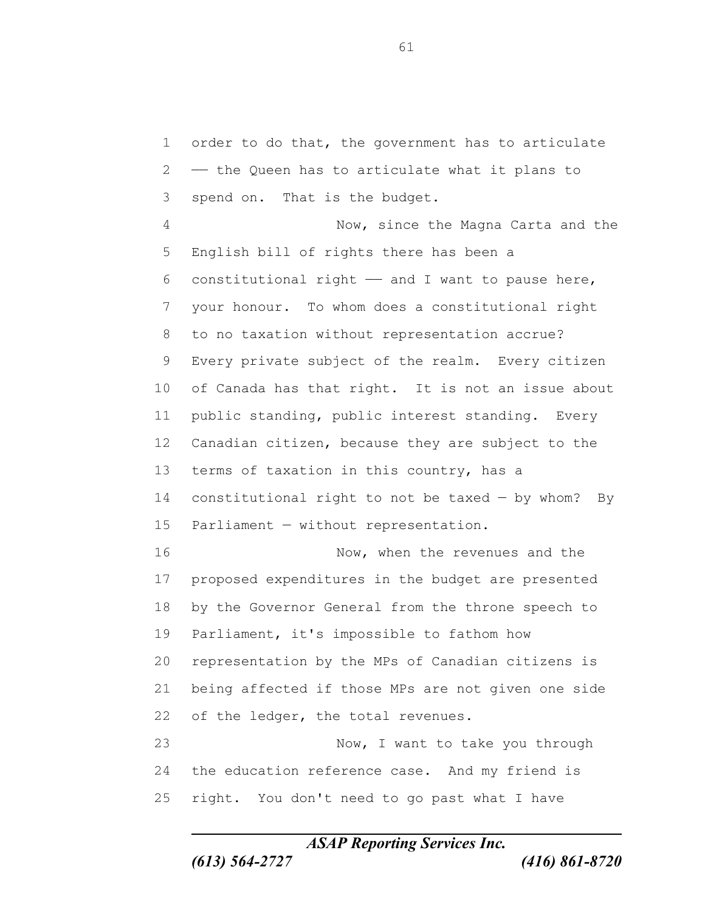order to do that, the government has to articulate —— the Queen has to articulate what it plans to spend on. That is the budget.

Now, since the Magna Carta and the English bill of rights there has been a constitutional right —— and I want to pause here, your honour. To whom does a constitutional right to no taxation without representation accrue? Every private subject of the realm. Every citizen of Canada has that right. It is not an issue about public standing, public interest standing. Every Canadian citizen, because they are subject to the terms of taxation in this country, has a constitutional right to not be taxed — by whom? By Parliament — without representation.

Now, when the revenues and the proposed expenditures in the budget are presented by the Governor General from the throne speech to Parliament, it's impossible to fathom how representation by the MPs of Canadian citizens is being affected if those MPs are not given one side of the ledger, the total revenues.

Now, I want to take you through the education reference case. And my friend is right. You don't need to go past what I have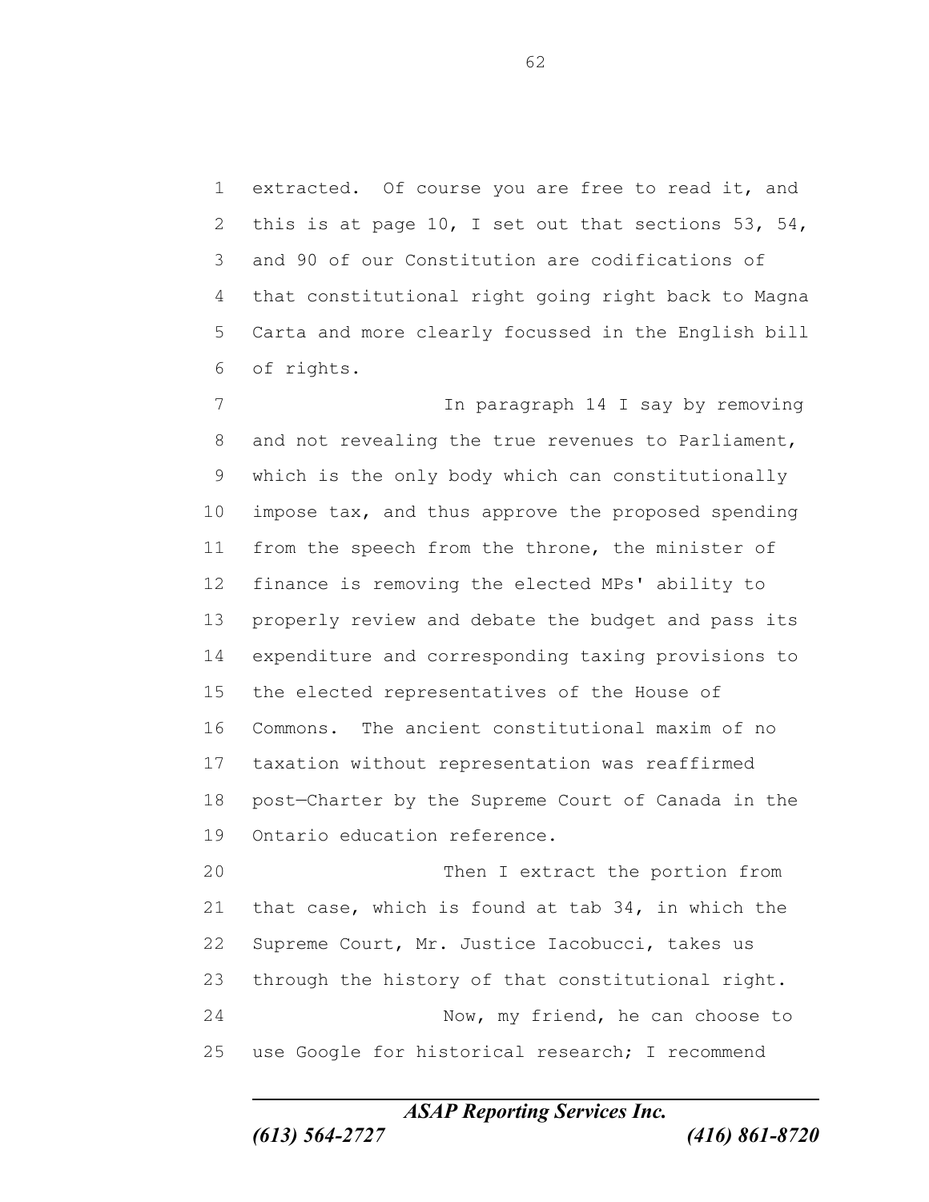extracted. Of course you are free to read it, and this is at page 10, I set out that sections 53, 54, and 90 of our Constitution are codifications of that constitutional right going right back to Magna Carta and more clearly focussed in the English bill of rights.

In paragraph 14 I say by removing and not revealing the true revenues to Parliament, which is the only body which can constitutionally impose tax, and thus approve the proposed spending from the speech from the throne, the minister of finance is removing the elected MPs' ability to properly review and debate the budget and pass its expenditure and corresponding taxing provisions to the elected representatives of the House of Commons. The ancient constitutional maxim of no taxation without representation was reaffirmed post—Charter by the Supreme Court of Canada in the Ontario education reference.

Then I extract the portion from that case, which is found at tab 34, in which the Supreme Court, Mr. Justice Iacobucci, takes us through the history of that constitutional right.

Now, my friend, he can choose to use Google for historical research; I recommend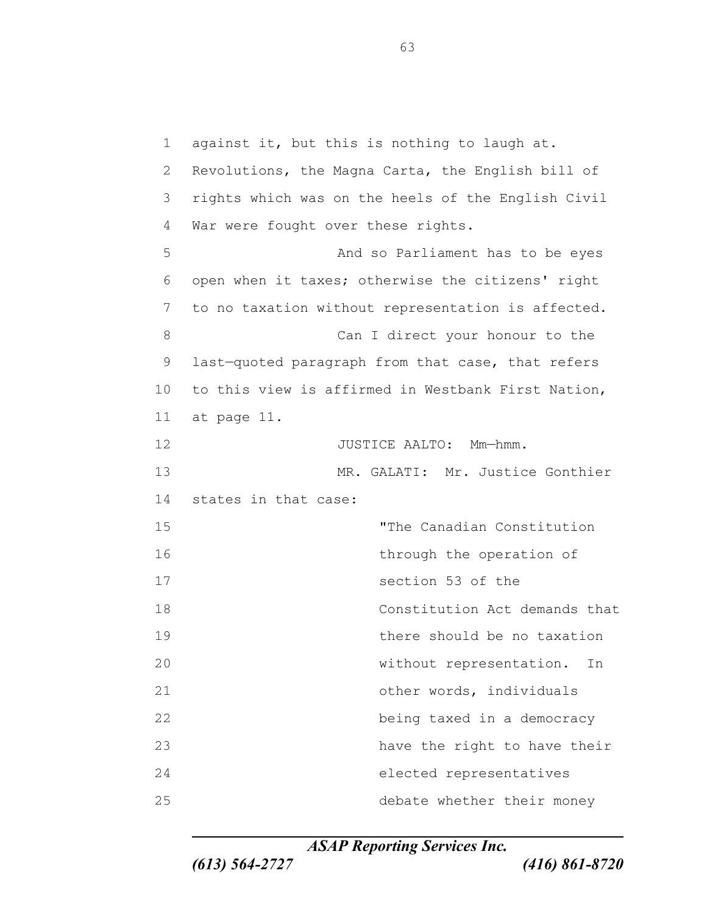against it, but this is nothing to laugh at. Revolutions, the Magna Carta, the English bill of rights which was on the heels of the English Civil War were fought over these rights.

And so Parliament has to be eyes open when it taxes; otherwise the citizens' right to no taxation without representation is affected.

Can I direct your honour to the last—quoted paragraph from that case, that refers to this view is affirmed in Westbank First Nation, at page 11.

JUSTICE AALTO: Mm—hmm.

MR. GALATI: Mr. Justice Gonthier states in that case:

> "The Canadian Constitution through the operation of section 53 of the Constitution Act demands that there should be no taxation without representation. In other words, individuals being taxed in a democracy have the right to have their elected representatives debate whether their money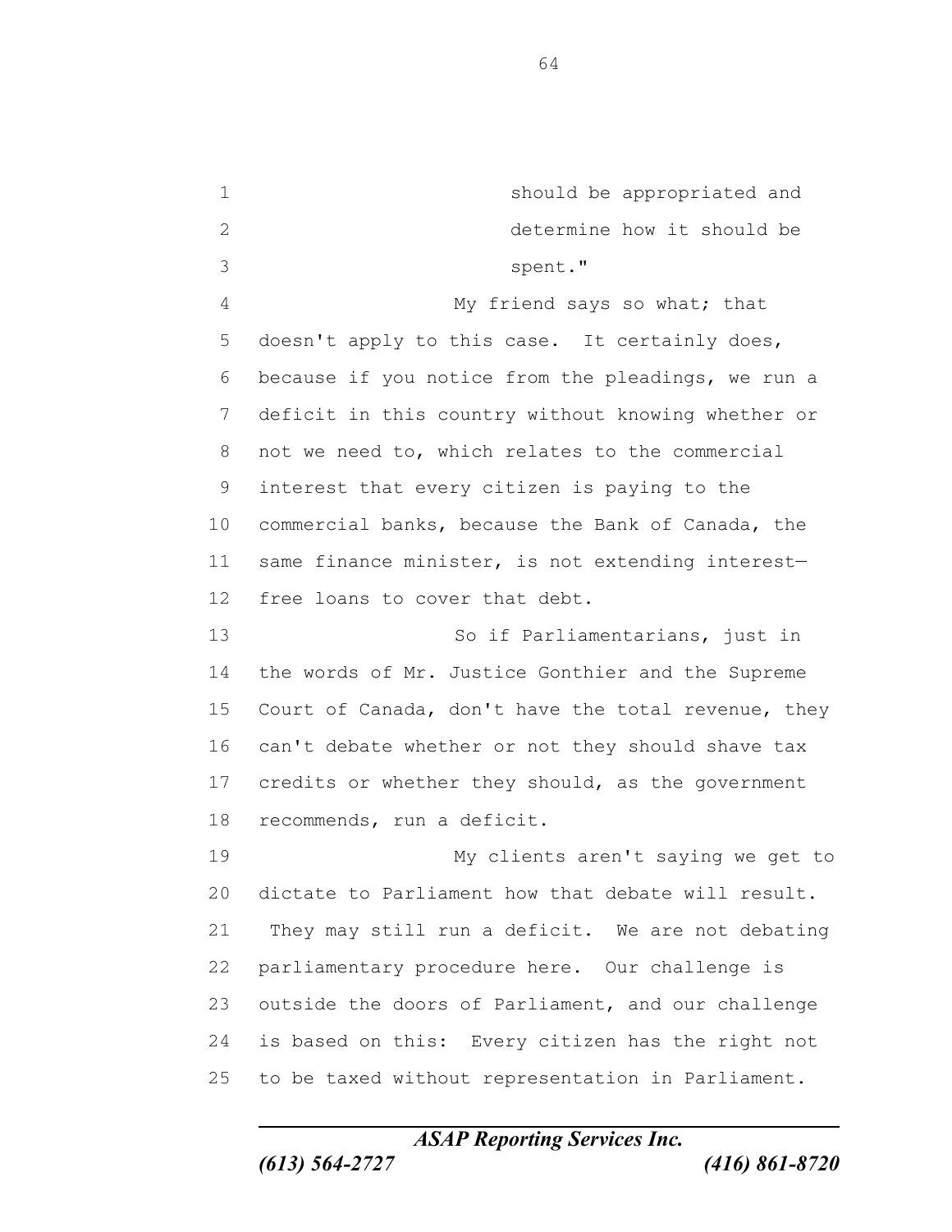should be appropriated and determine how it should be spent."

My friend says so what; that doesn't apply to this case. It certainly does, because if you notice from the pleadings, we run a deficit in this country without knowing whether or not we need to, which relates to the commercial interest that every citizen is paying to the commercial banks, because the Bank of Canada, the same finance minister, is not extending interest-free loans to cover that debt.

So if Parliamentarians, just in the words of Mr. Justice Gonthier and the Supreme Court of Canada, don't have the total revenue, they can't debate whether or not they should shave tax credits or whether they should, as the government recommends, run a deficit.

My clients aren't saying we get to dictate to Parliament how that debate will result. They may still run a deficit. We are not debating parliamentary procedure here. Our challenge is outside the doors of Parliament, and our challenge is based on this: Every citizen has the right not to be taxed without representation in Parliament.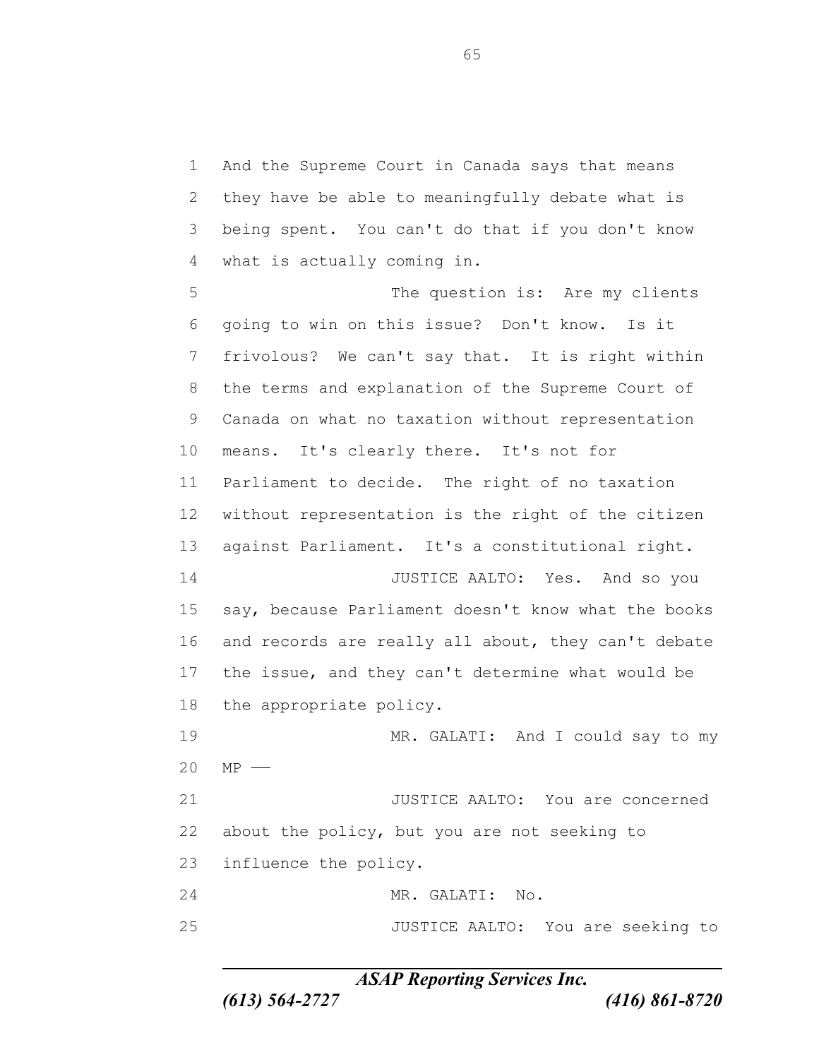And the Supreme Court in Canada says that means they have be able to meaningfully debate what is being spent. You can't do that if you don't know what is actually coming in.

The question is: Are my clients going to win on this issue? Don't know. Is it frivolous? We can't say that. It is right within the terms and explanation of the Supreme Court of Canada on what no taxation without representation means. It's clearly there. It's not for Parliament to decide. The right of no taxation without representation is the right of the citizen against Parliament. It's a constitutional right.

JUSTICE AALTO: Yes. And so you say, because Parliament doesn't know what the books and records are really all about, they can't debate the issue, and they can't determine what would be the appropriate policy.

MR. GALATI: And I could say to my MP ––

JUSTICE AALTO: You are concerned about the policy, but you are not seeking to influence the policy.

MR. GALATI: No.

JUSTICE AALTO: You are seeking to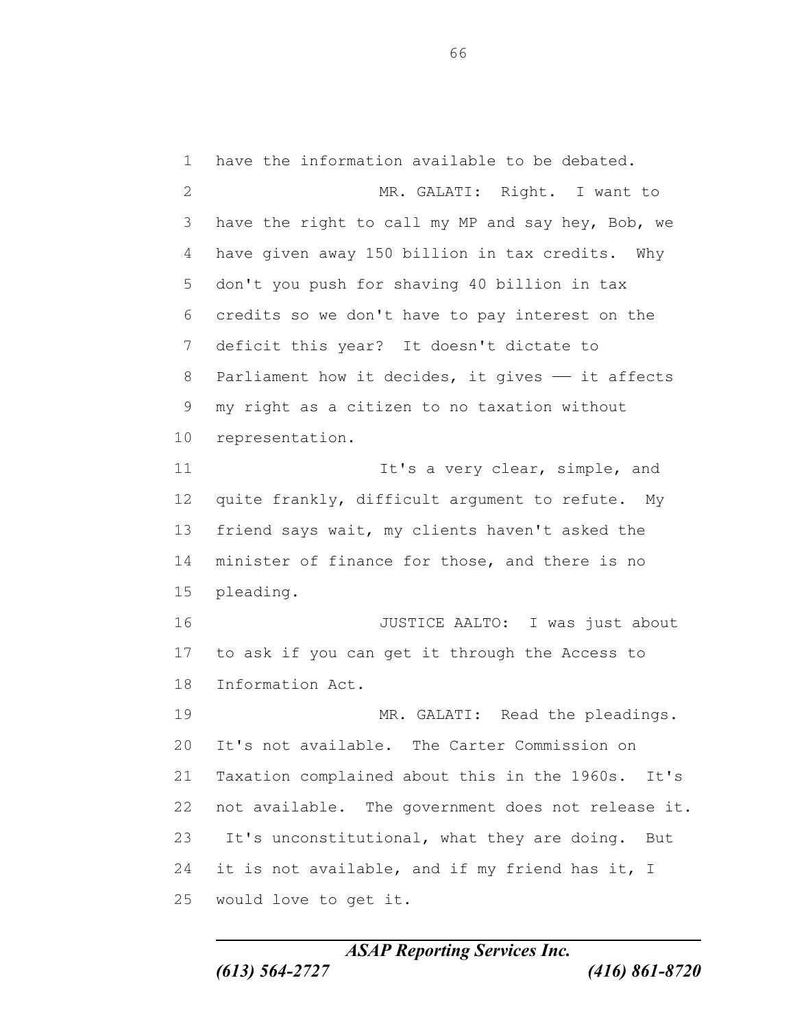have the information available to be debated.

MR. GALATI: Right. I want to have the right to call my MP and say hey, Bob, we have given away 150 billion in tax credits. Why don't you push for shaving 40 billion in tax credits so we don't have to pay interest on the deficit this year? It doesn't dictate to Parliament how it decides, it gives –– it affects my right as a citizen to no taxation without representation.

It's a very clear, simple, and quite frankly, difficult argument to refute. My friend says wait, my clients haven't asked the minister of finance for those, and there is no pleading.

JUSTICE AALTO: I was just about to ask if you can get it through the Access to Information Act.

MR. GALATI: Read the pleadings. It's not available. The Carter Commission on Taxation complained about this in the 1960s. It's not available. The government does not release it. It's unconstitutional, what they are doing. But it is not available, and if my friend has it, I would love to get it.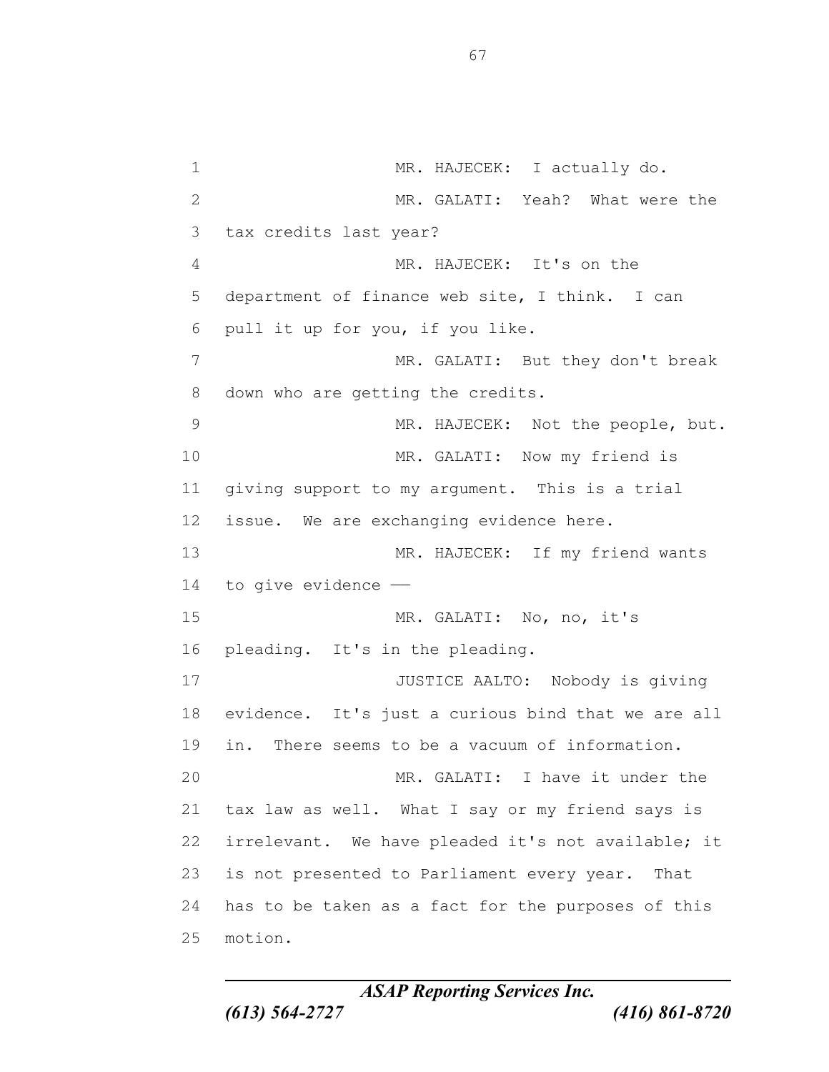MR. HAJECEK: I actually do.

MR. GALATI: Yeah? What were the tax credits last year?

MR. HAJECEK: It's on the department of finance web site, I think. I can pull it up for you, if you like.

MR. GALATI: But they don't break down who are getting the credits.

MR. HAJECEK: Not the people, but.

MR. GALATI: Now my friend is giving support to my argument. This is a trial issue. We are exchanging evidence here.

MR. HAJECEK: If my friend wants to give evidence ——

MR. GALATI: No, no, it's pleading. It's in the pleading.

JUSTICE AALTO: Nobody is giving evidence. It's just a curious bind that we are all in. There seems to be a vacuum of information.

MR. GALATI: I have it under the tax law as well. What I say or my friend says is irrelevant. We have pleaded it's not available; it is not presented to Parliament every year. That has to be taken as a fact for the purposes of this motion.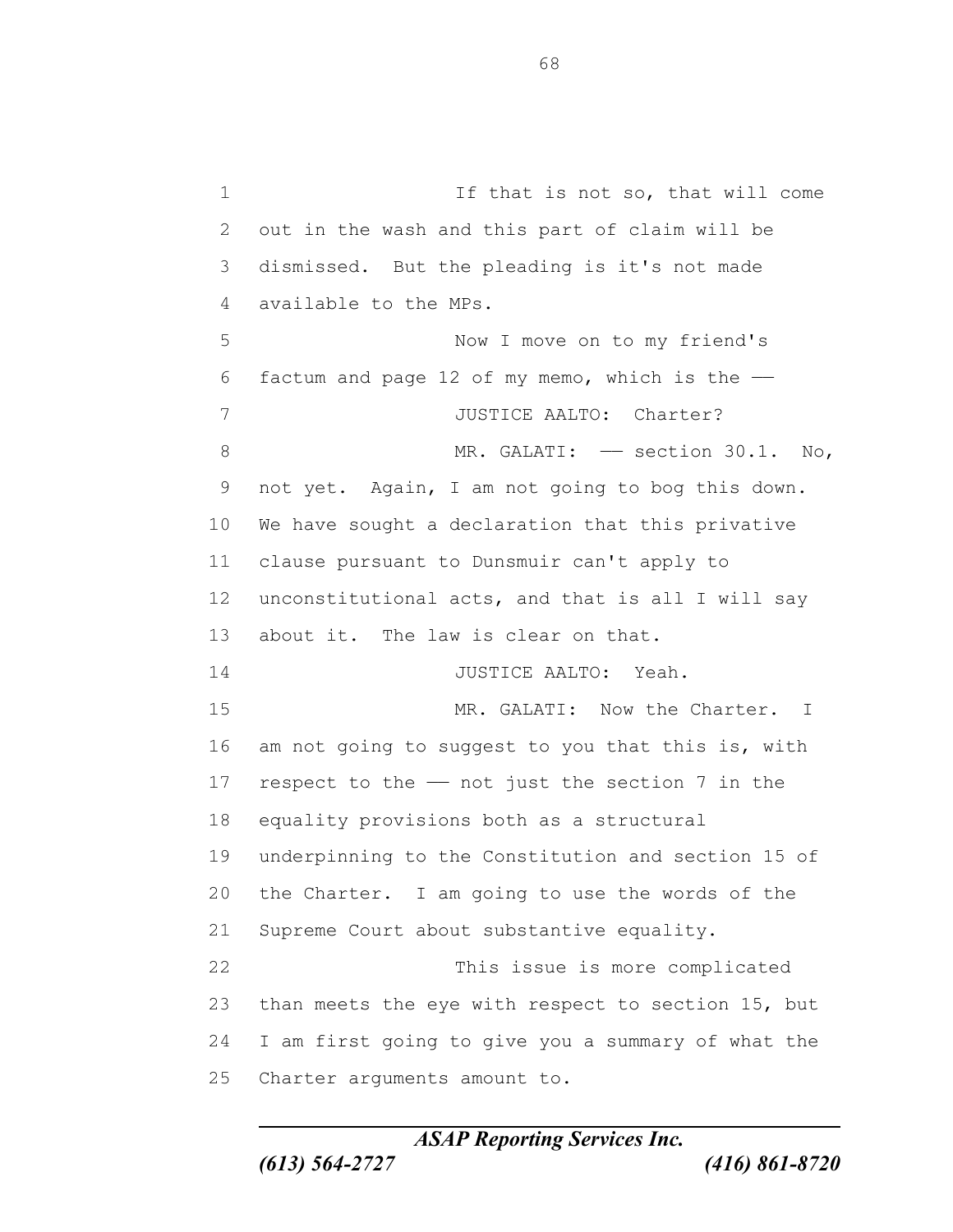If that is not so, that will come out in the wash and this part of claim will be dismissed. But the pleading is it's not made available to the MPs.

Now I move on to my friend's factum and page 12 of my memo, which is the ––

JUSTICE AALTO: Charter?

MR. GALATI: –– section 30.1. No, not yet. Again, I am not going to bog this down. We have sought a declaration that this privative clause pursuant to Dunsmuir can't apply to unconstitutional acts, and that is all I will say about it. The law is clear on that.

JUSTICE AALTO: Yeah.

MR. GALATI: Now the Charter. I am not going to suggest to you that this is, with respect to the –– not just the section 7 in the equality provisions both as a structural underpinning to the Constitution and section 15 of the Charter. I am going to use the words of the Supreme Court about substantive equality.

This issue is more complicated than meets the eye with respect to section 15, but I am first going to give you a summary of what the Charter arguments amount to.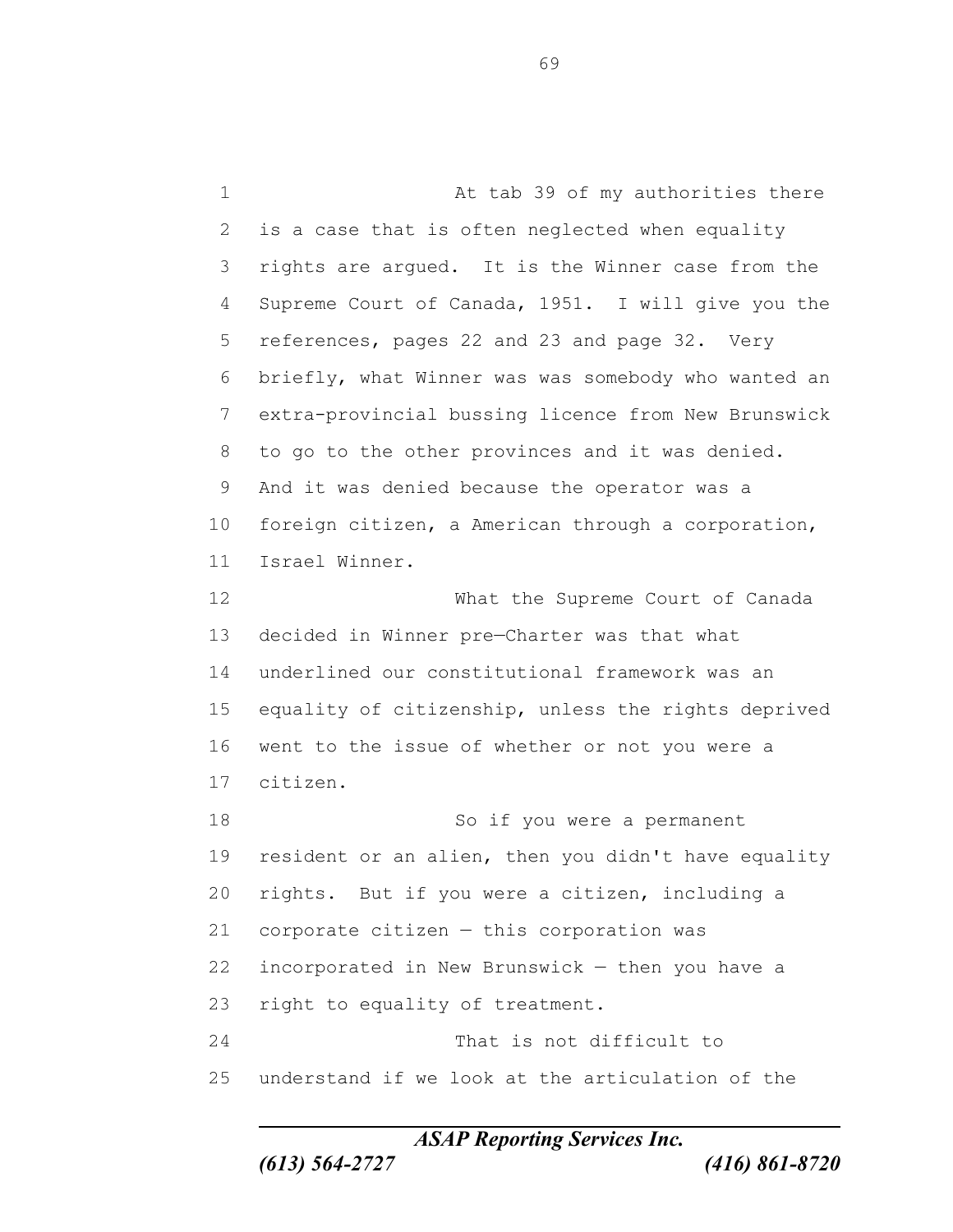At tab 39 of my authorities there is a case that is often neglected when equality rights are argued. It is the Winner case from the Supreme Court of Canada, 1951. I will give you the references, pages 22 and 23 and page 32. Very briefly, what Winner was was somebody who wanted an extra-provincial bussing licence from New Brunswick to go to the other provinces and it was denied. And it was denied because the operator was a foreign citizen, a American through a corporation, Israel Winner.

What the Supreme Court of Canada decided in Winner pre—Charter was that what underlined our constitutional framework was an equality of citizenship, unless the rights deprived went to the issue of whether or not you were a citizen.

So if you were a permanent resident or an alien, then you didn't have equality rights. But if you were a citizen, including a corporate citizen — this corporation was incorporated in New Brunswick — then you have a right to equality of treatment.

That is not difficult to understand if we look at the articulation of the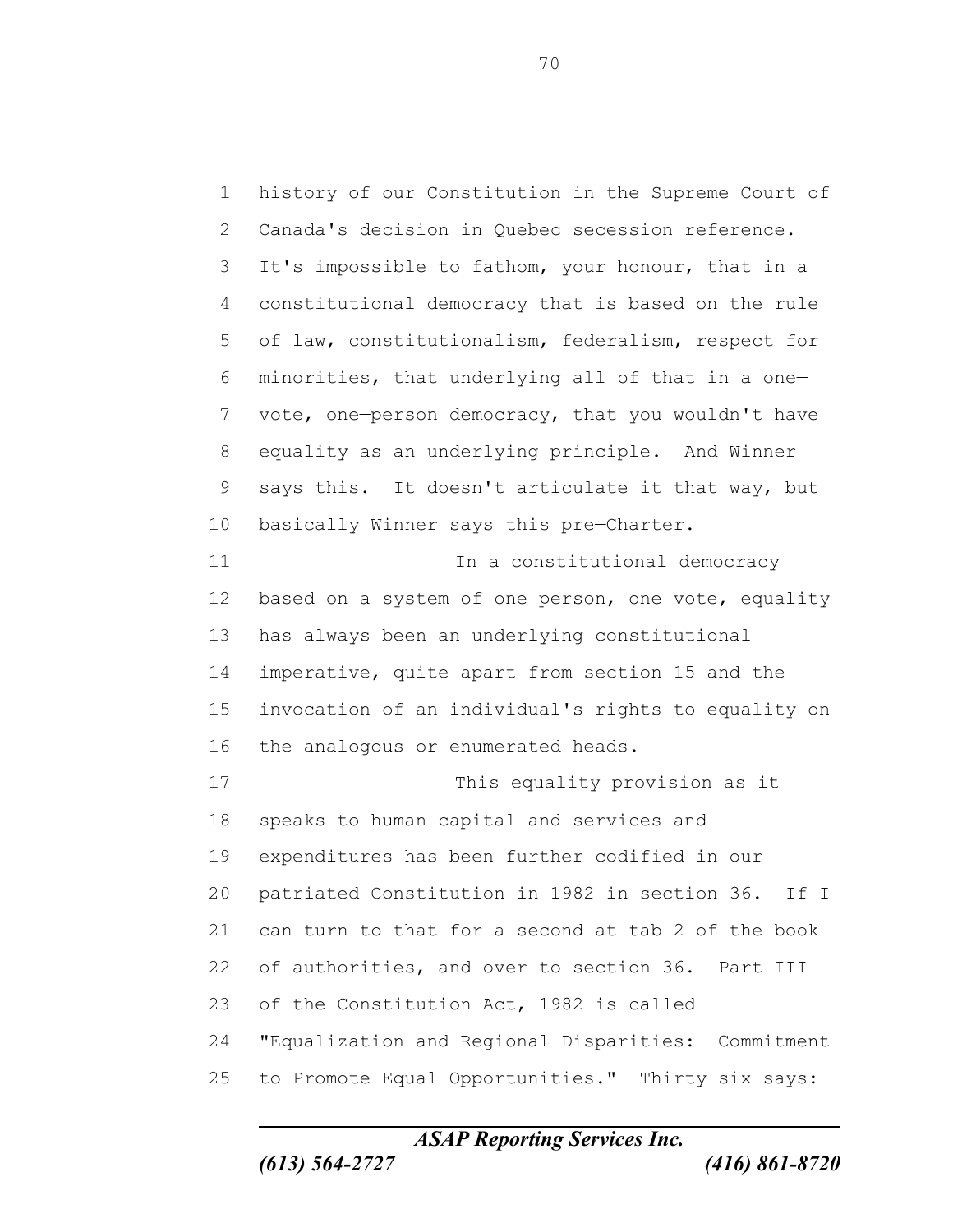history of our Constitution in the Supreme Court of Canada's decision in Quebec secession reference. It's impossible to fathom, your honour, that in a constitutional democracy that is based on the rule of law, constitutionalism, federalism, respect for minorities, that underlying all of that in a one—vote, one—person democracy, that you wouldn't have equality as an underlying principle. And Winner says this. It doesn't articulate it that way, but basically Winner says this pre—Charter.

In a constitutional democracy based on a system of one person, one vote, equality has always been an underlying constitutional imperative, quite apart from section 15 and the invocation of an individual's rights to equality on the analogous or enumerated heads.

This equality provision as it speaks to human capital and services and expenditures has been further codified in our patriated Constitution in 1982 in section 36. If I can turn to that for a second at tab 2 of the book of authorities, and over to section 36. Part III of the Constitution Act, 1982 is called "Equalization and Regional Disparities: Commitment to Promote Equal Opportunities." Thirty—six says: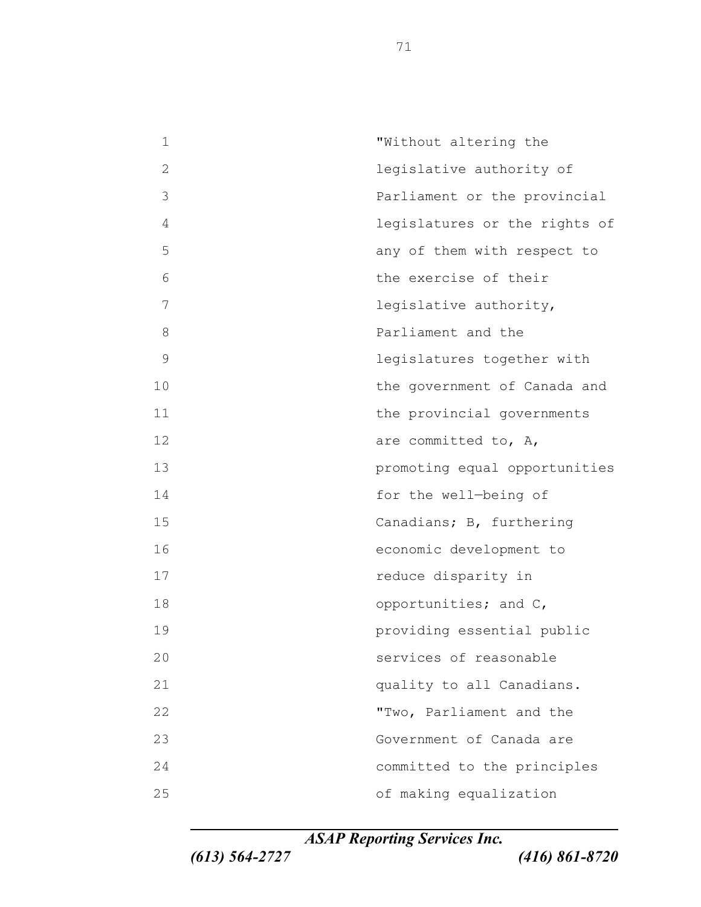"Without altering the legislative authority of Parliament or the provincial legislatures or the rights of any of them with respect to the exercise of their legislative authority, Parliament and the legislatures together with the government of Canada and the provincial governments are committed to, A, promoting equal opportunities for the well—being of Canadians; B, furthering economic development to reduce disparity in opportunities; and C, providing essential public services of reasonable quality to all Canadians.

"Two, Parliament and the Government of Canada are committed to the principles of making equalization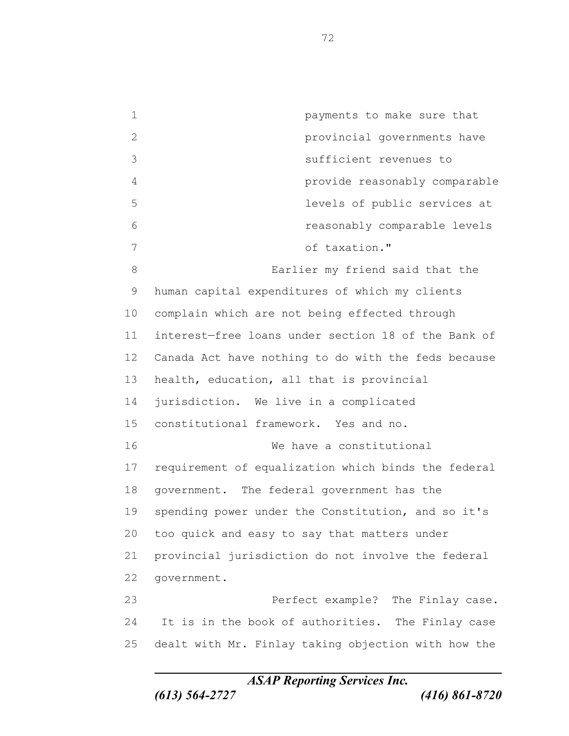payments to make sure that provincial governments have sufficient revenues to provide reasonably comparable levels of public services at reasonably comparable levels of taxation."

Earlier my friend said that the human capital expenditures of which my clients complain which are not being effected through interest—free loans under section 18 of the Bank of Canada Act have nothing to do with the feds because health, education, all that is provincial jurisdiction. We live in a complicated constitutional framework. Yes and no.

We have a constitutional requirement of equalization which binds the federal government. The federal government has the spending power under the Constitution, and so it's too quick and easy to say that matters under provincial jurisdiction do not involve the federal government.

Perfect example? The Finlay case. It is in the book of authorities. The Finlay case dealt with Mr. Finlay taking objection with how the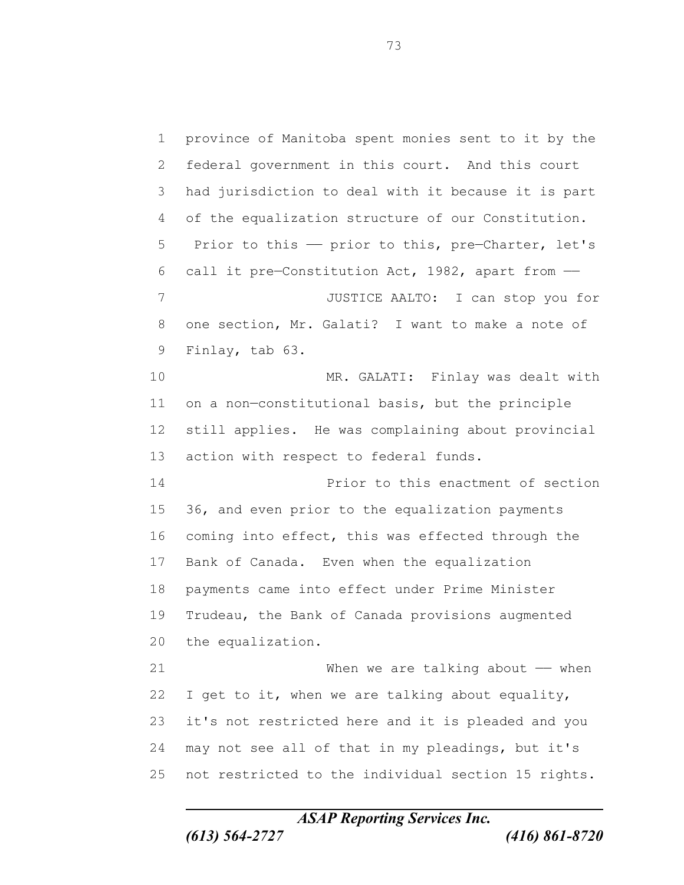province of Manitoba spent monies sent to it by the federal government in this court. And this court had jurisdiction to deal with it because it is part of the equalization structure of our Constitution. Prior to this –– prior to this, pre–Charter, let's call it pre–Constitution Act, 1982, apart from ––

JUSTICE AALTO: I can stop you for one section, Mr. Galati? I want to make a note of Finlay, tab 63.

MR. GALATI: Finlay was dealt with on a non–constitutional basis, but the principle still applies. He was complaining about provincial action with respect to federal funds.

Prior to this enactment of section 36, and even prior to the equalization payments coming into effect, this was effected through the Bank of Canada. Even when the equalization payments came into effect under Prime Minister Trudeau, the Bank of Canada provisions augmented the equalization.

When we are talking about –– when I get to it, when we are talking about equality, it's not restricted here and it is pleaded and you may not see all of that in my pleadings, but it's not restricted to the individual section 15 rights.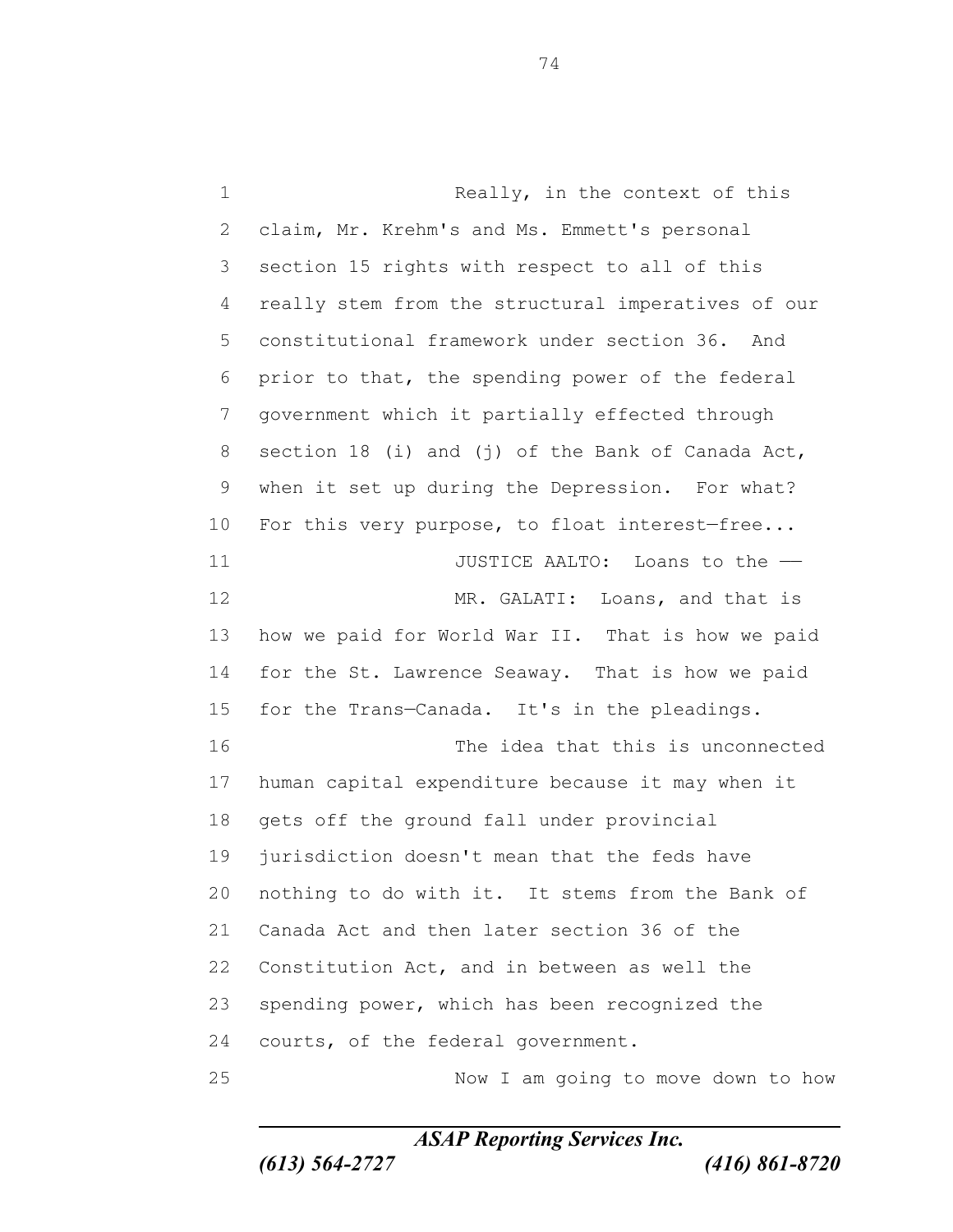Really, in the context of this claim, Mr. Krehm's and Ms. Emmett's personal section 15 rights with respect to all of this really stem from the structural imperatives of our constitutional framework under section 36. And prior to that, the spending power of the federal government which it partially effected through section 18 (i) and (j) of the Bank of Canada Act, when it set up during the Depression. For what? For this very purpose, to float interest—free...

JUSTICE AALTO: Loans to the ——

MR. GALATI: Loans, and that is how we paid for World War II. That is how we paid for the St. Lawrence Seaway. That is how we paid for the Trans—Canada. It's in the pleadings.

The idea that this is unconnected human capital expenditure because it may when it gets off the ground fall under provincial jurisdiction doesn't mean that the feds have nothing to do with it. It stems from the Bank of Canada Act and then later section 36 of the Constitution Act, and in between as well the spending power, which has been recognized the courts, of the federal government.

Now I am going to move down to how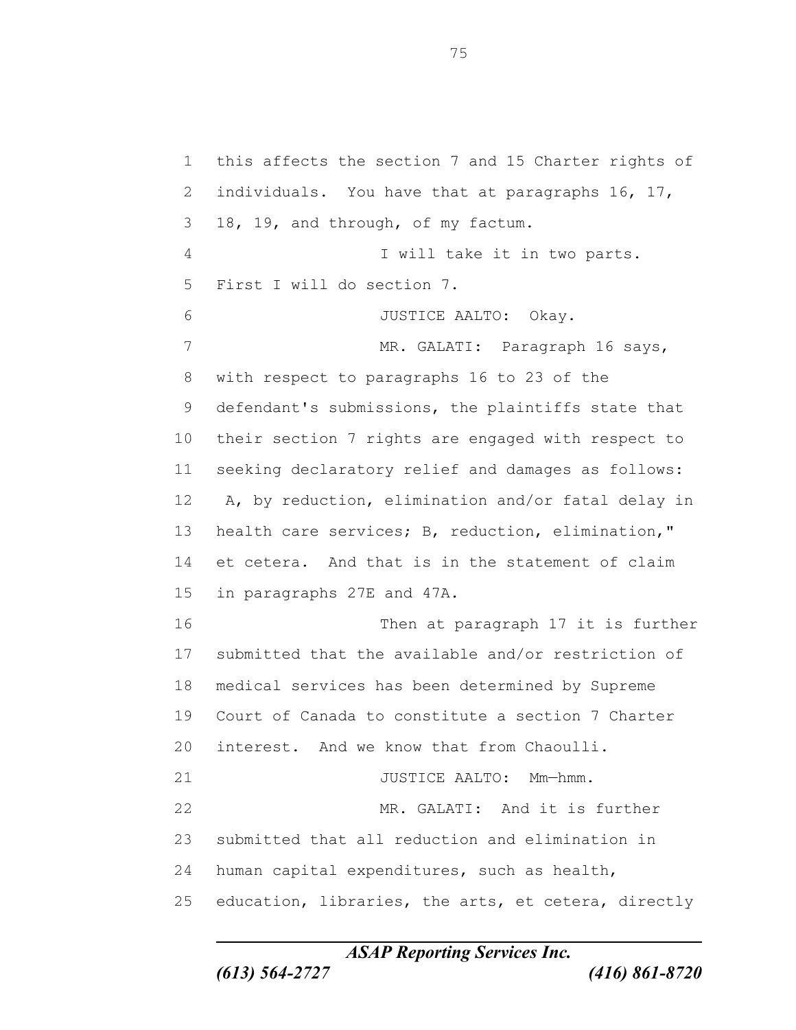this affects the section 7 and 15 Charter rights of individuals. You have that at paragraphs 16, 17, 18, 19, and through, of my factum.

I will take it in two parts. First I will do section 7.

JUSTICE AALTO: Okay.

MR. GALATI: Paragraph 16 says, with respect to paragraphs 16 to 23 of the defendant's submissions, the plaintiffs state that their section 7 rights are engaged with respect to seeking declaratory relief and damages as follows: A, by reduction, elimination and/or fatal delay in health care services; B, reduction, elimination," et cetera. And that is in the statement of claim in paragraphs 27E and 47A.

Then at paragraph 17 it is further submitted that the available and/or restriction of medical services has been determined by Supreme Court of Canada to constitute a section 7 Charter interest. And we know that from Chaoulli.

JUSTICE AALTO: Mm—hmm.

MR. GALATI: And it is further submitted that all reduction and elimination in human capital expenditures, such as health, education, libraries, the arts, et cetera, directly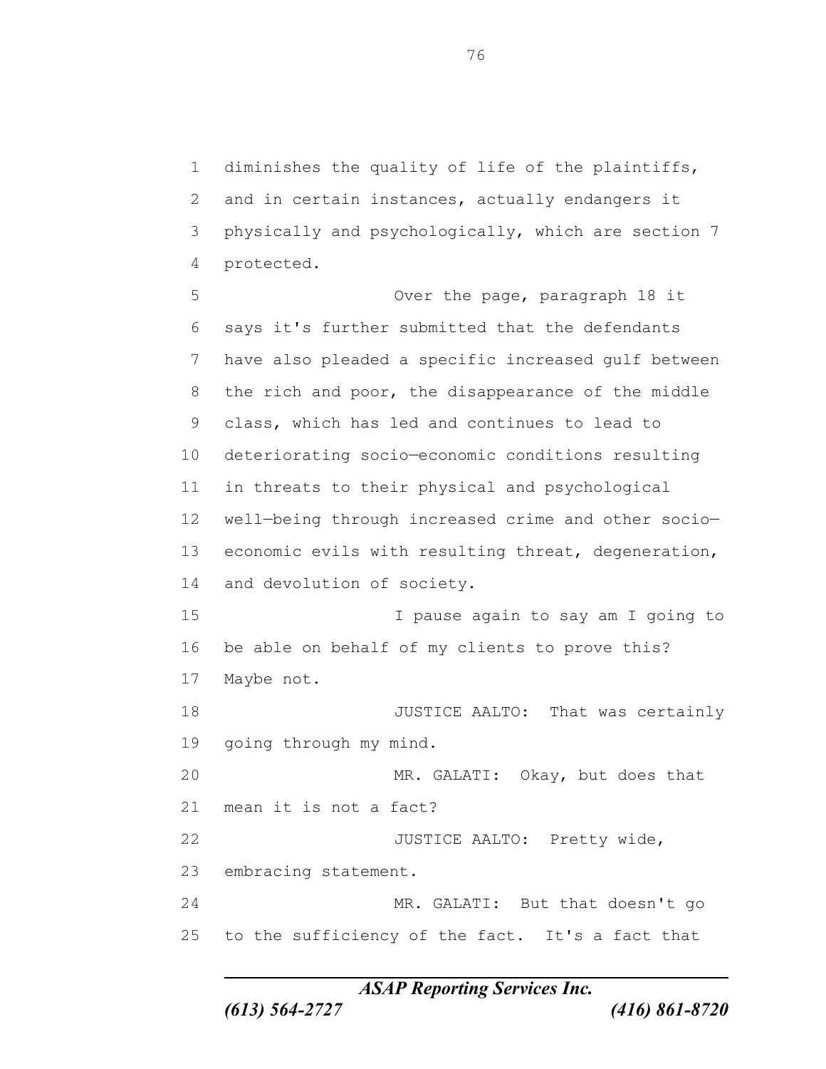diminishes the quality of life of the plaintiffs, and in certain instances, actually endangers it physically and psychologically, which are section 7 protected.

Over the page, paragraph 18 it says it's further submitted that the defendants have also pleaded a specific increased gulf between the rich and poor, the disappearance of the middle class, which has led and continues to lead to deteriorating socio—economic conditions resulting in threats to their physical and psychological well—being through increased crime and other socio—economic evils with resulting threat, degeneration, and devolution of society.

I pause again to say am I going to be able on behalf of my clients to prove this? Maybe not.

JUSTICE AALTO: That was certainly going through my mind.

MR. GALATI: Okay, but does that mean it is not a fact?

JUSTICE AALTO: Pretty wide, embracing statement.

MR. GALATI: But that doesn't go to the sufficiency of the fact. It's a fact that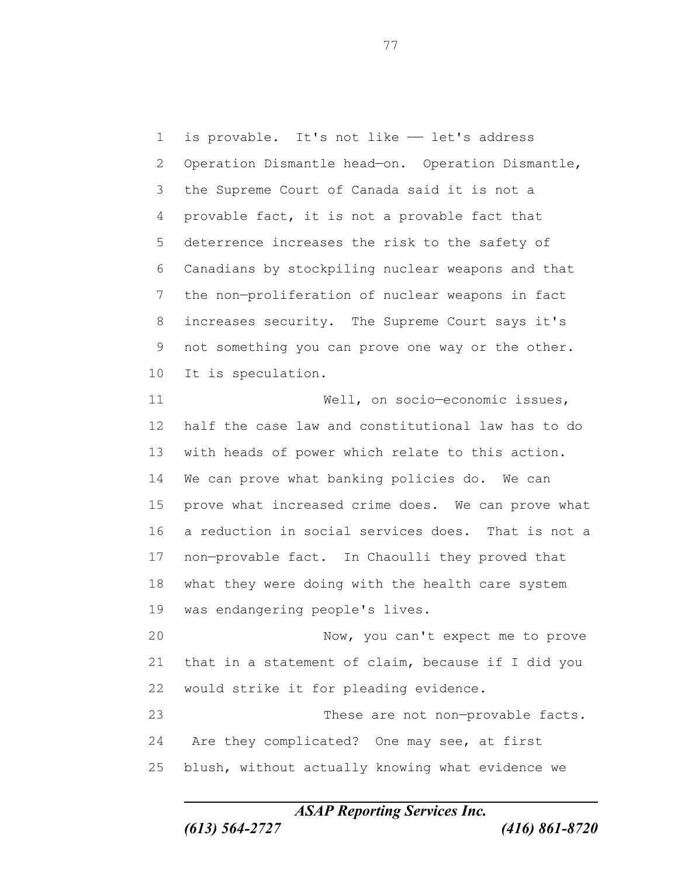is provable. It's not like –– let's address Operation Dismantle head–on. Operation Dismantle, the Supreme Court of Canada said it is not a provable fact, it is not a provable fact that deterrence increases the risk to the safety of Canadians by stockpiling nuclear weapons and that the non–proliferation of nuclear weapons in fact increases security. The Supreme Court says it's not something you can prove one way or the other. It is speculation.

Well, on socio–economic issues, half the case law and constitutional law has to do with heads of power which relate to this action. We can prove what banking policies do. We can prove what increased crime does. We can prove what a reduction in social services does. That is not a non–provable fact. In Chaoulli they proved that what they were doing with the health care system was endangering people's lives.

Now, you can't expect me to prove that in a statement of claim, because if I did you would strike it for pleading evidence.

These are not non–provable facts. Are they complicated? One may see, at first blush, without actually knowing what evidence we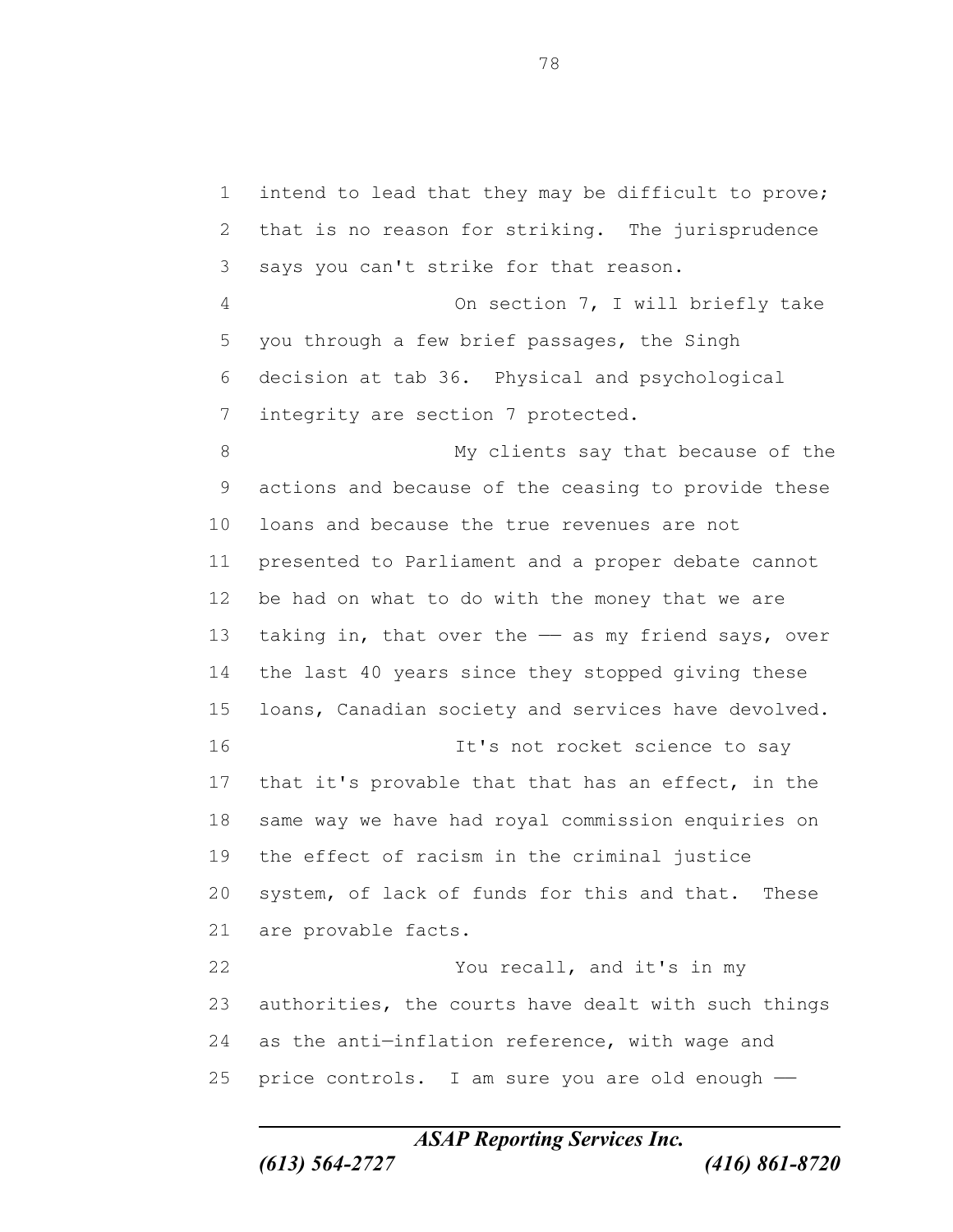intend to lead that they may be difficult to prove; that is no reason for striking. The jurisprudence says you can't strike for that reason.

On section 7, I will briefly take you through a few brief passages, the Singh decision at tab 36. Physical and psychological integrity are section 7 protected.

My clients say that because of the actions and because of the ceasing to provide these loans and because the true revenues are not presented to Parliament and a proper debate cannot be had on what to do with the money that we are taking in, that over the –– as my friend says, over the last 40 years since they stopped giving these loans, Canadian society and services have devolved.

It's not rocket science to say that it's provable that that has an effect, in the same way we have had royal commission enquiries on the effect of racism in the criminal justice system, of lack of funds for this and that. These are provable facts.

You recall, and it's in my authorities, the courts have dealt with such things as the anti–inflation reference, with wage and price controls. I am sure you are old enough ––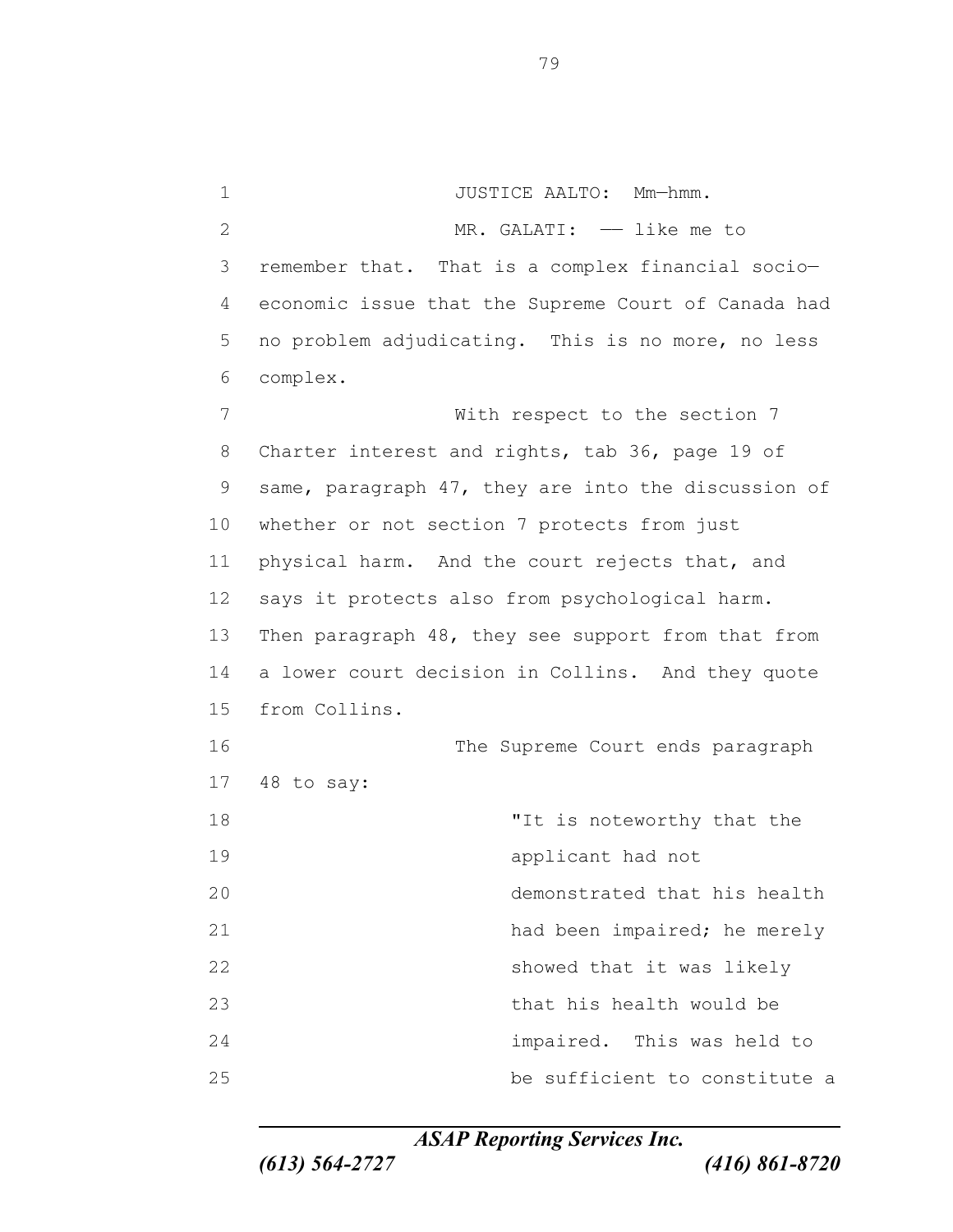JUSTICE AALTO: Mm—hmm.

MR. GALATI: —— like me to remember that. That is a complex financial socio—economic issue that the Supreme Court of Canada had no problem adjudicating. This is no more, no less complex.

With respect to the section 7 Charter interest and rights, tab 36, page 19 of same, paragraph 47, they are into the discussion of whether or not section 7 protects from just physical harm. And the court rejects that, and says it protects also from psychological harm. Then paragraph 48, they see support from that from a lower court decision in Collins. And they quote from Collins.

The Supreme Court ends paragraph 48 to say:

> "It is noteworthy that the applicant had not demonstrated that his health had been impaired; he merely showed that it was likely that his health would be impaired. This was held to be sufficient to constitute a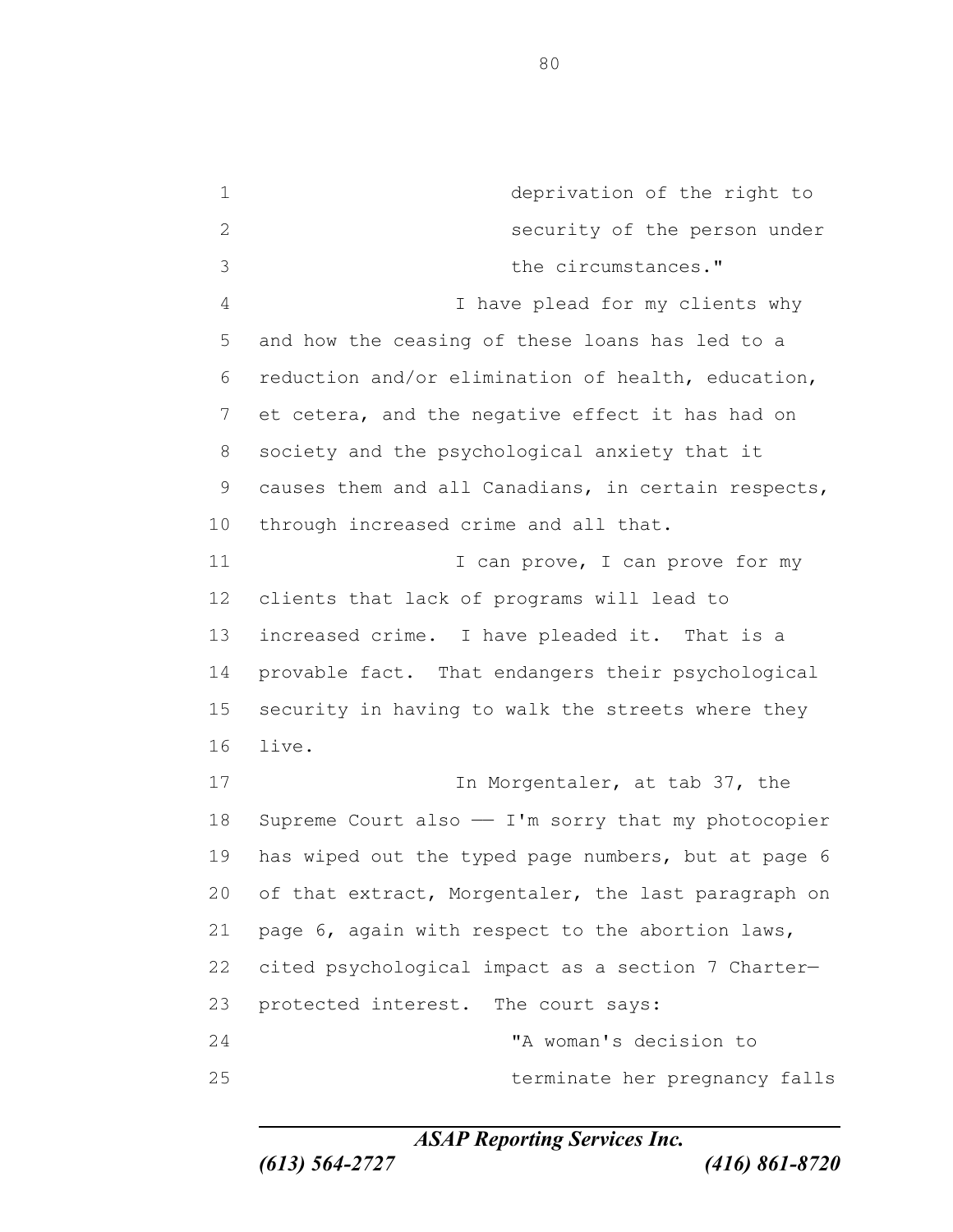> deprivation of the right to security of the person under the circumstances."

I have plead for my clients why and how the ceasing of these loans has led to a reduction and/or elimination of health, education, et cetera, and the negative effect it has had on society and the psychological anxiety that it causes them and all Canadians, in certain respects, through increased crime and all that.

I can prove, I can prove for my clients that lack of programs will lead to increased crime. I have pleaded it. That is a provable fact. That endangers their psychological security in having to walk the streets where they live.

In Morgentaler, at tab 37, the Supreme Court also —— I'm sorry that my photocopier has wiped out the typed page numbers, but at page 6 of that extract, Morgentaler, the last paragraph on page 6, again with respect to the abortion laws, cited psychological impact as a section 7 Charter—protected interest. The court says:

> "A woman's decision to terminate her pregnancy falls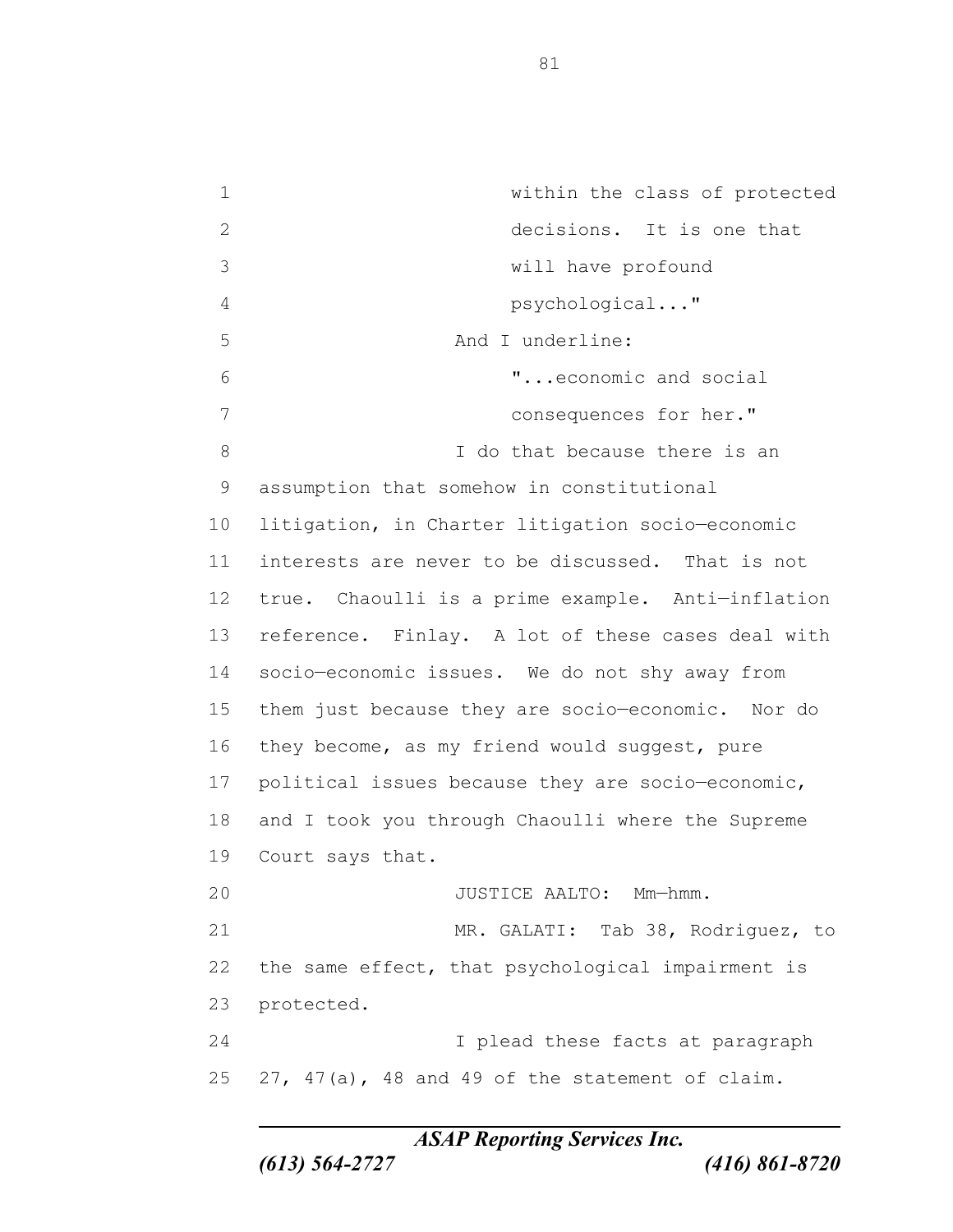within the class of protected decisions. It is one that will have profound psychological..."

And I underline:

"...economic and social consequences for her."

I do that because there is an assumption that somehow in constitutional litigation, in Charter litigation socio—economic interests are never to be discussed. That is not true. Chaoulli is a prime example. Anti—inflation reference. Finlay. A lot of these cases deal with socio—economic issues. We do not shy away from them just because they are socio—economic. Nor do they become, as my friend would suggest, pure political issues because they are socio—economic, and I took you through Chaoulli where the Supreme Court says that.

JUSTICE AALTO: Mm—hmm.

MR. GALATI: Tab 38, Rodriguez, to the same effect, that psychological impairment is protected.

I plead these facts at paragraph 27, 47(a), 48 and 49 of the statement of claim.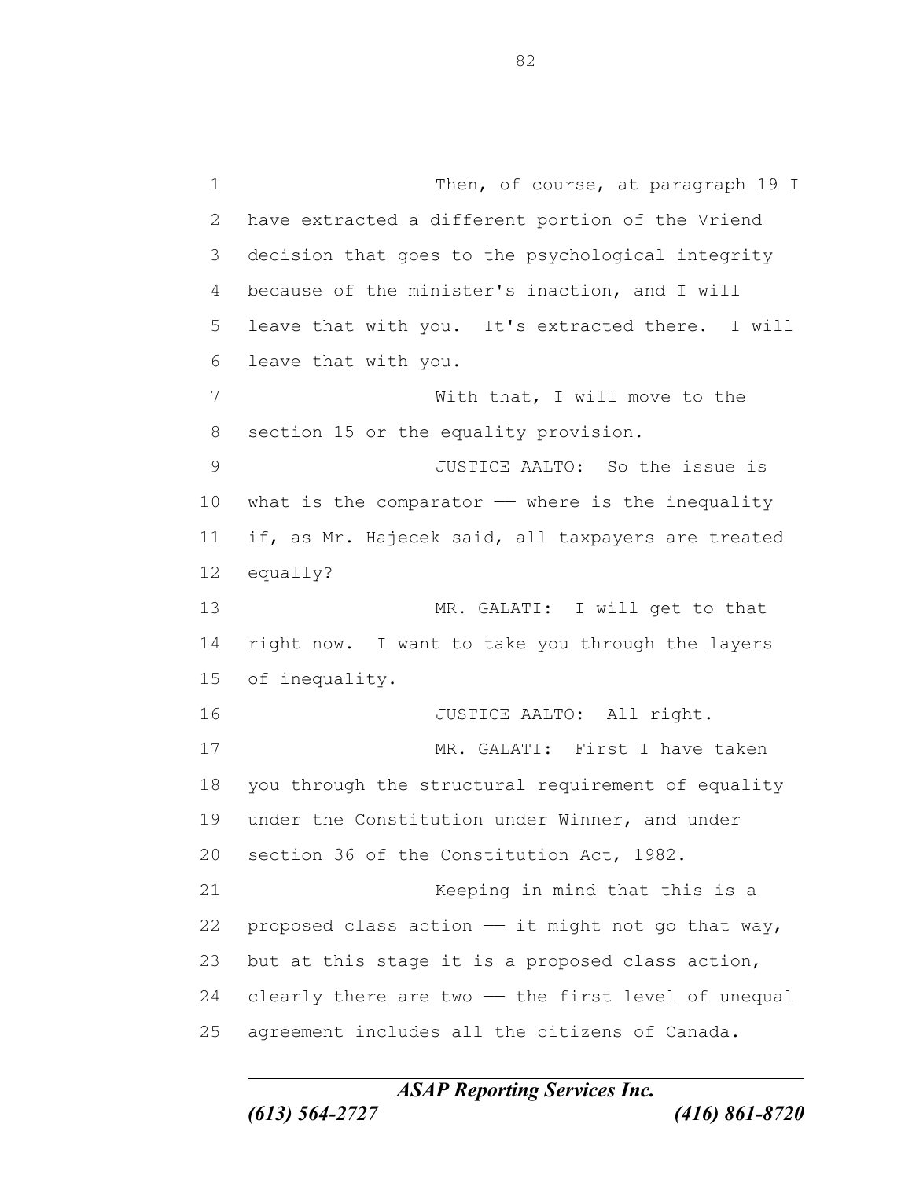Then, of course, at paragraph 19 I have extracted a different portion of the Vriend decision that goes to the psychological integrity because of the minister's inaction, and I will leave that with you. It's extracted there. I will leave that with you.

With that, I will move to the section 15 or the equality provision.

JUSTICE AALTO: So the issue is what is the comparator —— where is the inequality if, as Mr. Hajecek said, all taxpayers are treated equally?

MR. GALATI: I will get to that right now. I want to take you through the layers of inequality.

JUSTICE AALTO: All right.

MR. GALATI: First I have taken you through the structural requirement of equality under the Constitution under Winner, and under section 36 of the Constitution Act, 1982.

Keeping in mind that this is a proposed class action —— it might not go that way, but at this stage it is a proposed class action, clearly there are two —— the first level of unequal agreement includes all the citizens of Canada.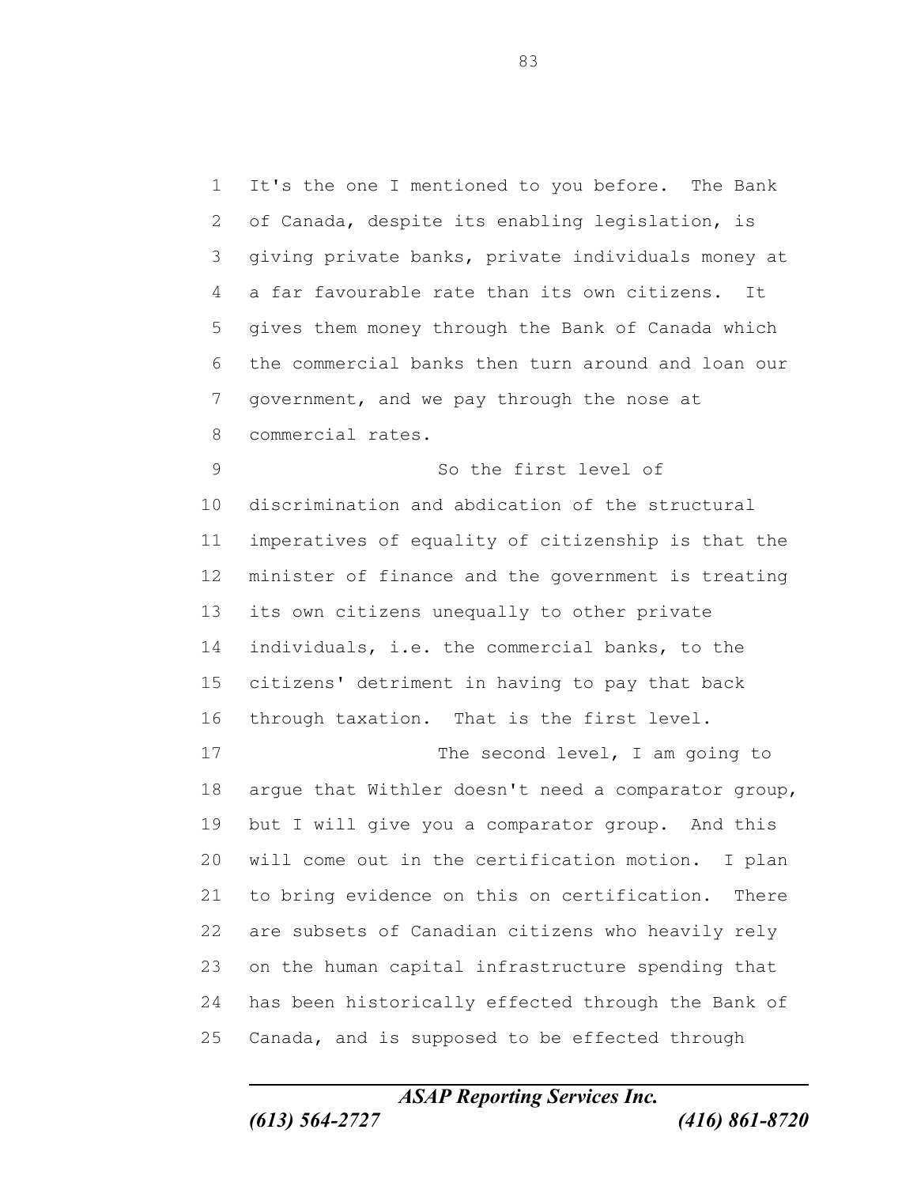It's the one I mentioned to you before. The Bank of Canada, despite its enabling legislation, is giving private banks, private individuals money at a far favourable rate than its own citizens. It gives them money through the Bank of Canada which the commercial banks then turn around and loan our government, and we pay through the nose at commercial rates.

So the first level of discrimination and abdication of the structural imperatives of equality of citizenship is that the minister of finance and the government is treating its own citizens unequally to other private individuals, i.e. the commercial banks, to the citizens' detriment in having to pay that back through taxation. That is the first level.

The second level, I am going to argue that Withler doesn't need a comparator group, but I will give you a comparator group. And this will come out in the certification motion. I plan to bring evidence on this on certification. There are subsets of Canadian citizens who heavily rely on the human capital infrastructure spending that has been historically effected through the Bank of Canada, and is supposed to be effected through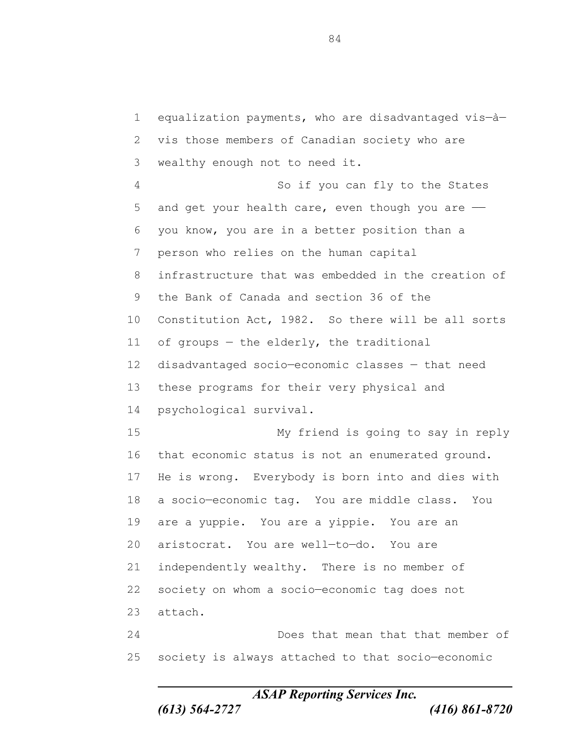equalization payments, who are disadvantaged vis—à—vis those members of Canadian society who are wealthy enough not to need it.

So if you can fly to the States and get your health care, even though you are —— you know, you are in a better position than a person who relies on the human capital infrastructure that was embedded in the creation of the Bank of Canada and section 36 of the Constitution Act, 1982. So there will be all sorts of groups — the elderly, the traditional disadvantaged socio—economic classes — that need these programs for their very physical and psychological survival.

My friend is going to say in reply that economic status is not an enumerated ground. He is wrong. Everybody is born into and dies with a socio—economic tag. You are middle class. You are a yuppie. You are a yippie. You are an aristocrat. You are well—to—do. You are independently wealthy. There is no member of society on whom a socio—economic tag does not attach.

Does that mean that that member of society is always attached to that socio—economic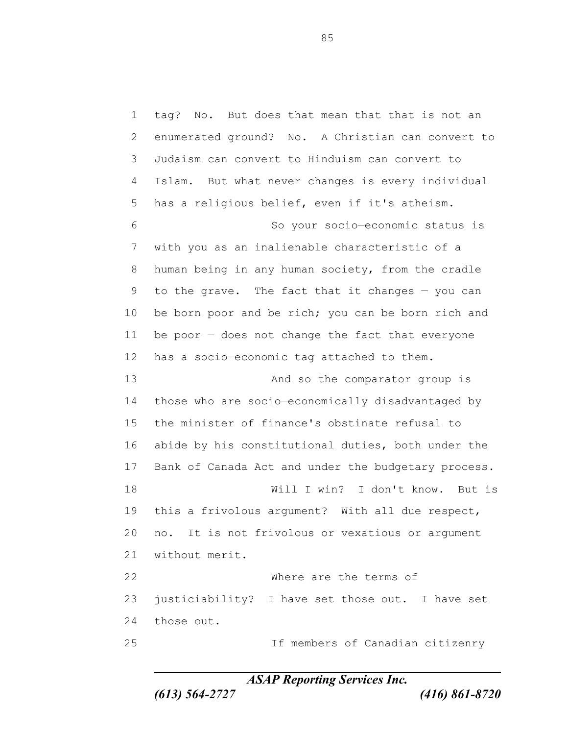tag? No. But does that mean that that is not an enumerated ground? No. A Christian can convert to Judaism can convert to Hinduism can convert to Islam. But what never changes is every individual has a religious belief, even if it's atheism.

So your socio—economic status is with you as an inalienable characteristic of a human being in any human society, from the cradle to the grave. The fact that it changes — you can be born poor and be rich; you can be born rich and be poor — does not change the fact that everyone has a socio—economic tag attached to them.

And so the comparator group is those who are socio—economically disadvantaged by the minister of finance's obstinate refusal to abide by his constitutional duties, both under the Bank of Canada Act and under the budgetary process.

Will I win? I don't know. But is this a frivolous argument? With all due respect, no. It is not frivolous or vexatious or argument without merit.

Where are the terms of justiciability? I have set those out. I have set those out.

If members of Canadian citizenry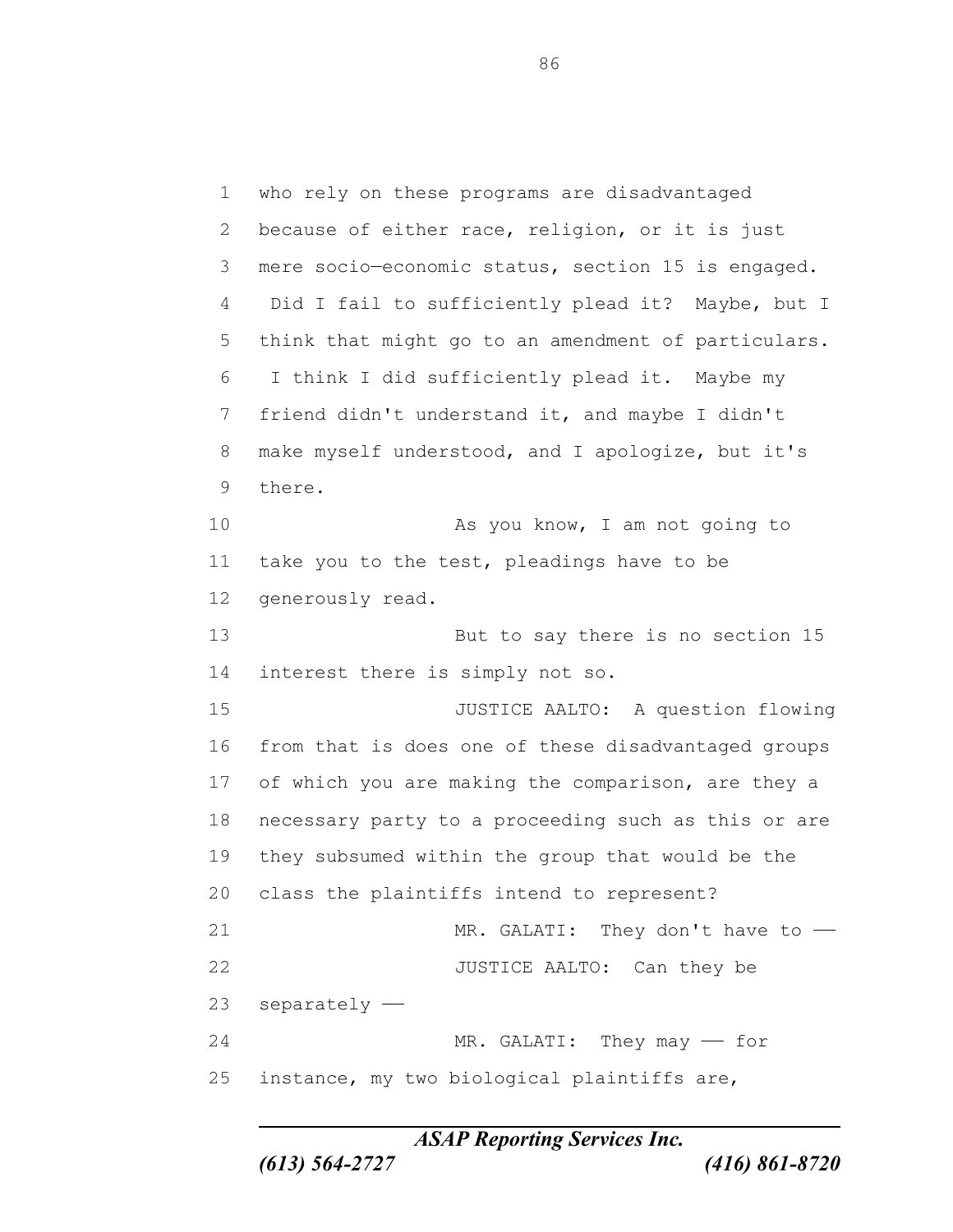who rely on these programs are disadvantaged because of either race, religion, or it is just mere socio—economic status, section 15 is engaged. Did I fail to sufficiently plead it? Maybe, but I think that might go to an amendment of particulars. I think I did sufficiently plead it. Maybe my friend didn't understand it, and maybe I didn't make myself understood, and I apologize, but it's there.

As you know, I am not going to take you to the test, pleadings have to be generously read.

But to say there is no section 15 interest there is simply not so.

JUSTICE AALTO: A question flowing from that is does one of these disadvantaged groups of which you are making the comparison, are they a necessary party to a proceeding such as this or are they subsumed within the group that would be the class the plaintiffs intend to represent?

MR. GALATI: They don't have to ——

JUSTICE AALTO: Can they be separately ——

MR. GALATI: They may —— for instance, my two biological plaintiffs are,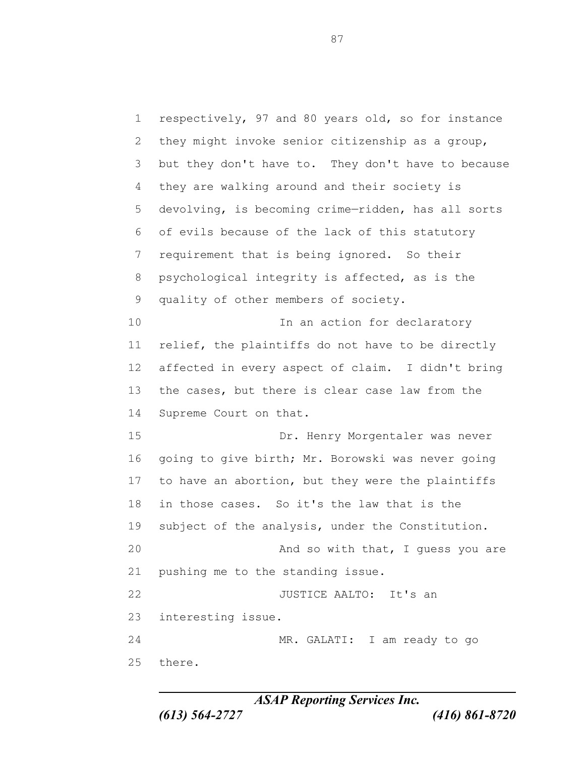respectively, 97 and 80 years old, so for instance they might invoke senior citizenship as a group, but they don't have to. They don't have to because they are walking around and their society is devolving, is becoming crime—ridden, has all sorts of evils because of the lack of this statutory requirement that is being ignored. So their psychological integrity is affected, as is the quality of other members of society.

In an action for declaratory relief, the plaintiffs do not have to be directly affected in every aspect of claim. I didn't bring the cases, but there is clear case law from the Supreme Court on that.

Dr. Henry Morgentaler was never going to give birth; Mr. Borowski was never going to have an abortion, but they were the plaintiffs in those cases. So it's the law that is the subject of the analysis, under the Constitution.

And so with that, I guess you are pushing me to the standing issue.

JUSTICE AALTO: It's an interesting issue.

MR. GALATI: I am ready to go there.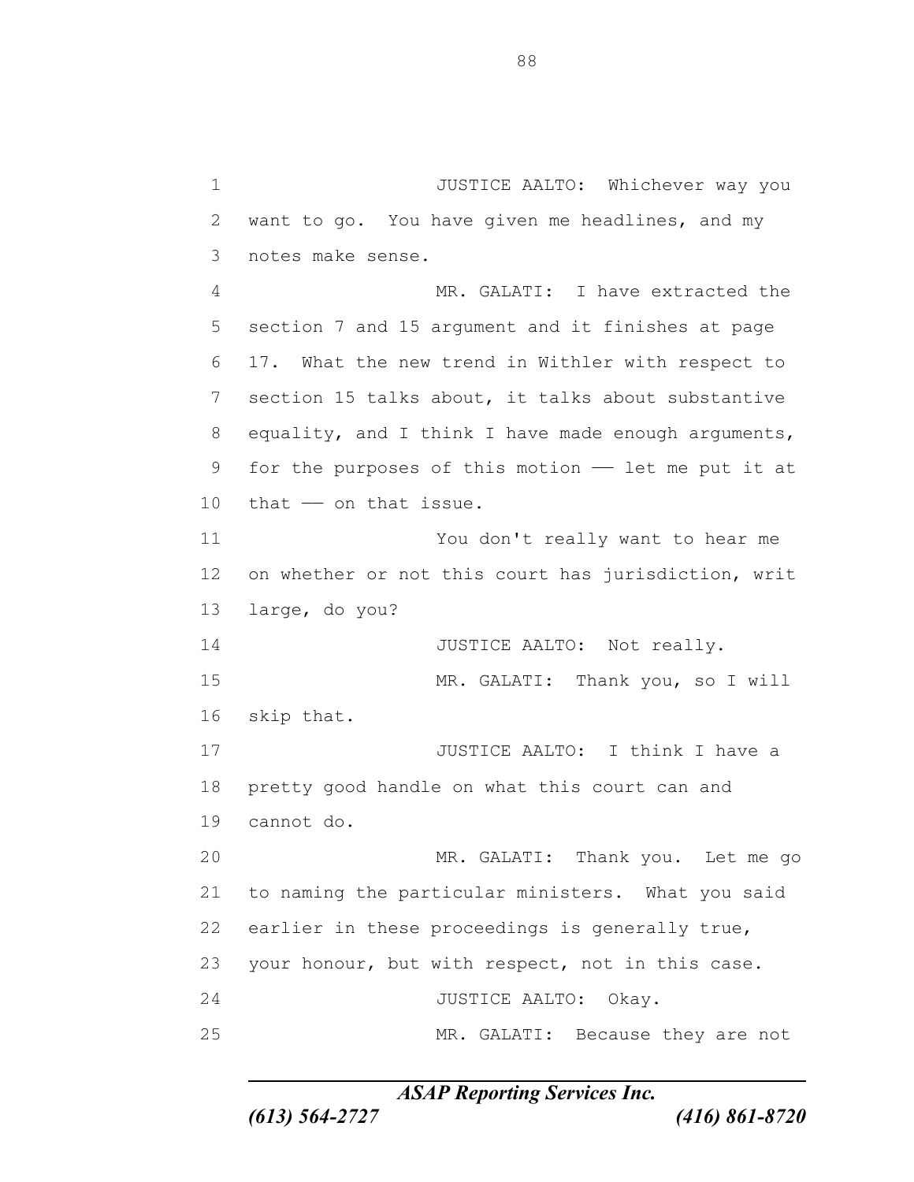JUSTICE AALTO: Whichever way you want to go. You have given me headlines, and my notes make sense.

MR. GALATI: I have extracted the section 7 and 15 argument and it finishes at page 17. What the new trend in Withler with respect to section 15 talks about, it talks about substantive equality, and I think I have made enough arguments, for the purposes of this motion — let me put it at that — on that issue.

You don't really want to hear me on whether or not this court has jurisdiction, writ large, do you?

JUSTICE AALTO: Not really.

MR. GALATI: Thank you, so I will skip that.

JUSTICE AALTO: I think I have a pretty good handle on what this court can and cannot do.

MR. GALATI: Thank you. Let me go to naming the particular ministers. What you said earlier in these proceedings is generally true, your honour, but with respect, not in this case.

JUSTICE AALTO: Okay.

MR. GALATI: Because they are not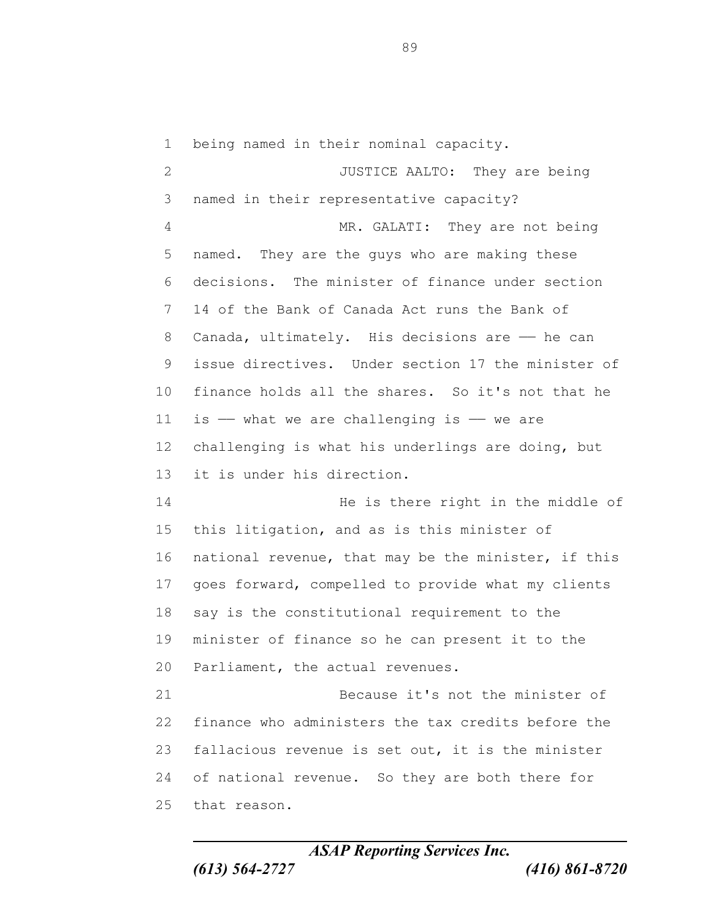being named in their nominal capacity.

JUSTICE AALTO: They are being named in their representative capacity?

MR. GALATI: They are not being named. They are the guys who are making these decisions. The minister of finance under section 14 of the Bank of Canada Act runs the Bank of Canada, ultimately. His decisions are –– he can issue directives. Under section 17 the minister of finance holds all the shares. So it's not that he is –– what we are challenging is –– we are challenging is what his underlings are doing, but it is under his direction.

He is there right in the middle of this litigation, and as is this minister of national revenue, that may be the minister, if this goes forward, compelled to provide what my clients say is the constitutional requirement to the minister of finance so he can present it to the Parliament, the actual revenues.

Because it's not the minister of finance who administers the tax credits before the fallacious revenue is set out, it is the minister of national revenue. So they are both there for that reason.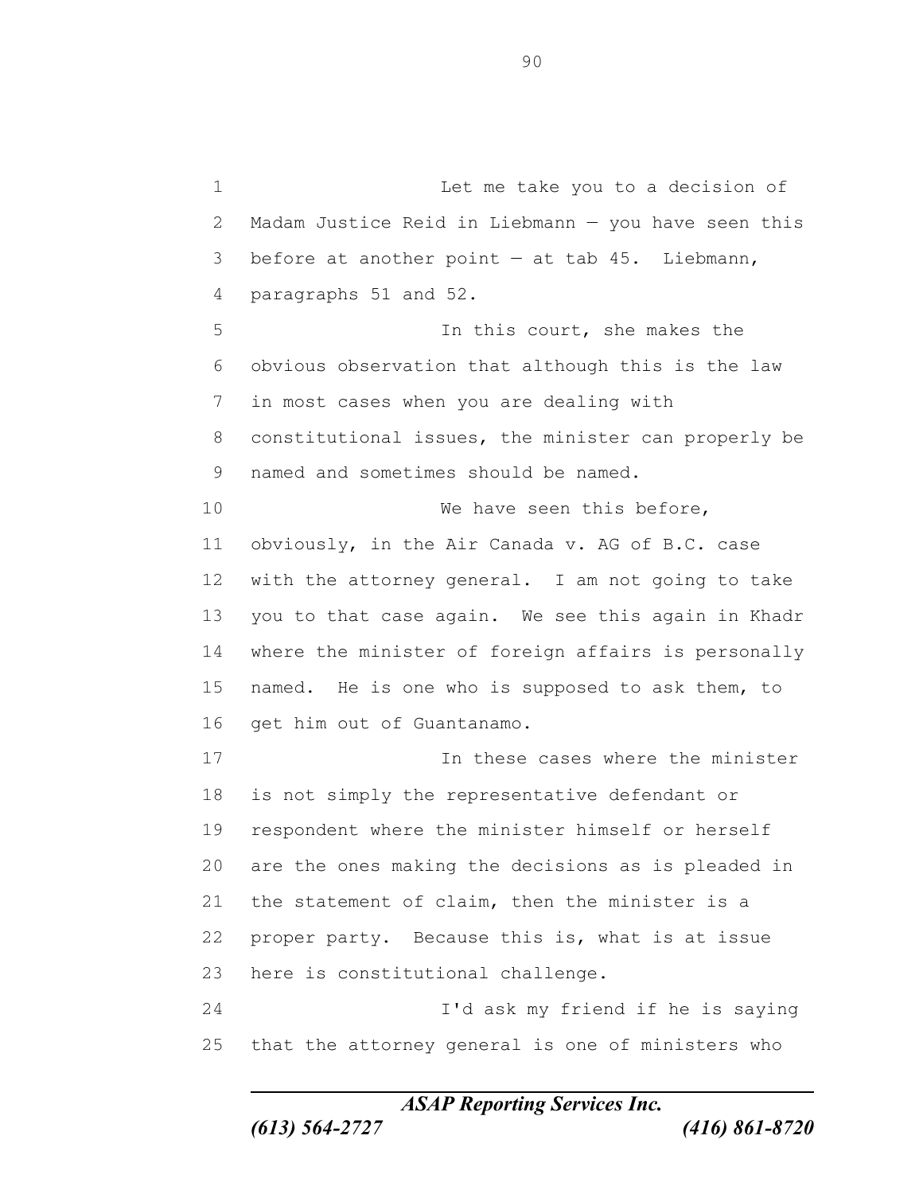Let me take you to a decision of Madam Justice Reid in Liebmann — you have seen this before at another point — at tab 45. Liebmann, paragraphs 51 and 52.

In this court, she makes the obvious observation that although this is the law in most cases when you are dealing with constitutional issues, the minister can properly be named and sometimes should be named.

We have seen this before, obviously, in the Air Canada v. AG of B.C. case with the attorney general. I am not going to take you to that case again. We see this again in Khadr where the minister of foreign affairs is personally named. He is one who is supposed to ask them, to get him out of Guantanamo.

In these cases where the minister is not simply the representative defendant or respondent where the minister himself or herself are the ones making the decisions as is pleaded in the statement of claim, then the minister is a proper party. Because this is, what is at issue here is constitutional challenge.

I'd ask my friend if he is saying that the attorney general is one of ministers who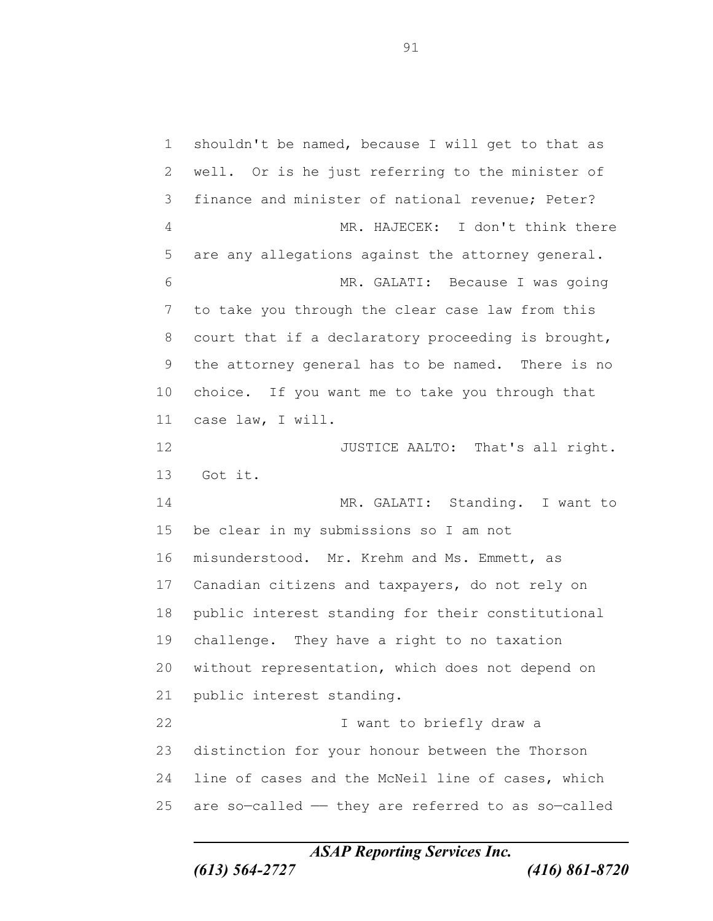shouldn't be named, because I will get to that as well. Or is he just referring to the minister of finance and minister of national revenue; Peter?

MR. HAJECEK: I don't think there are any allegations against the attorney general.

MR. GALATI: Because I was going to take you through the clear case law from this court that if a declaratory proceeding is brought, the attorney general has to be named. There is no choice. If you want me to take you through that case law, I will.

JUSTICE AALTO: That's all right. Got it.

MR. GALATI: Standing. I want to be clear in my submissions so I am not misunderstood. Mr. Krehm and Ms. Emmett, as Canadian citizens and taxpayers, do not rely on public interest standing for their constitutional challenge. They have a right to no taxation without representation, which does not depend on public interest standing.

I want to briefly draw a distinction for your honour between the Thorson line of cases and the McNeil line of cases, which are so—called —— they are referred to as so—called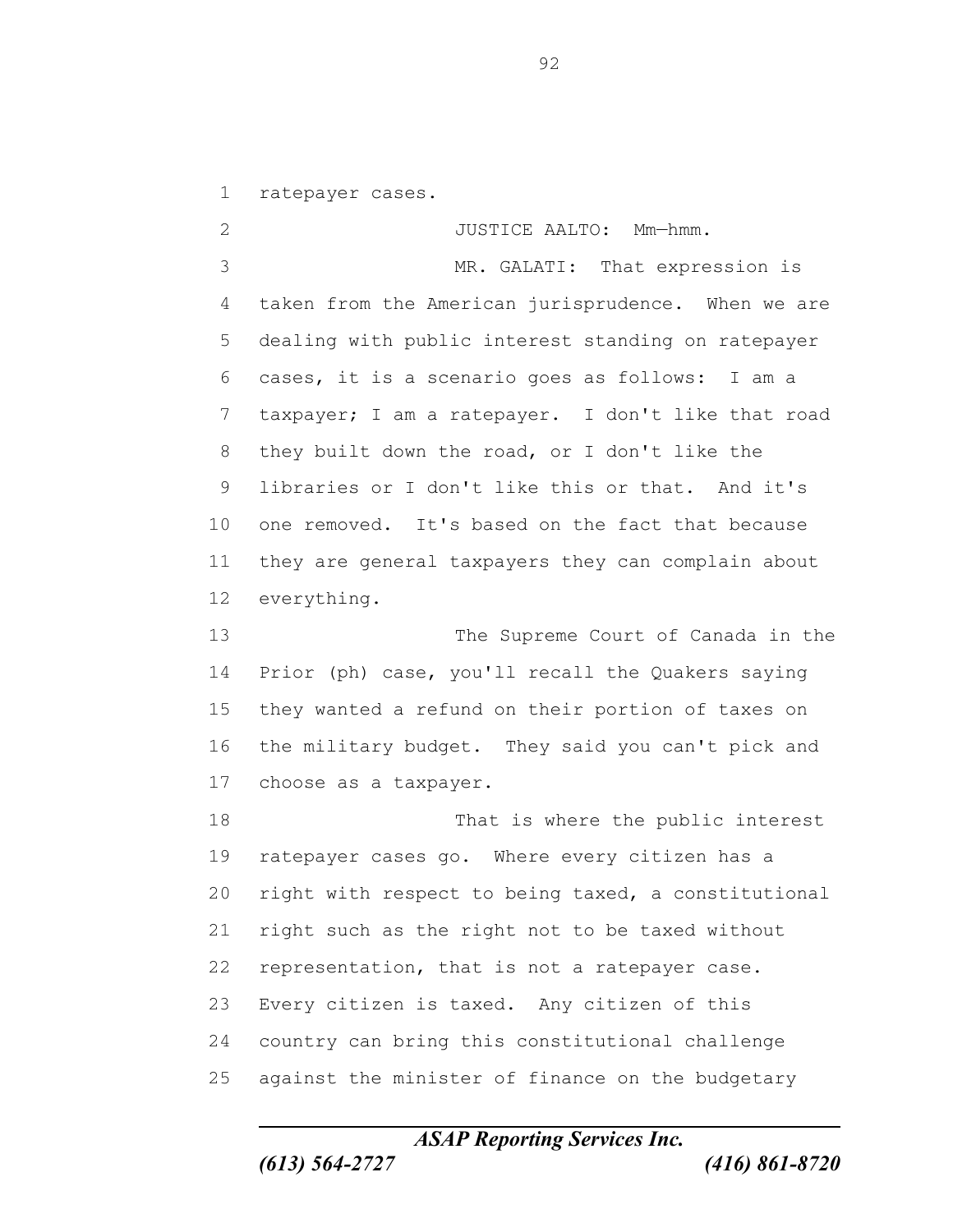ratepayer cases.

JUSTICE AALTO: Mm—hmm.

MR. GALATI: That expression is taken from the American jurisprudence. When we are dealing with public interest standing on ratepayer cases, it is a scenario goes as follows: I am a taxpayer; I am a ratepayer. I don't like that road they built down the road, or I don't like the libraries or I don't like this or that. And it's one removed. It's based on the fact that because they are general taxpayers they can complain about everything.

The Supreme Court of Canada in the Prior (ph) case, you'll recall the Quakers saying they wanted a refund on their portion of taxes on the military budget. They said you can't pick and choose as a taxpayer.

That is where the public interest ratepayer cases go. Where every citizen has a right with respect to being taxed, a constitutional right such as the right not to be taxed without representation, that is not a ratepayer case. Every citizen is taxed. Any citizen of this country can bring this constitutional challenge against the minister of finance on the budgetary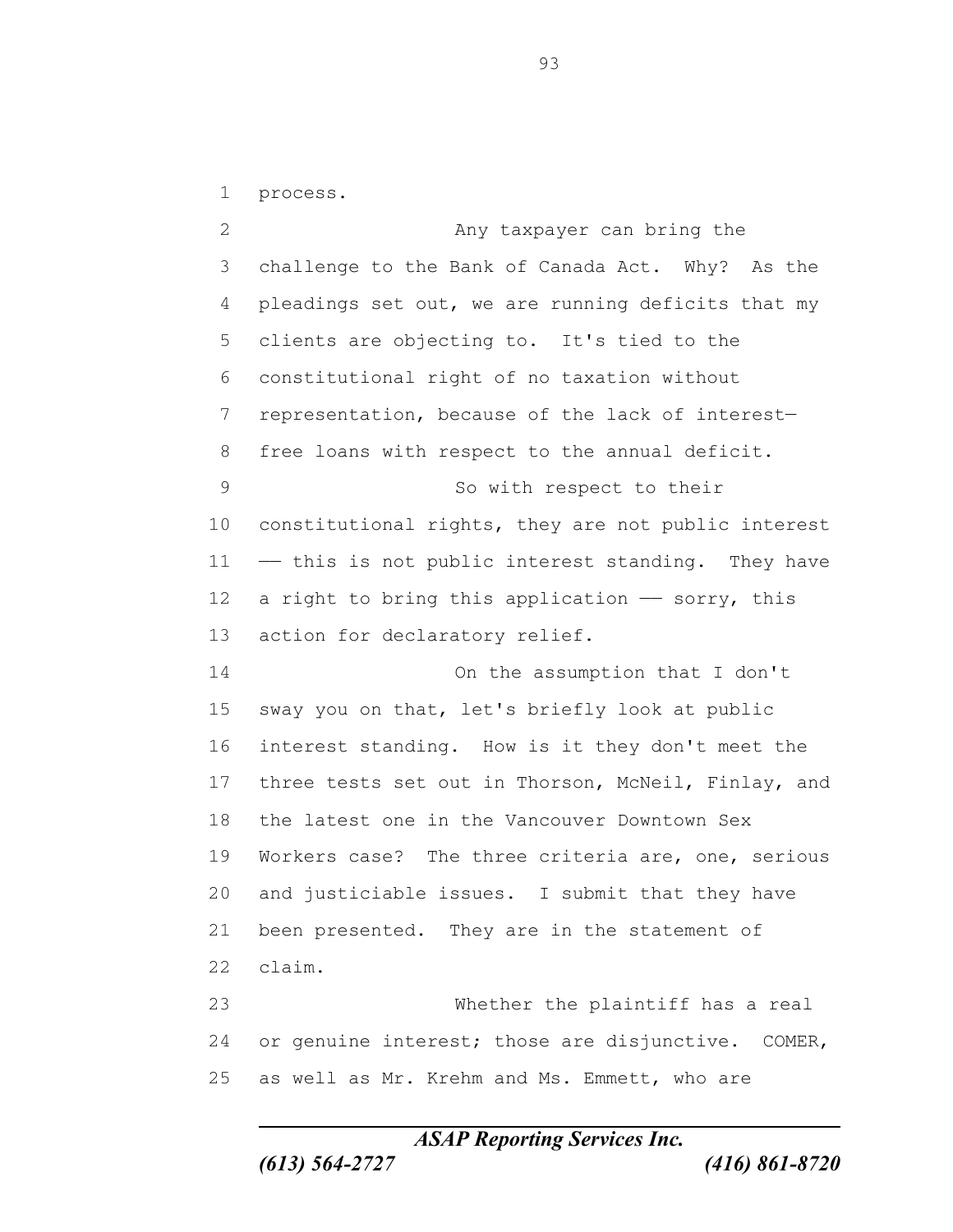process.

Any taxpayer can bring the challenge to the Bank of Canada Act. Why? As the pleadings set out, we are running deficits that my clients are objecting to. It's tied to the constitutional right of no taxation without representation, because of the lack of interest-free loans with respect to the annual deficit.

So with respect to their constitutional rights, they are not public interest —— this is not public interest standing. They have a right to bring this application —— sorry, this action for declaratory relief.

On the assumption that I don't sway you on that, let's briefly look at public interest standing. How is it they don't meet the three tests set out in Thorson, McNeil, Finlay, and the latest one in the Vancouver Downtown Sex Workers case? The three criteria are, one, serious and justiciable issues. I submit that they have been presented. They are in the statement of claim.

Whether the plaintiff has a real or genuine interest; those are disjunctive. COMER, as well as Mr. Krehm and Ms. Emmett, who are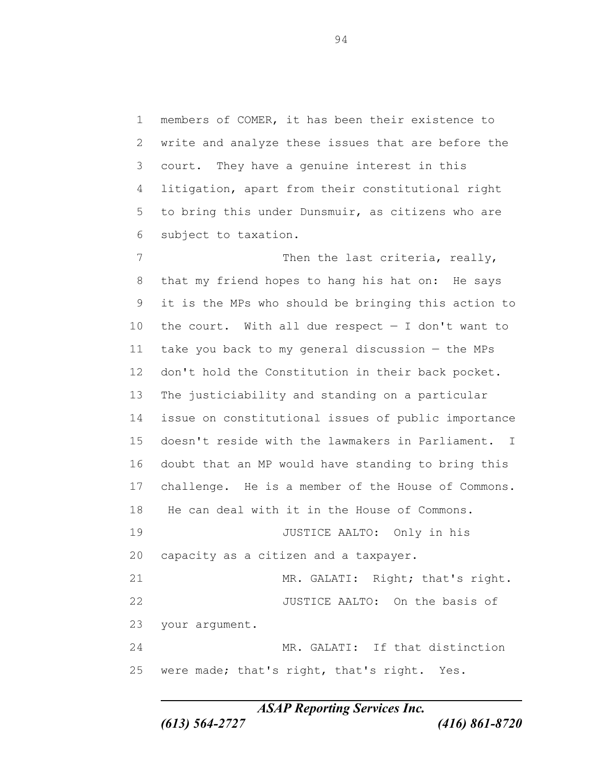members of COMER, it has been their existence to write and analyze these issues that are before the court. They have a genuine interest in this litigation, apart from their constitutional right to bring this under Dunsmuir, as citizens who are subject to taxation.

Then the last criteria, really, that my friend hopes to hang his hat on: He says it is the MPs who should be bringing this action to the court. With all due respect — I don't want to take you back to my general discussion — the MPs don't hold the Constitution in their back pocket. The justiciability and standing on a particular issue on constitutional issues of public importance doesn't reside with the lawmakers in Parliament. I doubt that an MP would have standing to bring this challenge. He is a member of the House of Commons. He can deal with it in the House of Commons.

JUSTICE AALTO: Only in his capacity as a citizen and a taxpayer.

MR. GALATI: Right; that's right.

JUSTICE AALTO: On the basis of your argument.

MR. GALATI: If that distinction were made; that's right, that's right. Yes.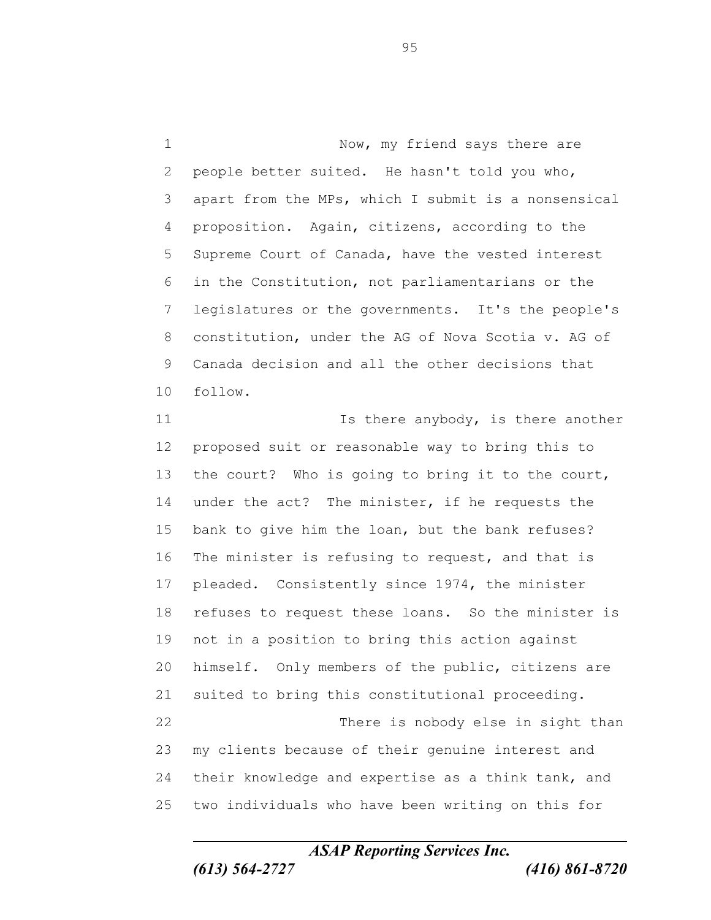Now, my friend says there are people better suited. He hasn't told you who, apart from the MPs, which I submit is a nonsensical proposition. Again, citizens, according to the Supreme Court of Canada, have the vested interest in the Constitution, not parliamentarians or the legislatures or the governments. It's the people's constitution, under the AG of Nova Scotia v. AG of Canada decision and all the other decisions that follow.

Is there anybody, is there another proposed suit or reasonable way to bring this to the court? Who is going to bring it to the court, under the act? The minister, if he requests the bank to give him the loan, but the bank refuses? The minister is refusing to request, and that is pleaded. Consistently since 1974, the minister refuses to request these loans. So the minister is not in a position to bring this action against himself. Only members of the public, citizens are suited to bring this constitutional proceeding.

There is nobody else in sight than my clients because of their genuine interest and their knowledge and expertise as a think tank, and two individuals who have been writing on this for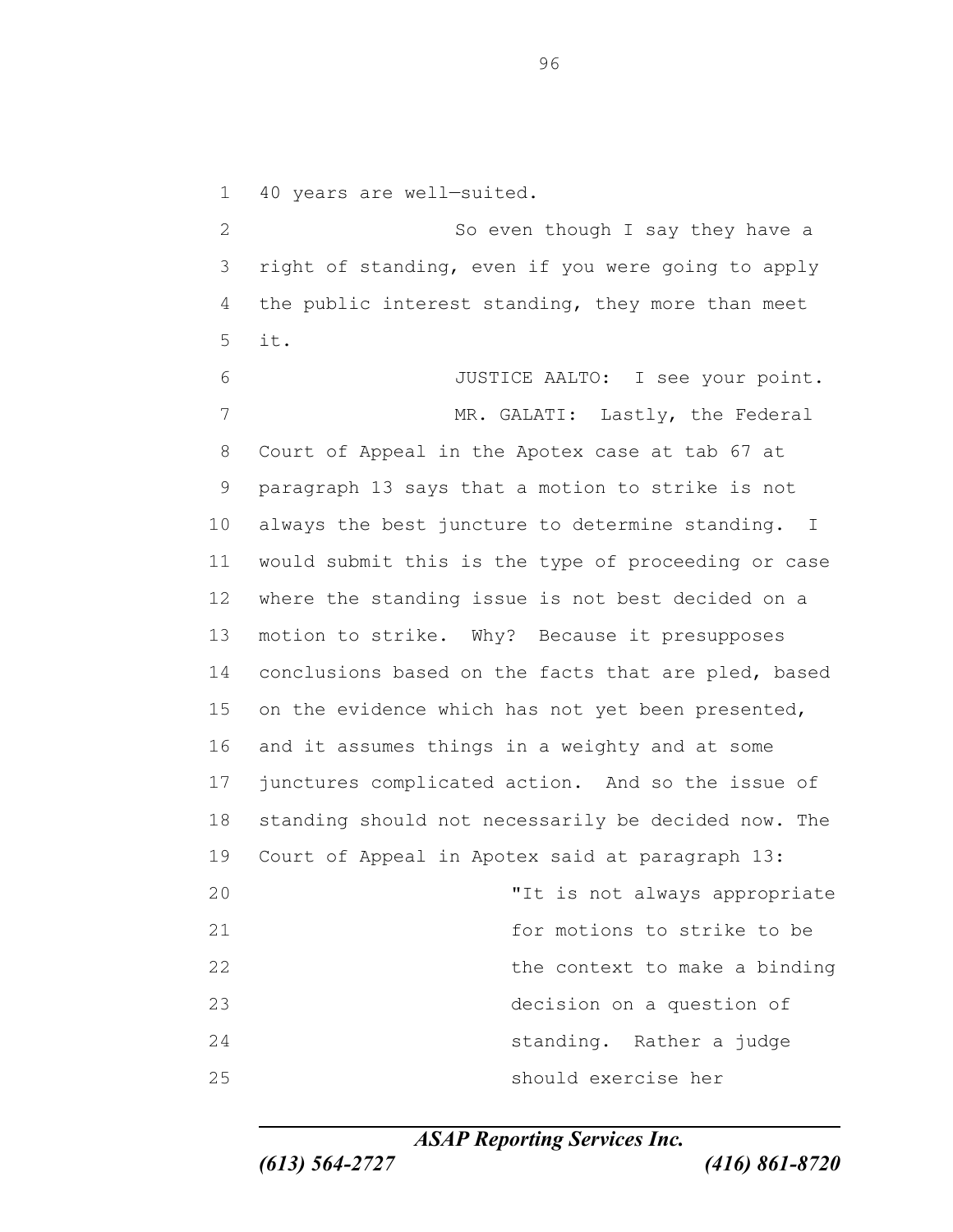40 years are well—suited.

So even though I say they have a right of standing, even if you were going to apply the public interest standing, they more than meet it.

JUSTICE AALTO: I see your point.

MR. GALATI: Lastly, the Federal Court of Appeal in the Apotex case at tab 67 at paragraph 13 says that a motion to strike is not always the best juncture to determine standing. I would submit this is the type of proceeding or case where the standing issue is not best decided on a motion to strike. Why? Because it presupposes conclusions based on the facts that are pled, based on the evidence which has not yet been presented, and it assumes things in a weighty and at some junctures complicated action. And so the issue of standing should not necessarily be decided now. The Court of Appeal in Apotex said at paragraph 13:

> "It is not always appropriate for motions to strike to be the context to make a binding decision on a question of standing. Rather a judge should exercise her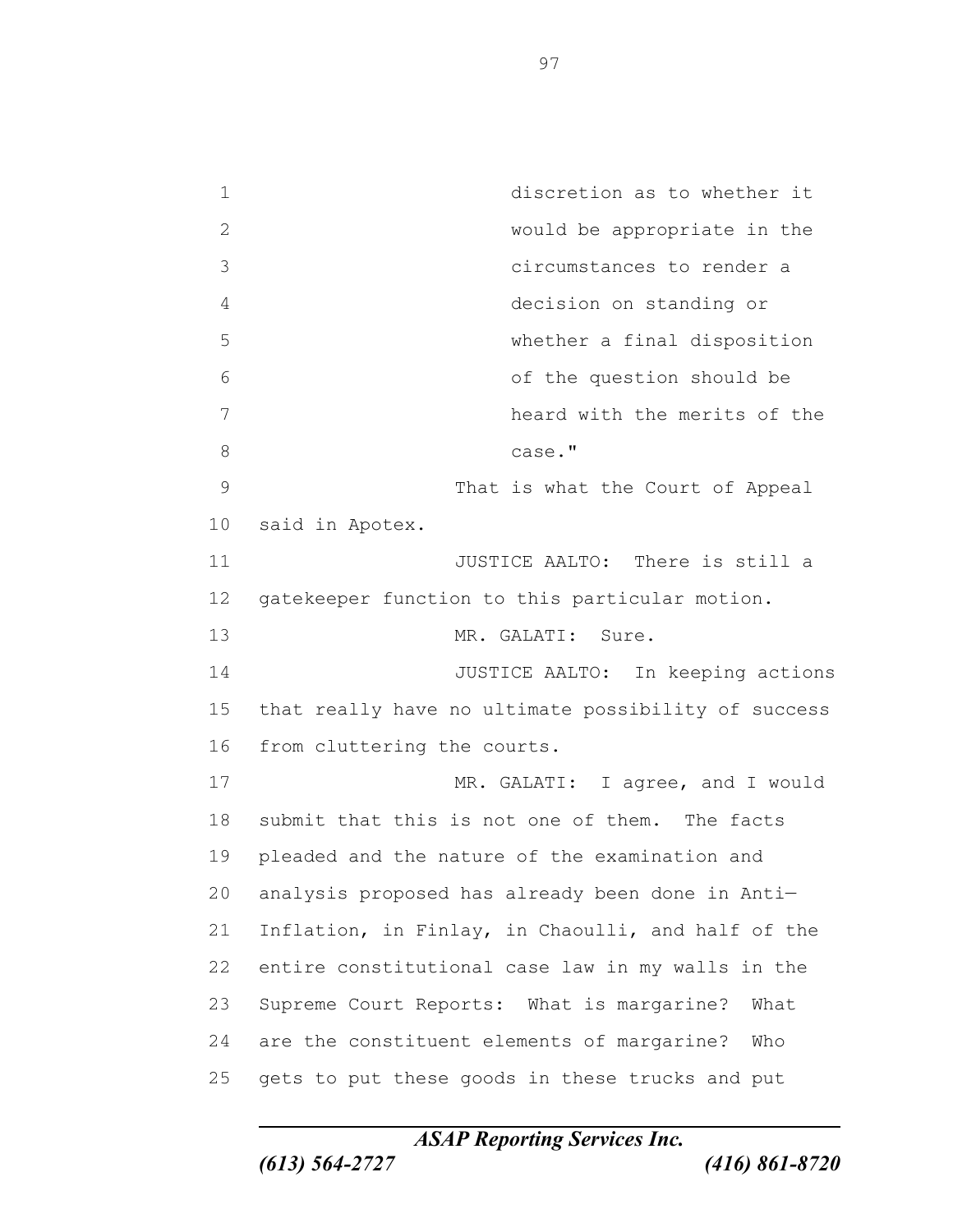discretion as to whether it would be appropriate in the circumstances to render a decision on standing or whether a final disposition of the question should be heard with the merits of the case."

That is what the Court of Appeal said in Apotex.

JUSTICE AALTO: There is still a gatekeeper function to this particular motion.

MR. GALATI: Sure.

JUSTICE AALTO: In keeping actions that really have no ultimate possibility of success from cluttering the courts.

MR. GALATI: I agree, and I would submit that this is not one of them. The facts pleaded and the nature of the examination and analysis proposed has already been done in Anti—Inflation, in Finlay, in Chaoulli, and half of the entire constitutional case law in my walls in the Supreme Court Reports: What is margarine? What are the constituent elements of margarine? Who gets to put these goods in these trucks and put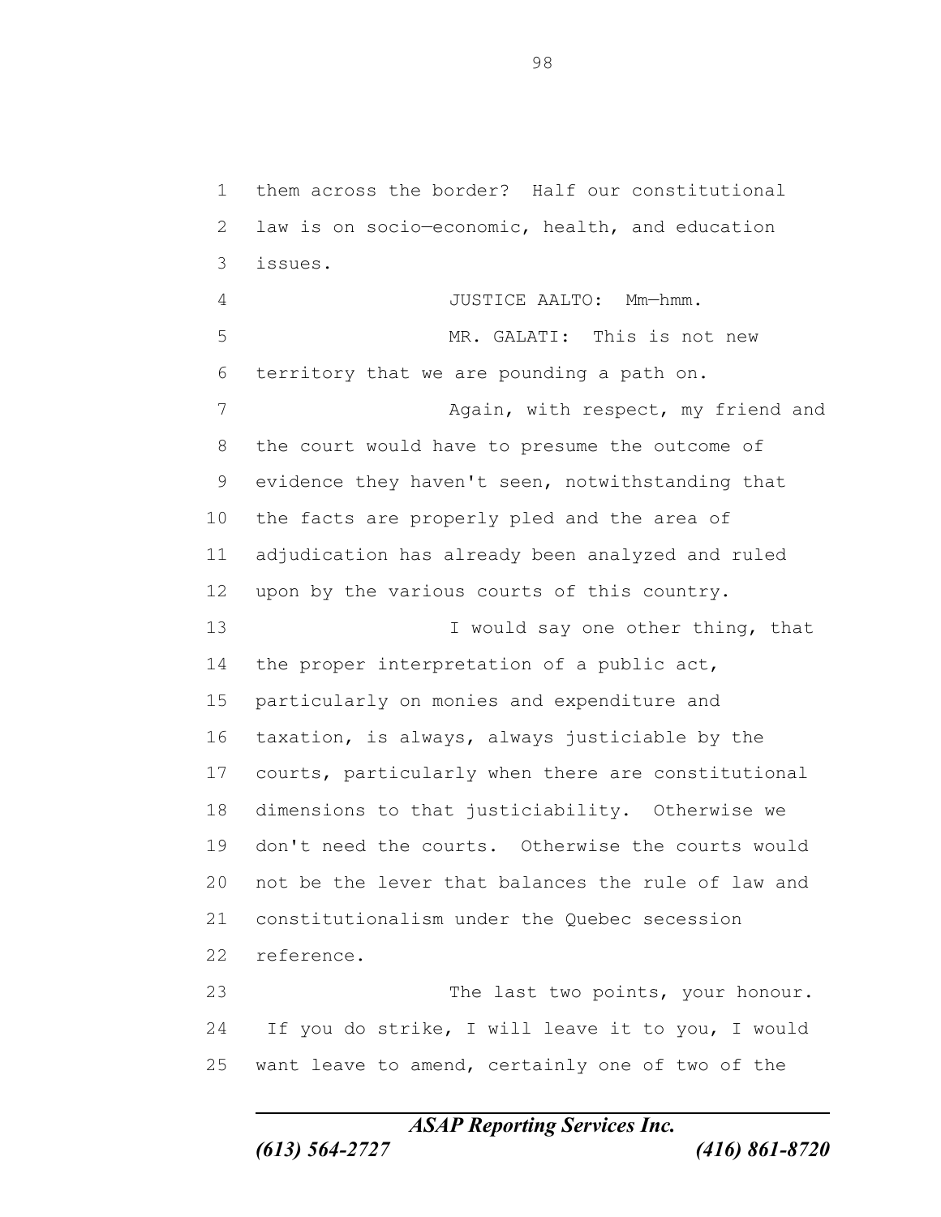them across the border? Half our constitutional law is on socio—economic, health, and education issues.

JUSTICE AALTO: Mm—hmm.

MR. GALATI: This is not new territory that we are pounding a path on.

Again, with respect, my friend and the court would have to presume the outcome of evidence they haven't seen, notwithstanding that the facts are properly pled and the area of adjudication has already been analyzed and ruled upon by the various courts of this country.

I would say one other thing, that the proper interpretation of a public act, particularly on monies and expenditure and taxation, is always, always justiciable by the courts, particularly when there are constitutional dimensions to that justiciability. Otherwise we don't need the courts. Otherwise the courts would not be the lever that balances the rule of law and constitutionalism under the Quebec secession reference.

The last two points, your honour. If you do strike, I will leave it to you, I would want leave to amend, certainly one of two of the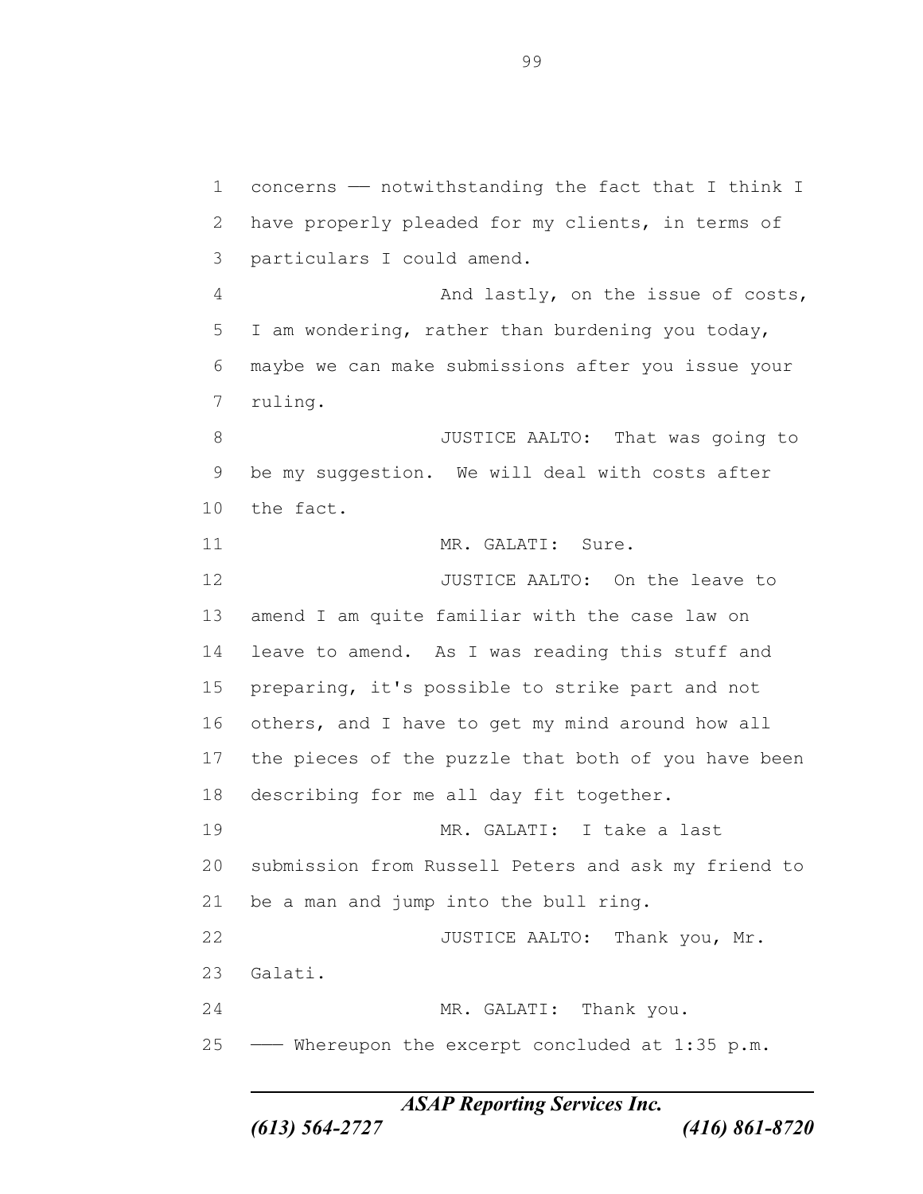concerns — notwithstanding the fact that I think I have properly pleaded for my clients, in terms of particulars I could amend.

And lastly, on the issue of costs, I am wondering, rather than burdening you today, maybe we can make submissions after you issue your ruling.

JUSTICE AALTO: That was going to be my suggestion. We will deal with costs after the fact.

MR. GALATI: Sure.

JUSTICE AALTO: On the leave to amend I am quite familiar with the case law on leave to amend. As I was reading this stuff and preparing, it's possible to strike part and not others, and I have to get my mind around how all the pieces of the puzzle that both of you have been describing for me all day fit together.

MR. GALATI: I take a last submission from Russell Peters and ask my friend to be a man and jump into the bull ring.

JUSTICE AALTO: Thank you, Mr. Galati.

MR. GALATI: Thank you.

—— Whereupon the excerpt concluded at 1:35 p.m.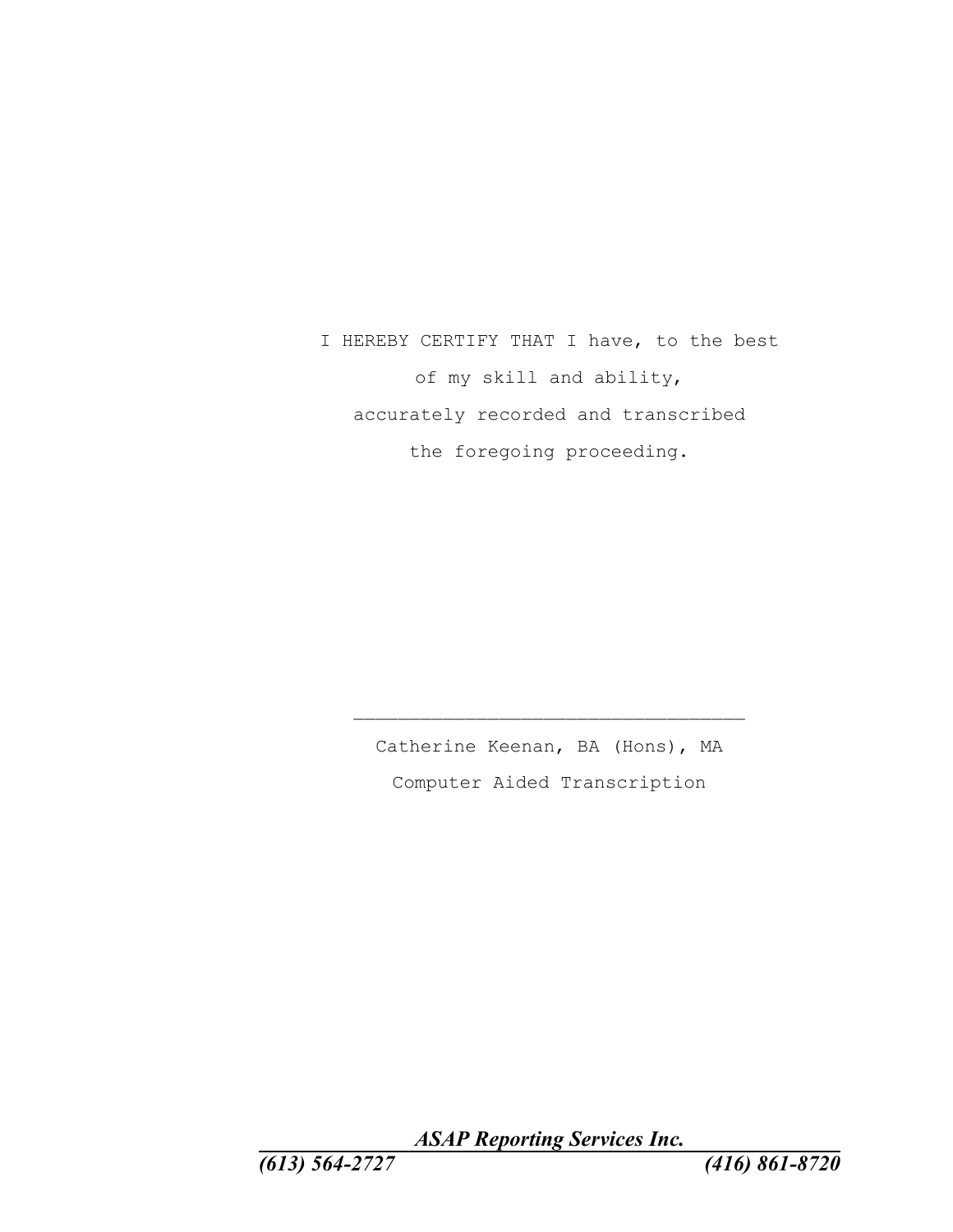I HEREBY CERTIFY THAT I have, to the best
of my skill and ability,
accurately recorded and transcribed
the foregoing proceeding.

\_\_\_\_\_\_\_\_\_\_\_\_\_\_\_\_\_\_\_\_\_\_\_\_\_\_\_\_\_\_\_\_\_\_

Catherine Keenan, BA (Hons), MA

Computer Aided Transcription